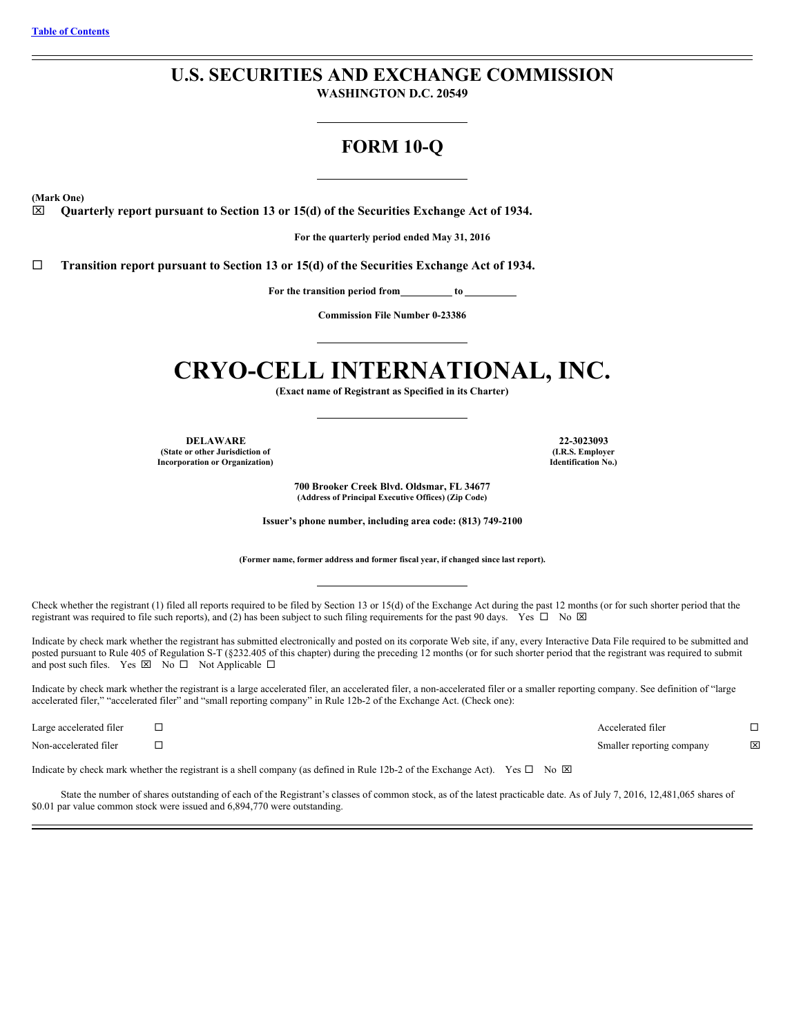[Table of Contents]

# U.S. SECURITIES AND EXCHANGE COMMISSION

**WASHINGTON D.C. 20549**

## FORM 10-Q

**(Mark One)**

☒ **Quarterly report pursuant to Section 13 or 15(d) of the Securities Exchange Act of 1934.**

**For the quarterly period ended May 31, 2016**

☐ **Transition report pursuant to Section 13 or 15(d) of the Securities Exchange Act of 1934.**

**For the transition period from\_\_\_\_\_\_\_\_\_\_ to \_\_\_\_\_\_\_\_\_\_**

**Commission File Number 0-23386**

# CRYO-CELL INTERNATIONAL, INC.

**(Exact name of Registrant as Specified in its Charter)**

| **DELAWARE** | **22-3023093** |
|---|---|
| **(State or other Jurisdiction of Incorporation or Organization)** | **(I.R.S. Employer Identification No.)** |

**700 Brooker Creek Blvd. Oldsmar, FL 34677**
**(Address of Principal Executive Offices) (Zip Code)**

**Issuer's phone number, including area code: (813) 749-2100**

**(Former name, former address and former fiscal year, if changed since last report).**

Check whether the registrant (1) filed all reports required to be filed by Section 13 or 15(d) of the Exchange Act during the past 12 months (or for such shorter period that the registrant was required to file such reports), and (2) has been subject to such filing requirements for the past 90 days. Yes ☐ No ☒

Indicate by check mark whether the registrant has submitted electronically and posted on its corporate Web site, if any, every Interactive Data File required to be submitted and posted pursuant to Rule 405 of Regulation S-T (§232.405 of this chapter) during the preceding 12 months (or for such shorter period that the registrant was required to submit and post such files. Yes ☒ No ☐ Not Applicable ☐

Indicate by check mark whether the registrant is a large accelerated filer, an accelerated filer, a non-accelerated filer or a smaller reporting company. See definition of "large accelerated filer," "accelerated filer" and "small reporting company" in Rule 12b-2 of the Exchange Act. (Check one):

| | | | |
|---|---|---|---|
| Large accelerated filer | ☐ | Accelerated filer | ☐ |
| Non-accelerated filer | ☐ | Smaller reporting company | ☒ |

Indicate by check mark whether the registrant is a shell company (as defined in Rule 12b-2 of the Exchange Act). Yes ☐ No ☒

State the number of shares outstanding of each of the Registrant's classes of common stock, as of the latest practicable date. As of July 7, 2016, 12,481,065 shares of $0.01 par value common stock were issued and 6,894,770 were outstanding.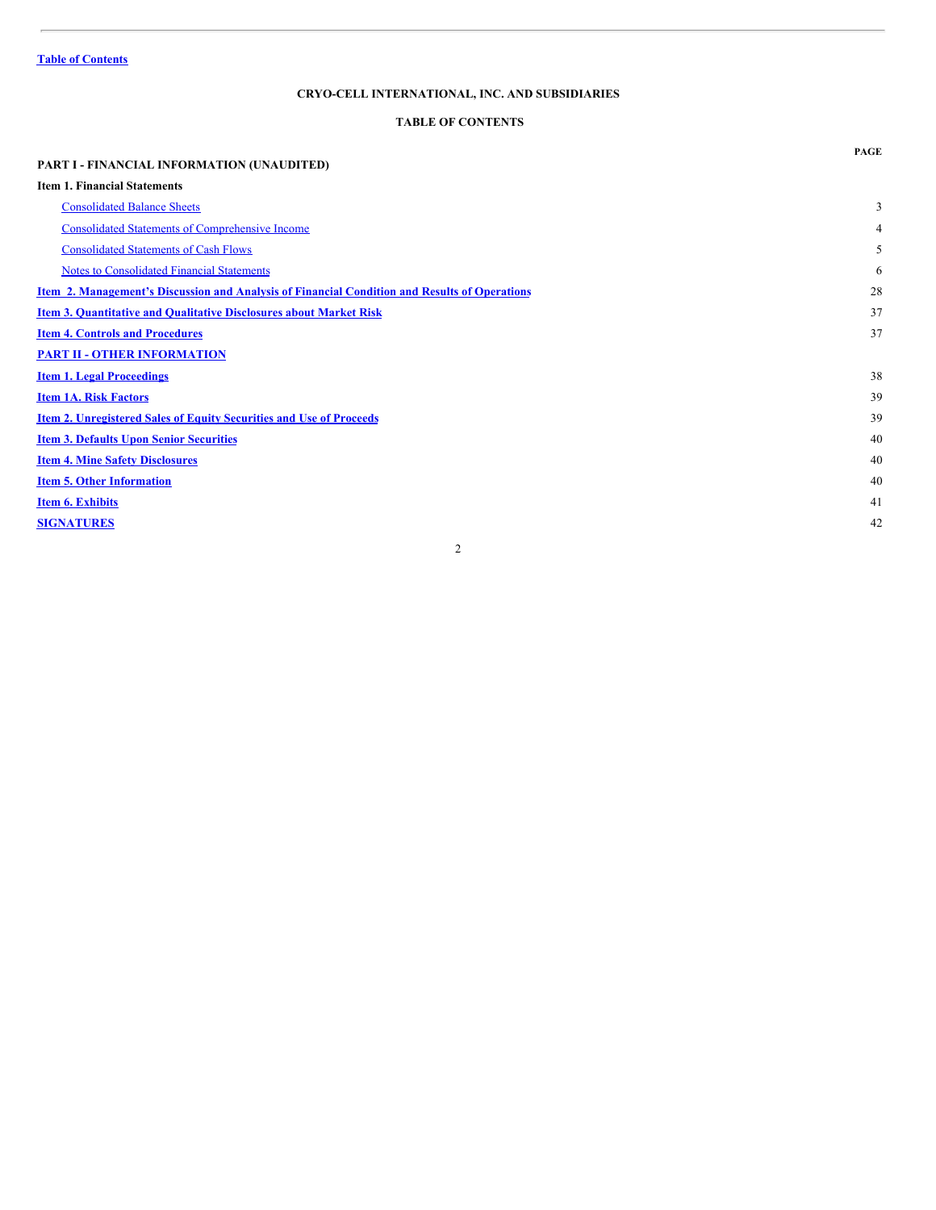[Table of Contents](#)

# CRYO-CELL INTERNATIONAL, INC. AND SUBSIDIARIES

## TABLE OF CONTENTS

| | PAGE |
|---|---|
| **PART I - FINANCIAL INFORMATION (UNAUDITED)** | |
| **Item 1. Financial Statements** | |
| Consolidated Balance Sheets | 3 |
| Consolidated Statements of Comprehensive Income | 4 |
| Consolidated Statements of Cash Flows | 5 |
| Notes to Consolidated Financial Statements | 6 |
| **Item 2. Management's Discussion and Analysis of Financial Condition and Results of Operations** | 28 |
| **Item 3. Quantitative and Qualitative Disclosures about Market Risk** | 37 |
| **Item 4. Controls and Procedures** | 37 |
| **PART II - OTHER INFORMATION** | |
| **Item 1. Legal Proceedings** | 38 |
| **Item 1A. Risk Factors** | 39 |
| **Item 2. Unregistered Sales of Equity Securities and Use of Proceeds** | 39 |
| **Item 3. Defaults Upon Senior Securities** | 40 |
| **Item 4. Mine Safety Disclosures** | 40 |
| **Item 5. Other Information** | 40 |
| **Item 6. Exhibits** | 41 |
| **SIGNATURES** | 42 |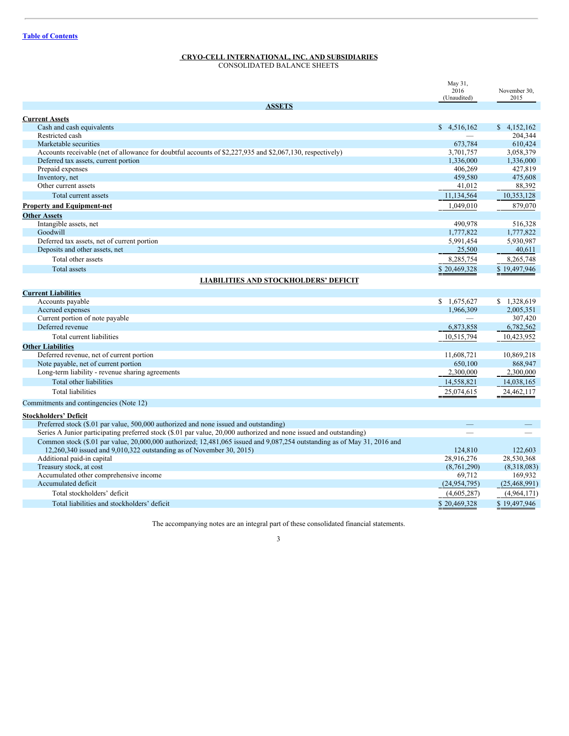[Table of Contents](#)

**CRYO-CELL INTERNATIONAL, INC. AND SUBSIDIARIES**

CONSOLIDATED BALANCE SHEETS

| | May 31, 2016 (Unaudited) | November 30, 2015 |
|---|---|---|
| **ASSETS** | | |
| **Current Assets** | | |
| Cash and cash equivalents | $ 4,516,162 | $ 4,152,162 |
| Restricted cash | — | 204,344 |
| Marketable securities | 673,784 | 610,424 |
| Accounts receivable (net of allowance for doubtful accounts of $2,227,935 and $2,067,130, respectively) | 3,701,757 | 3,058,379 |
| Deferred tax assets, current portion | 1,336,000 | 1,336,000 |
| Prepaid expenses | 406,269 | 427,819 |
| Inventory, net | 459,580 | 475,608 |
| Other current assets | 41,012 | 88,392 |
| Total current assets | 11,134,564 | 10,353,128 |
| **Property and Equipment-net** | 1,049,010 | 879,070 |
| **Other Assets** | | |
| Intangible assets, net | 490,978 | 516,328 |
| Goodwill | 1,777,822 | 1,777,822 |
| Deferred tax assets, net of current portion | 5,991,454 | 5,930,987 |
| Deposits and other assets, net | 25,500 | 40,611 |
| Total other assets | 8,285,754 | 8,265,748 |
| Total assets | $ 20,469,328 | $ 19,497,946 |
| **LIABILITIES AND STOCKHOLDERS' DEFICIT** | | |
| **Current Liabilities** | | |
| Accounts payable | $ 1,675,627 | $ 1,328,619 |
| Accrued expenses | 1,966,309 | 2,005,351 |
| Current portion of note payable | — | 307,420 |
| Deferred revenue | 6,873,858 | 6,782,562 |
| Total current liabilities | 10,515,794 | 10,423,952 |
| **Other Liabilities** | | |
| Deferred revenue, net of current portion | 11,608,721 | 10,869,218 |
| Note payable, net of current portion | 650,100 | 868,947 |
| Long-term liability - revenue sharing agreements | 2,300,000 | 2,300,000 |
| Total other liabilities | 14,558,821 | 14,038,165 |
| Total liabilities | 25,074,615 | 24,462,117 |
| Commitments and contingencies (Note 12) | | |
| **Stockholders' Deficit** | | |
| Preferred stock ($.01 par value, 500,000 authorized and none issued and outstanding) | — | — |
| Series A Junior participating preferred stock ($.01 par value, 20,000 authorized and none issued and outstanding) | — | — |
| Common stock ($.01 par value, 20,000,000 authorized; 12,481,065 issued and 9,087,254 outstanding as of May 31, 2016 and 12,260,340 issued and 9,010,322 outstanding as of November 30, 2015) | 124,810 | 122,603 |
| Additional paid-in capital | 28,916,276 | 28,530,368 |
| Treasury stock, at cost | (8,761,290) | (8,318,083) |
| Accumulated other comprehensive income | 69,712 | 169,932 |
| Accumulated deficit | (24,954,795) | (25,468,991) |
| Total stockholders' deficit | (4,605,287) | (4,964,171) |
| Total liabilities and stockholders' deficit | $ 20,469,328 | $ 19,497,946 |

The accompanying notes are an integral part of these consolidated financial statements.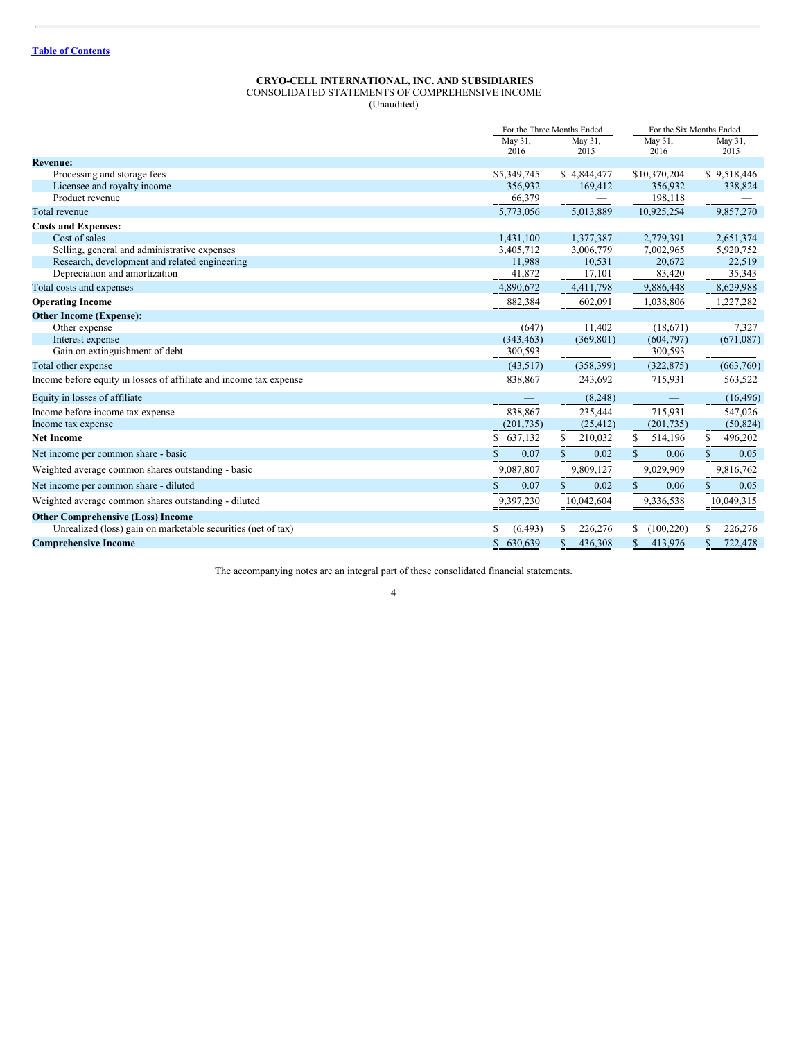Table of Contents

**CRYO-CELL INTERNATIONAL, INC. AND SUBSIDIARIES**
CONSOLIDATED STATEMENTS OF COMPREHENSIVE INCOME
(Unaudited)

| | For the Three Months Ended | | For the Six Months Ended | |
|---|---|---|---|---|
| | May 31, 2016 | May 31, 2015 | May 31, 2016 | May 31, 2015 |
| **Revenue:** | | | | |
| Processing and storage fees | $5,349,745 | $ 4,844,477 | $10,370,204 | $ 9,518,446 |
| Licensee and royalty income | 356,932 | 169,412 | 356,932 | 338,824 |
| Product revenue | 66,379 | — | 198,118 | — |
| Total revenue | 5,773,056 | 5,013,889 | 10,925,254 | 9,857,270 |
| **Costs and Expenses:** | | | | |
| Cost of sales | 1,431,100 | 1,377,387 | 2,779,391 | 2,651,374 |
| Selling, general and administrative expenses | 3,405,712 | 3,006,779 | 7,002,965 | 5,920,752 |
| Research, development and related engineering | 11,988 | 10,531 | 20,672 | 22,519 |
| Depreciation and amortization | 41,872 | 17,101 | 83,420 | 35,343 |
| Total costs and expenses | 4,890,672 | 4,411,798 | 9,886,448 | 8,629,988 |
| **Operating Income** | 882,384 | 602,091 | 1,038,806 | 1,227,282 |
| **Other Income (Expense):** | | | | |
| Other expense | (647) | 11,402 | (18,671) | 7,327 |
| Interest expense | (343,463) | (369,801) | (604,797) | (671,087) |
| Gain on extinguishment of debt | 300,593 | — | 300,593 | — |
| Total other expense | (43,517) | (358,399) | (322,875) | (663,760) |
| Income before equity in losses of affiliate and income tax expense | 838,867 | 243,692 | 715,931 | 563,522 |
| Equity in losses of affiliate | — | (8,248) | — | (16,496) |
| Income before income tax expense | 838,867 | 235,444 | 715,931 | 547,026 |
| Income tax expense | (201,735) | (25,412) | (201,735) | (50,824) |
| **Net Income** | $ 637,132 | $ 210,032 | $ 514,196 | $ 496,202 |
| Net income per common share - basic | $ 0.07 | $ 0.02 | $ 0.06 | $ 0.05 |
| Weighted average common shares outstanding - basic | 9,087,807 | 9,809,127 | 9,029,909 | 9,816,762 |
| Net income per common share - diluted | $ 0.07 | $ 0.02 | $ 0.06 | $ 0.05 |
| Weighted average common shares outstanding - diluted | 9,397,230 | 10,042,604 | 9,336,538 | 10,049,315 |
| **Other Comprehensive (Loss) Income** | | | | |
| Unrealized (loss) gain on marketable securities (net of tax) | $ (6,493) | $ 226,276 | $ (100,220) | $ 226,276 |
| **Comprehensive Income** | $ 630,639 | $ 436,308 | $ 413,976 | $ 722,478 |

The accompanying notes are an integral part of these consolidated financial statements.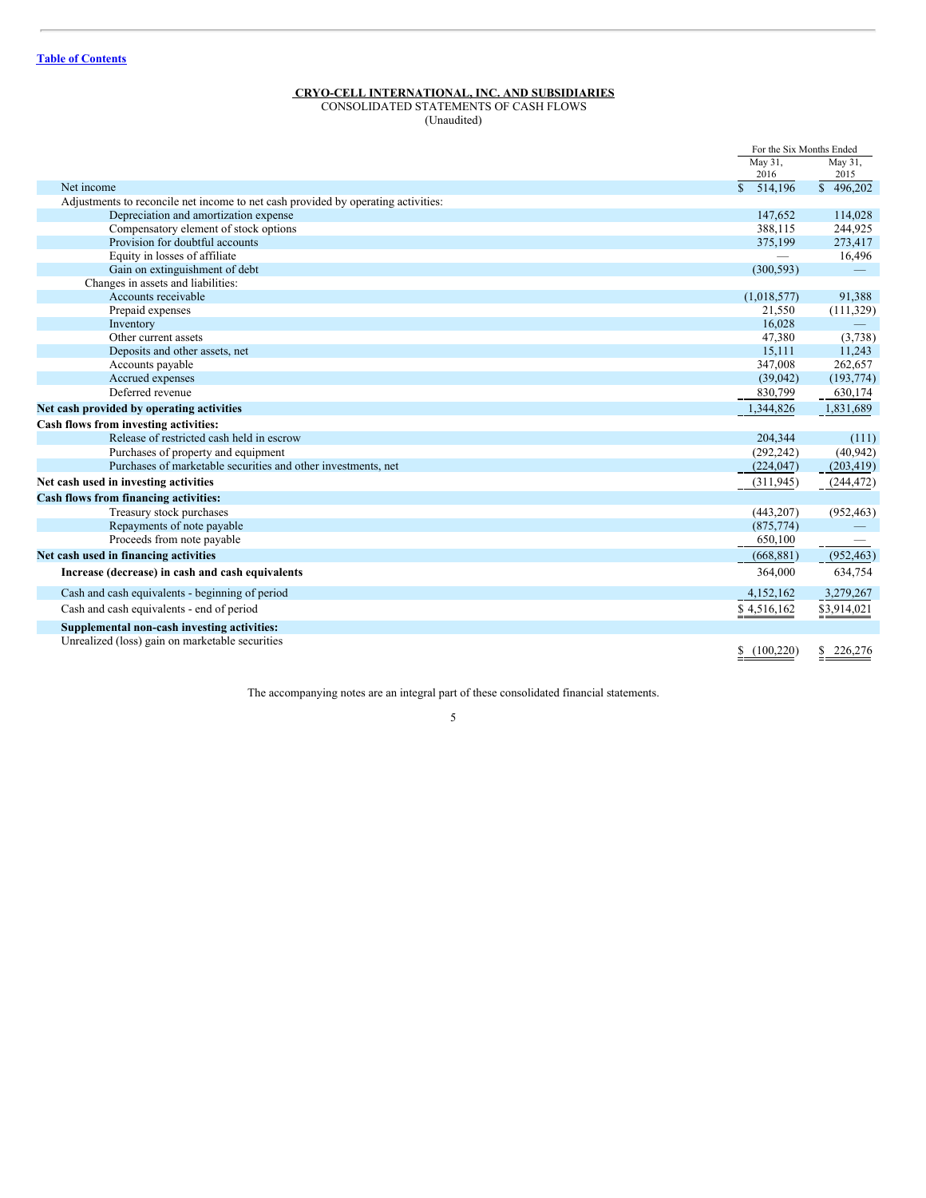[Table of Contents](#)

**CRYO-CELL INTERNATIONAL, INC. AND SUBSIDIARIES**
CONSOLIDATED STATEMENTS OF CASH FLOWS
(Unaudited)

| | For the Six Months Ended | |
|---|---|---|
| | May 31, 2016 | May 31, 2015 |
| Net income | $ 514,196 | $ 496,202 |
| Adjustments to reconcile net income to net cash provided by operating activities: | | |
| Depreciation and amortization expense | 147,652 | 114,028 |
| Compensatory element of stock options | 388,115 | 244,925 |
| Provision for doubtful accounts | 375,199 | 273,417 |
| Equity in losses of affiliate | — | 16,496 |
| Gain on extinguishment of debt | (300,593) | — |
| Changes in assets and liabilities: | | |
| Accounts receivable | (1,018,577) | 91,388 |
| Prepaid expenses | 21,550 | (111,329) |
| Inventory | 16,028 | — |
| Other current assets | 47,380 | (3,738) |
| Deposits and other assets, net | 15,111 | 11,243 |
| Accounts payable | 347,008 | 262,657 |
| Accrued expenses | (39,042) | (193,774) |
| Deferred revenue | 830,799 | 630,174 |
| **Net cash provided by operating activities** | 1,344,826 | 1,831,689 |
| **Cash flows from investing activities:** | | |
| Release of restricted cash held in escrow | 204,344 | (111) |
| Purchases of property and equipment | (292,242) | (40,942) |
| Purchases of marketable securities and other investments, net | (224,047) | (203,419) |
| **Net cash used in investing activities** | (311,945) | (244,472) |
| **Cash flows from financing activities:** | | |
| Treasury stock purchases | (443,207) | (952,463) |
| Repayments of note payable | (875,774) | — |
| Proceeds from note payable | 650,100 | — |
| **Net cash used in financing activities** | (668,881) | (952,463) |
| **Increase (decrease) in cash and cash equivalents** | 364,000 | 634,754 |
| Cash and cash equivalents - beginning of period | 4,152,162 | 3,279,267 |
| Cash and cash equivalents - end of period | $ 4,516,162 | $3,914,021 |
| **Supplemental non-cash investing activities:** | | |
| Unrealized (loss) gain on marketable securities | $ (100,220) | $ 226,276 |

The accompanying notes are an integral part of these consolidated financial statements.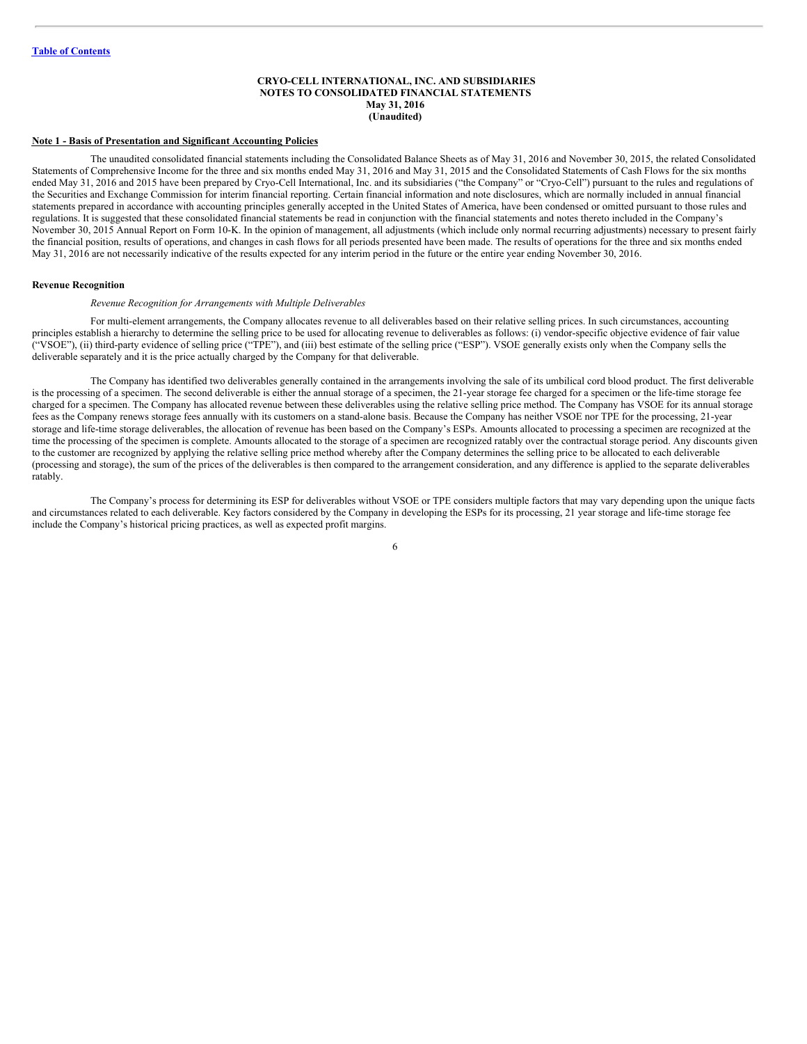**CRYO-CELL INTERNATIONAL, INC. AND SUBSIDIARIES**
**NOTES TO CONSOLIDATED FINANCIAL STATEMENTS**
**May 31, 2016**
**(Unaudited)**

## Note 1 - Basis of Presentation and Significant Accounting Policies

The unaudited consolidated financial statements including the Consolidated Balance Sheets as of May 31, 2016 and November 30, 2015, the related Consolidated Statements of Comprehensive Income for the three and six months ended May 31, 2016 and May 31, 2015 and the Consolidated Statements of Cash Flows for the six months ended May 31, 2016 and 2015 have been prepared by Cryo-Cell International, Inc. and its subsidiaries ("the Company" or "Cryo-Cell") pursuant to the rules and regulations of the Securities and Exchange Commission for interim financial reporting. Certain financial information and note disclosures, which are normally included in annual financial statements prepared in accordance with accounting principles generally accepted in the United States of America, have been condensed or omitted pursuant to those rules and regulations. It is suggested that these consolidated financial statements be read in conjunction with the financial statements and notes thereto included in the Company's November 30, 2015 Annual Report on Form 10-K. In the opinion of management, all adjustments (which include only normal recurring adjustments) necessary to present fairly the financial position, results of operations, and changes in cash flows for all periods presented have been made. The results of operations for the three and six months ended May 31, 2016 are not necessarily indicative of the results expected for any interim period in the future or the entire year ending November 30, 2016.

### Revenue Recognition

*Revenue Recognition for Arrangements with Multiple Deliverables*

For multi-element arrangements, the Company allocates revenue to all deliverables based on their relative selling prices. In such circumstances, accounting principles establish a hierarchy to determine the selling price to be used for allocating revenue to deliverables as follows: (i) vendor-specific objective evidence of fair value ("VSOE"), (ii) third-party evidence of selling price ("TPE"), and (iii) best estimate of the selling price ("ESP"). VSOE generally exists only when the Company sells the deliverable separately and it is the price actually charged by the Company for that deliverable.

The Company has identified two deliverables generally contained in the arrangements involving the sale of its umbilical cord blood product. The first deliverable is the processing of a specimen. The second deliverable is either the annual storage of a specimen, the 21-year storage fee charged for a specimen or the life-time storage fee charged for a specimen. The Company has allocated revenue between these deliverables using the relative selling price method. The Company has VSOE for its annual storage fees as the Company renews storage fees annually with its customers on a stand-alone basis. Because the Company has neither VSOE nor TPE for the processing, 21-year storage and life-time storage deliverables, the allocation of revenue has been based on the Company's ESPs. Amounts allocated to processing a specimen are recognized at the time the processing of the specimen is complete. Amounts allocated to the storage of a specimen are recognized ratably over the contractual storage period. Any discounts given to the customer are recognized by applying the relative selling price method whereby after the Company determines the selling price to be allocated to each deliverable (processing and storage), the sum of the prices of the deliverables is then compared to the arrangement consideration, and any difference is applied to the separate deliverables ratably.

The Company's process for determining its ESP for deliverables without VSOE or TPE considers multiple factors that may vary depending upon the unique facts and circumstances related to each deliverable. Key factors considered by the Company in developing the ESPs for its processing, 21 year storage and life-time storage fee include the Company's historical pricing practices, as well as expected profit margins.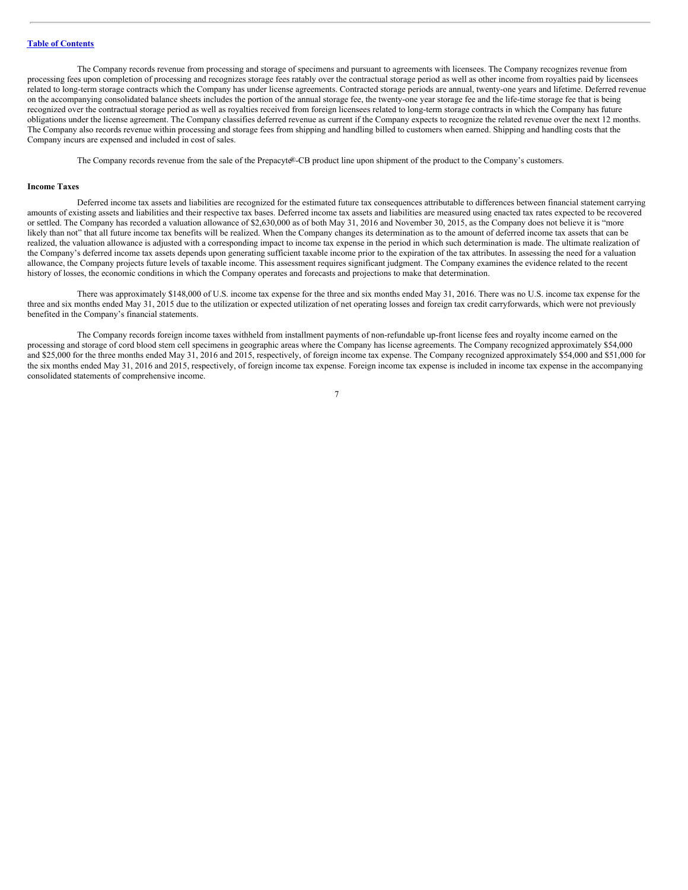The Company records revenue from processing and storage of specimens and pursuant to agreements with licensees. The Company recognizes revenue from processing fees upon completion of processing and recognizes storage fees ratably over the contractual storage period as well as other income from royalties paid by licensees related to long-term storage contracts which the Company has under license agreements. Contracted storage periods are annual, twenty-one years and lifetime. Deferred revenue on the accompanying consolidated balance sheets includes the portion of the annual storage fee, the twenty-one year storage fee and the life-time storage fee that is being recognized over the contractual storage period as well as royalties received from foreign licensees related to long-term storage contracts in which the Company has future obligations under the license agreement. The Company classifies deferred revenue as current if the Company expects to recognize the related revenue over the next 12 months. The Company also records revenue within processing and storage fees from shipping and handling billed to customers when earned. Shipping and handling costs that the Company incurs are expensed and included in cost of sales.

The Company records revenue from the sale of the Prepacyte®-CB product line upon shipment of the product to the Company's customers.

**Income Taxes**

Deferred income tax assets and liabilities are recognized for the estimated future tax consequences attributable to differences between financial statement carrying amounts of existing assets and liabilities and their respective tax bases. Deferred income tax assets and liabilities are measured using enacted tax rates expected to be recovered or settled. The Company has recorded a valuation allowance of $2,630,000 as of both May 31, 2016 and November 30, 2015, as the Company does not believe it is "more likely than not" that all future income tax benefits will be realized. When the Company changes its determination as to the amount of deferred income tax assets that can be realized, the valuation allowance is adjusted with a corresponding impact to income tax expense in the period in which such determination is made. The ultimate realization of the Company's deferred income tax assets depends upon generating sufficient taxable income prior to the expiration of the tax attributes. In assessing the need for a valuation allowance, the Company projects future levels of taxable income. This assessment requires significant judgment. The Company examines the evidence related to the recent history of losses, the economic conditions in which the Company operates and forecasts and projections to make that determination.

There was approximately $148,000 of U.S. income tax expense for the three and six months ended May 31, 2016. There was no U.S. income tax expense for the three and six months ended May 31, 2015 due to the utilization or expected utilization of net operating losses and foreign tax credit carryforwards, which were not previously benefited in the Company's financial statements.

The Company records foreign income taxes withheld from installment payments of non-refundable up-front license fees and royalty income earned on the processing and storage of cord blood stem cell specimens in geographic areas where the Company has license agreements. The Company recognized approximately $54,000 and $25,000 for the three months ended May 31, 2016 and 2015, respectively, of foreign income tax expense. The Company recognized approximately $54,000 and $51,000 for the six months ended May 31, 2016 and 2015, respectively, of foreign income tax expense. Foreign income tax expense is included in income tax expense in the accompanying consolidated statements of comprehensive income.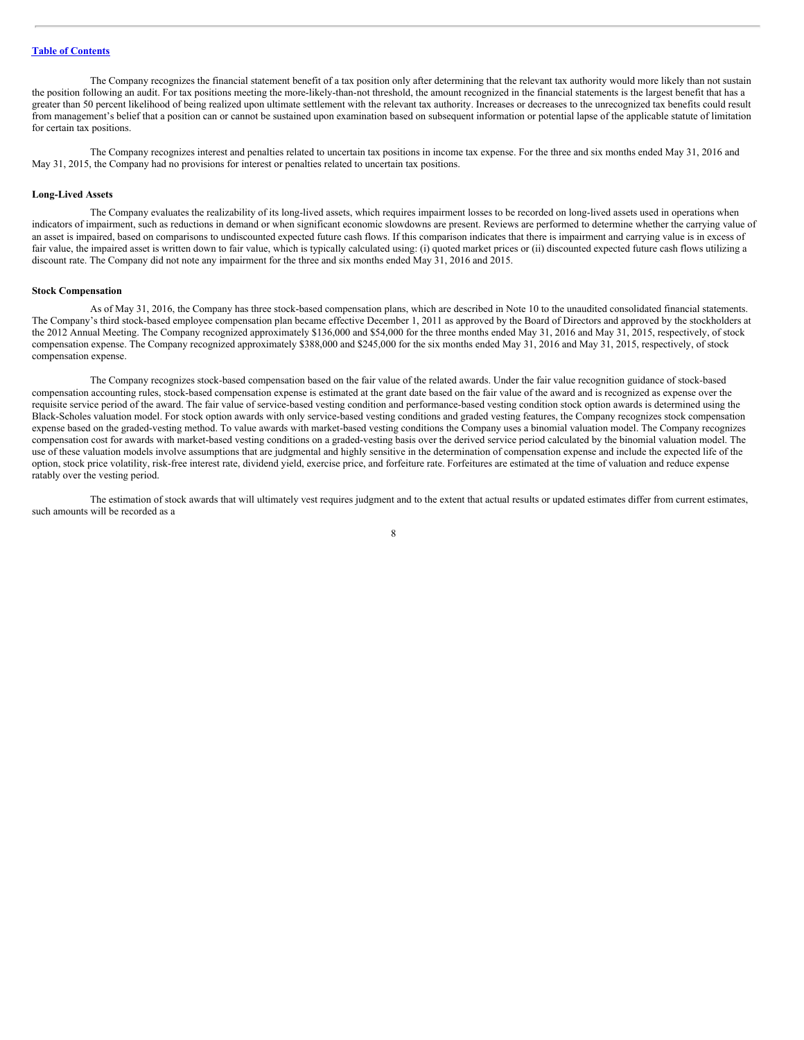The Company recognizes the financial statement benefit of a tax position only after determining that the relevant tax authority would more likely than not sustain the position following an audit. For tax positions meeting the more-likely-than-not threshold, the amount recognized in the financial statements is the largest benefit that has a greater than 50 percent likelihood of being realized upon ultimate settlement with the relevant tax authority. Increases or decreases to the unrecognized tax benefits could result from management's belief that a position can or cannot be sustained upon examination based on subsequent information or potential lapse of the applicable statute of limitation for certain tax positions.

The Company recognizes interest and penalties related to uncertain tax positions in income tax expense. For the three and six months ended May 31, 2016 and May 31, 2015, the Company had no provisions for interest or penalties related to uncertain tax positions.

**Long-Lived Assets**

The Company evaluates the realizability of its long-lived assets, which requires impairment losses to be recorded on long-lived assets used in operations when indicators of impairment, such as reductions in demand or when significant economic slowdowns are present. Reviews are performed to determine whether the carrying value of an asset is impaired, based on comparisons to undiscounted expected future cash flows. If this comparison indicates that there is impairment and carrying value is in excess of fair value, the impaired asset is written down to fair value, which is typically calculated using: (i) quoted market prices or (ii) discounted expected future cash flows utilizing a discount rate. The Company did not note any impairment for the three and six months ended May 31, 2016 and 2015.

**Stock Compensation**

As of May 31, 2016, the Company has three stock-based compensation plans, which are described in Note 10 to the unaudited consolidated financial statements. The Company's third stock-based employee compensation plan became effective December 1, 2011 as approved by the Board of Directors and approved by the stockholders at the 2012 Annual Meeting. The Company recognized approximately $136,000 and $54,000 for the three months ended May 31, 2016 and May 31, 2015, respectively, of stock compensation expense. The Company recognized approximately $388,000 and $245,000 for the six months ended May 31, 2016 and May 31, 2015, respectively, of stock compensation expense.

The Company recognizes stock-based compensation based on the fair value of the related awards. Under the fair value recognition guidance of stock-based compensation accounting rules, stock-based compensation expense is estimated at the grant date based on the fair value of the award and is recognized as expense over the requisite service period of the award. The fair value of service-based vesting condition and performance-based vesting condition stock option awards is determined using the Black-Scholes valuation model. For stock option awards with only service-based vesting conditions and graded vesting features, the Company recognizes stock compensation expense based on the graded-vesting method. To value awards with market-based vesting conditions the Company uses a binomial valuation model. The Company recognizes compensation cost for awards with market-based vesting conditions on a graded-vesting basis over the derived service period calculated by the binomial valuation model. The use of these valuation models involve assumptions that are judgmental and highly sensitive in the determination of compensation expense and include the expected life of the option, stock price volatility, risk-free interest rate, dividend yield, exercise price, and forfeiture rate. Forfeitures are estimated at the time of valuation and reduce expense ratably over the vesting period.

The estimation of stock awards that will ultimately vest requires judgment and to the extent that actual results or updated estimates differ from current estimates, such amounts will be recorded as a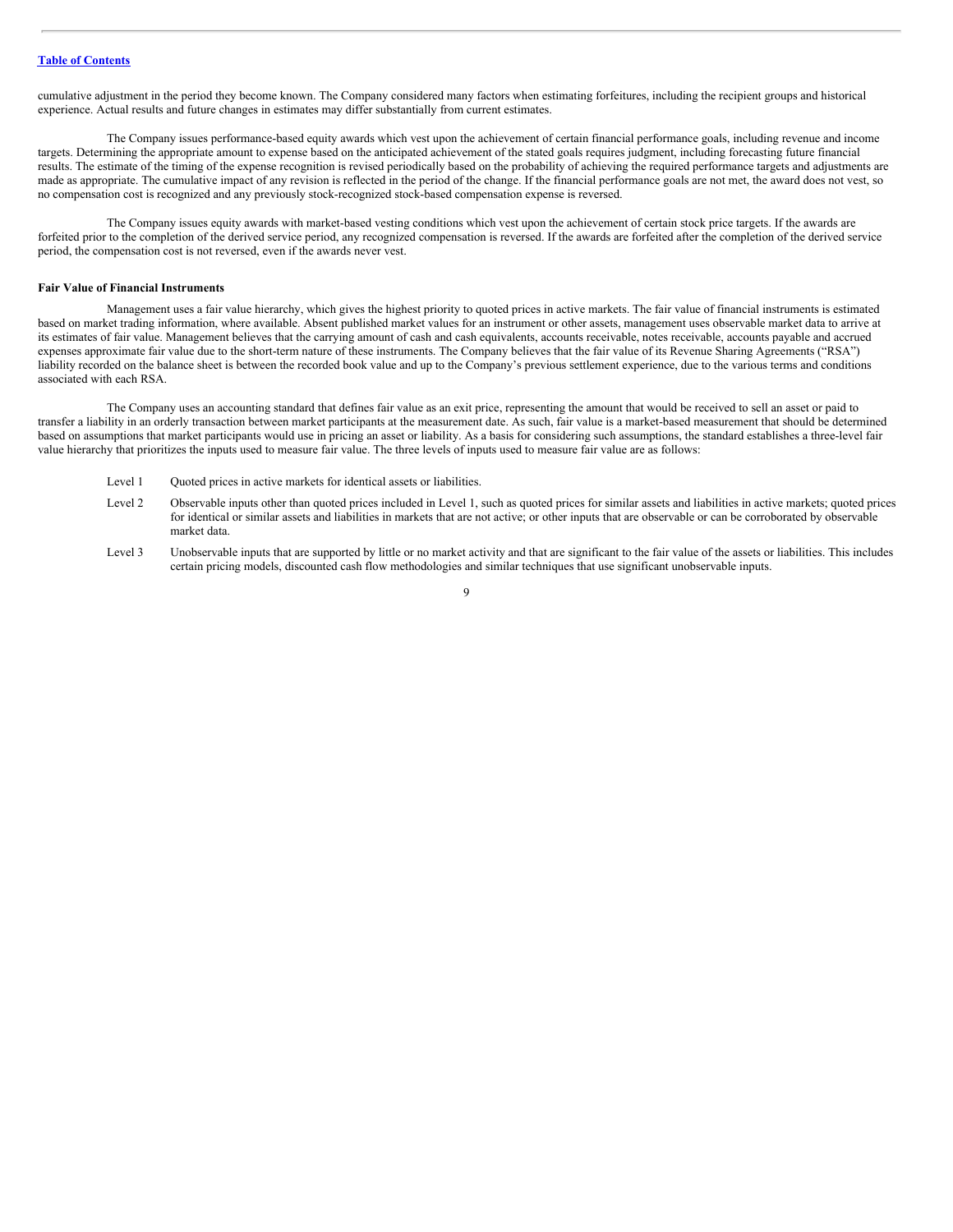cumulative adjustment in the period they become known. The Company considered many factors when estimating forfeitures, including the recipient groups and historical experience. Actual results and future changes in estimates may differ substantially from current estimates.

The Company issues performance-based equity awards which vest upon the achievement of certain financial performance goals, including revenue and income targets. Determining the appropriate amount to expense based on the anticipated achievement of the stated goals requires judgment, including forecasting future financial results. The estimate of the timing of the expense recognition is revised periodically based on the probability of achieving the required performance targets and adjustments are made as appropriate. The cumulative impact of any revision is reflected in the period of the change. If the financial performance goals are not met, the award does not vest, so no compensation cost is recognized and any previously stock-recognized stock-based compensation expense is reversed.

The Company issues equity awards with market-based vesting conditions which vest upon the achievement of certain stock price targets. If the awards are forfeited prior to the completion of the derived service period, any recognized compensation is reversed. If the awards are forfeited after the completion of the derived service period, the compensation cost is not reversed, even if the awards never vest.

**Fair Value of Financial Instruments**

Management uses a fair value hierarchy, which gives the highest priority to quoted prices in active markets. The fair value of financial instruments is estimated based on market trading information, where available. Absent published market values for an instrument or other assets, management uses observable market data to arrive at its estimates of fair value. Management believes that the carrying amount of cash and cash equivalents, accounts receivable, notes receivable, accounts payable and accrued expenses approximate fair value due to the short-term nature of these instruments. The Company believes that the fair value of its Revenue Sharing Agreements ("RSA") liability recorded on the balance sheet is between the recorded book value and up to the Company's previous settlement experience, due to the various terms and conditions associated with each RSA.

The Company uses an accounting standard that defines fair value as an exit price, representing the amount that would be received to sell an asset or paid to transfer a liability in an orderly transaction between market participants at the measurement date. As such, fair value is a market-based measurement that should be determined based on assumptions that market participants would use in pricing an asset or liability. As a basis for considering such assumptions, the standard establishes a three-level fair value hierarchy that prioritizes the inputs used to measure fair value. The three levels of inputs used to measure fair value are as follows:

- Level 1 — Quoted prices in active markets for identical assets or liabilities.
- Level 2 — Observable inputs other than quoted prices included in Level 1, such as quoted prices for similar assets and liabilities in active markets; quoted prices for identical or similar assets and liabilities in markets that are not active; or other inputs that are observable or can be corroborated by observable market data.
- Level 3 — Unobservable inputs that are supported by little or no market activity and that are significant to the fair value of the assets or liabilities. This includes certain pricing models, discounted cash flow methodologies and similar techniques that use significant unobservable inputs.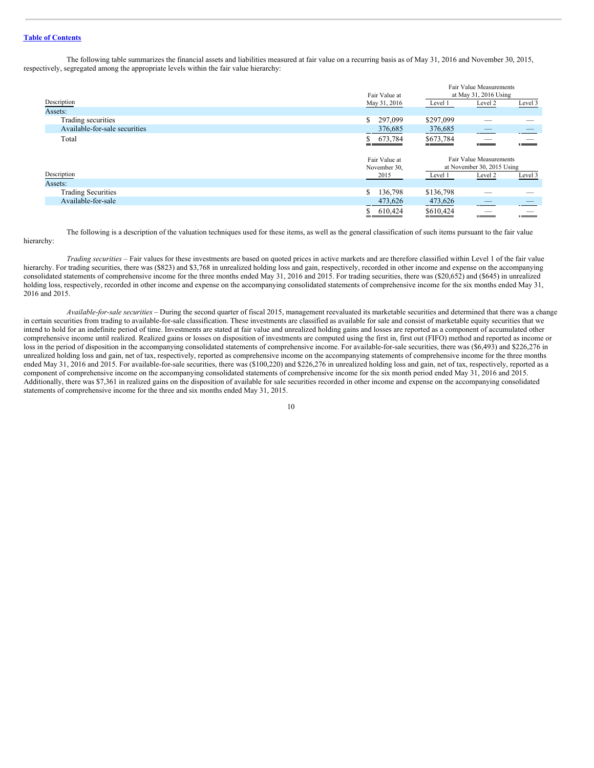The following table summarizes the financial assets and liabilities measured at fair value on a recurring basis as of May 31, 2016 and November 30, 2015, respectively, segregated among the appropriate levels within the fair value hierarchy:

| Description | Fair Value at May 31, 2016 | Fair Value Measurements at May 31, 2016 Using | | |
|---|---|---|---|---|
| | | Level 1 | Level 2 | Level 3 |
| Assets: | | | | |
| Trading securities | $ 297,099 | $297,099 | — | — |
| Available-for-sale securities | 376,685 | 376,685 | — | — |
| Total | $ 673,784 | $673,784 | — | — |

| Description | Fair Value at November 30, 2015 | Fair Value Measurements at November 30, 2015 Using | | |
|---|---|---|---|---|
| | | Level 1 | Level 2 | Level 3 |
| Assets: | | | | |
| Trading Securities | $ 136,798 | $136,798 | — | — |
| Available-for-sale | 473,626 | 473,626 | — | — |
| | $ 610,424 | $610,424 | — | — |

The following is a description of the valuation techniques used for these items, as well as the general classification of such items pursuant to the fair value hierarchy:

*Trading securities* – Fair values for these investments are based on quoted prices in active markets and are therefore classified within Level 1 of the fair value hierarchy. For trading securities, there was ($823) and $3,768 in unrealized holding loss and gain, respectively, recorded in other income and expense on the accompanying consolidated statements of comprehensive income for the three months ended May 31, 2016 and 2015. For trading securities, there was ($20,652) and ($645) in unrealized holding loss, respectively, recorded in other income and expense on the accompanying consolidated statements of comprehensive income for the six months ended May 31, 2016 and 2015.

*Available-for-sale securities* – During the second quarter of fiscal 2015, management reevaluated its marketable securities and determined that there was a change in certain securities from trading to available-for-sale classification. These investments are classified as available for sale and consist of marketable equity securities that we intend to hold for an indefinite period of time. Investments are stated at fair value and unrealized holding gains and losses are reported as a component of accumulated other comprehensive income until realized. Realized gains or losses on disposition of investments are computed using the first in, first out (FIFO) method and reported as income or loss in the period of disposition in the accompanying consolidated statements of comprehensive income. For available-for-sale securities, there was ($6,493) and $226,276 in unrealized holding loss and gain, net of tax, respectively, reported as comprehensive income on the accompanying statements of comprehensive income for the three months ended May 31, 2016 and 2015. For available-for-sale securities, there was ($100,220) and $226,276 in unrealized holding loss and gain, net of tax, respectively, reported as a component of comprehensive income on the accompanying consolidated statements of comprehensive income for the six month period ended May 31, 2016 and 2015. Additionally, there was $7,361 in realized gains on the disposition of available for sale securities recorded in other income and expense on the accompanying consolidated statements of comprehensive income for the three and six months ended May 31, 2015.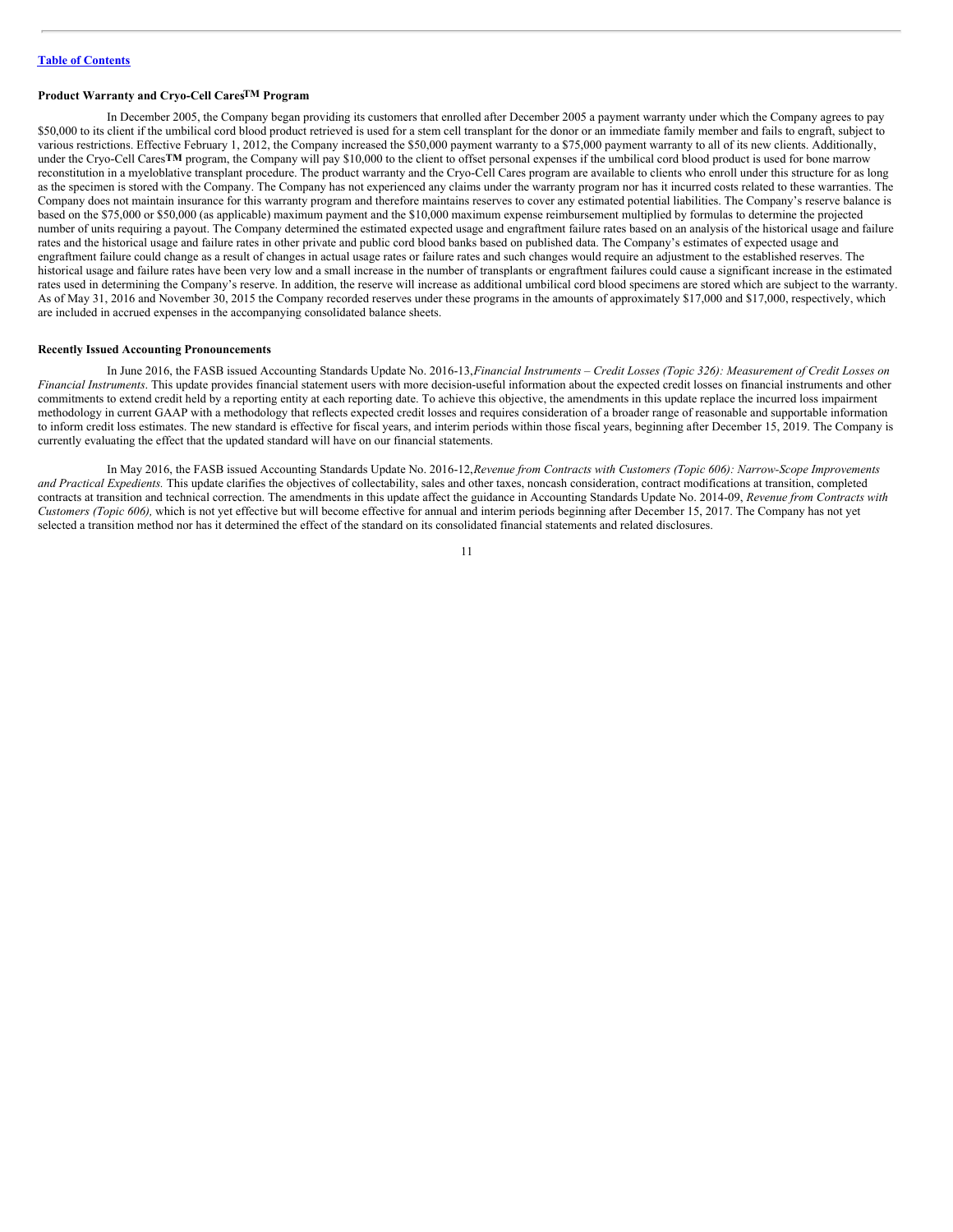### Product Warranty and Cryo-Cell Cares™ Program

In December 2005, the Company began providing its customers that enrolled after December 2005 a payment warranty under which the Company agrees to pay $50,000 to its client if the umbilical cord blood product retrieved is used for a stem cell transplant for the donor or an immediate family member and fails to engraft, subject to various restrictions. Effective February 1, 2012, the Company increased the $50,000 payment warranty to a $75,000 payment warranty to all of its new clients. Additionally, under the Cryo-Cell Cares**TM** program, the Company will pay $10,000 to the client to offset personal expenses if the umbilical cord blood product is used for bone marrow reconstitution in a myeloblative transplant procedure. The product warranty and the Cryo-Cell Cares program are available to clients who enroll under this structure for as long as the specimen is stored with the Company. The Company has not experienced any claims under the warranty program nor has it incurred costs related to these warranties. The Company does not maintain insurance for this warranty program and therefore maintains reserves to cover any estimated potential liabilities. The Company's reserve balance is based on the $75,000 or $50,000 (as applicable) maximum payment and the $10,000 maximum expense reimbursement multiplied by formulas to determine the projected number of units requiring a payout. The Company determined the estimated expected usage and engraftment failure rates based on an analysis of the historical usage and failure rates and the historical usage and failure rates in other private and public cord blood banks based on published data. The Company's estimates of expected usage and engraftment failure could change as a result of changes in actual usage rates or failure rates and such changes would require an adjustment to the established reserves. The historical usage and failure rates have been very low and a small increase in the number of transplants or engraftment failures could cause a significant increase in the estimated rates used in determining the Company's reserve. In addition, the reserve will increase as additional umbilical cord blood specimens are stored which are subject to the warranty. As of May 31, 2016 and November 30, 2015 the Company recorded reserves under these programs in the amounts of approximately $17,000 and $17,000, respectively, which are included in accrued expenses in the accompanying consolidated balance sheets.

### Recently Issued Accounting Pronouncements

In June 2016, the FASB issued Accounting Standards Update No. 2016-13, *Financial Instruments – Credit Losses (Topic 326): Measurement of Credit Losses on Financial Instruments*. This update provides financial statement users with more decision-useful information about the expected credit losses on financial instruments and other commitments to extend credit held by a reporting entity at each reporting date. To achieve this objective, the amendments in this update replace the incurred loss impairment methodology in current GAAP with a methodology that reflects expected credit losses and requires consideration of a broader range of reasonable and supportable information to inform credit loss estimates. The new standard is effective for fiscal years, and interim periods within those fiscal years, beginning after December 15, 2019. The Company is currently evaluating the effect that the updated standard will have on our financial statements.

In May 2016, the FASB issued Accounting Standards Update No. 2016-12, *Revenue from Contracts with Customers (Topic 606): Narrow-Scope Improvements and Practical Expedients.* This update clarifies the objectives of collectability, sales and other taxes, noncash consideration, contract modifications at transition, completed contracts at transition and technical correction. The amendments in this update affect the guidance in Accounting Standards Update No. 2014-09, *Revenue from Contracts with Customers (Topic 606),* which is not yet effective but will become effective for annual and interim periods beginning after December 15, 2017. The Company has not yet selected a transition method nor has it determined the effect of the standard on its consolidated financial statements and related disclosures.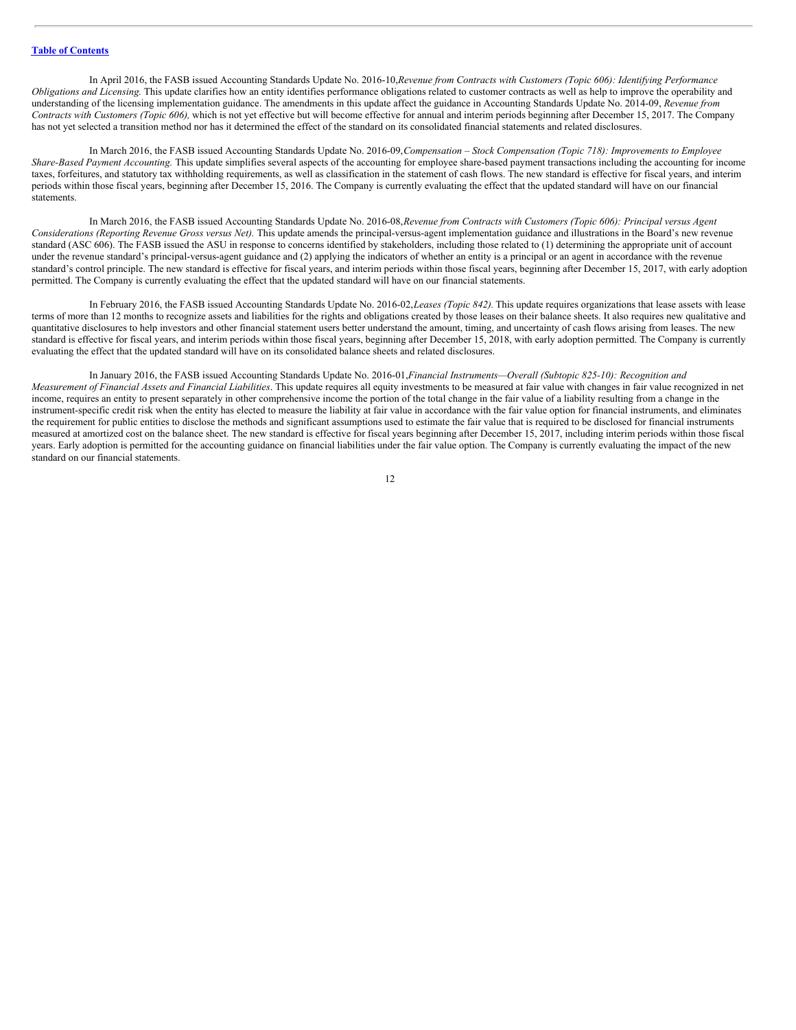In April 2016, the FASB issued Accounting Standards Update No. 2016-10, *Revenue from Contracts with Customers (Topic 606): Identifying Performance Obligations and Licensing.* This update clarifies how an entity identifies performance obligations related to customer contracts as well as help to improve the operability and understanding of the licensing implementation guidance. The amendments in this update affect the guidance in Accounting Standards Update No. 2014-09, *Revenue from Contracts with Customers (Topic 606),* which is not yet effective but will become effective for annual and interim periods beginning after December 15, 2017. The Company has not yet selected a transition method nor has it determined the effect of the standard on its consolidated financial statements and related disclosures.

In March 2016, the FASB issued Accounting Standards Update No. 2016-09, *Compensation – Stock Compensation (Topic 718): Improvements to Employee Share-Based Payment Accounting.* This update simplifies several aspects of the accounting for employee share-based payment transactions including the accounting for income taxes, forfeitures, and statutory tax withholding requirements, as well as classification in the statement of cash flows. The new standard is effective for fiscal years, and interim periods within those fiscal years, beginning after December 15, 2016. The Company is currently evaluating the effect that the updated standard will have on our financial statements.

In March 2016, the FASB issued Accounting Standards Update No. 2016-08, *Revenue from Contracts with Customers (Topic 606): Principal versus Agent Considerations (Reporting Revenue Gross versus Net).* This update amends the principal-versus-agent implementation guidance and illustrations in the Board's new revenue standard (ASC 606). The FASB issued the ASU in response to concerns identified by stakeholders, including those related to (1) determining the appropriate unit of account under the revenue standard's principal-versus-agent guidance and (2) applying the indicators of whether an entity is a principal or an agent in accordance with the revenue standard's control principle. The new standard is effective for fiscal years, and interim periods within those fiscal years, beginning after December 15, 2017, with early adoption permitted. The Company is currently evaluating the effect that the updated standard will have on our financial statements.

In February 2016, the FASB issued Accounting Standards Update No. 2016-02, *Leases (Topic 842).* This update requires organizations that lease assets with lease terms of more than 12 months to recognize assets and liabilities for the rights and obligations created by those leases on their balance sheets. It also requires new qualitative and quantitative disclosures to help investors and other financial statement users better understand the amount, timing, and uncertainty of cash flows arising from leases. The new standard is effective for fiscal years, and interim periods within those fiscal years, beginning after December 15, 2018, with early adoption permitted. The Company is currently evaluating the effect that the updated standard will have on its consolidated balance sheets and related disclosures.

In January 2016, the FASB issued Accounting Standards Update No. 2016-01, *Financial Instruments—Overall (Subtopic 825-10): Recognition and Measurement of Financial Assets and Financial Liabilities*. This update requires all equity investments to be measured at fair value with changes in fair value recognized in net income, requires an entity to present separately in other comprehensive income the portion of the total change in the fair value of a liability resulting from a change in the instrument-specific credit risk when the entity has elected to measure the liability at fair value in accordance with the fair value option for financial instruments, and eliminates the requirement for public entities to disclose the methods and significant assumptions used to estimate the fair value that is required to be disclosed for financial instruments measured at amortized cost on the balance sheet. The new standard is effective for fiscal years beginning after December 15, 2017, including interim periods within those fiscal years. Early adoption is permitted for the accounting guidance on financial liabilities under the fair value option. The Company is currently evaluating the impact of the new standard on our financial statements.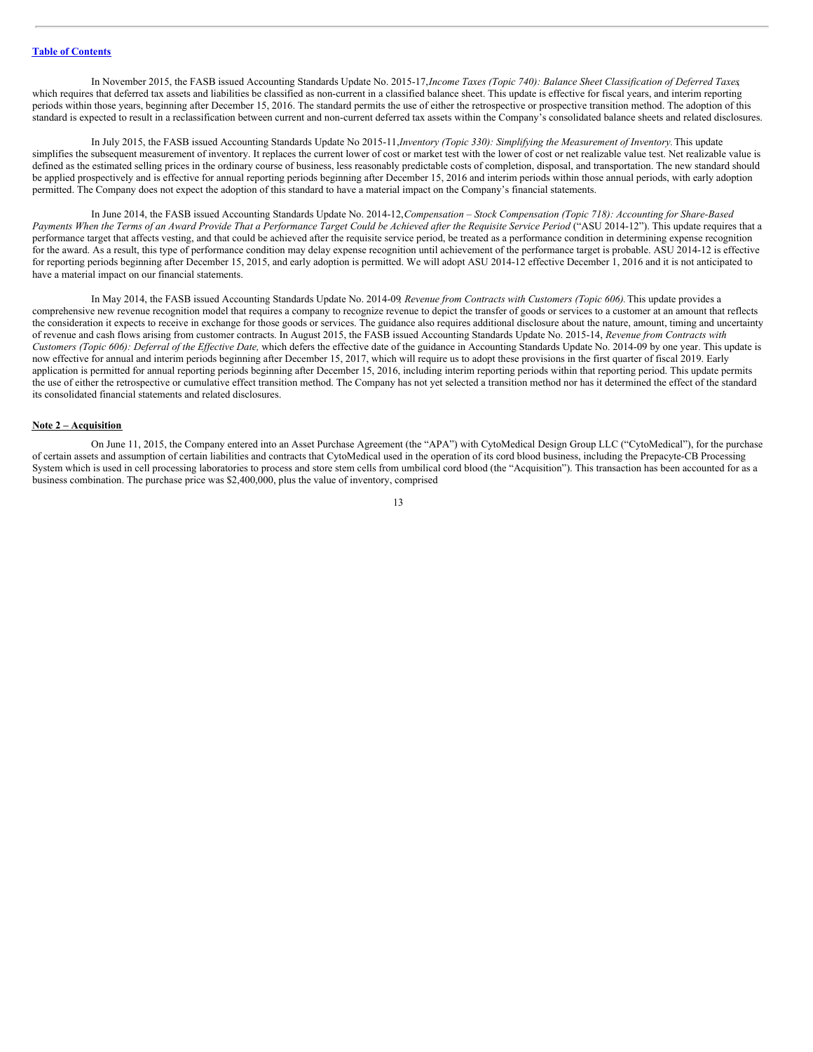In November 2015, the FASB issued Accounting Standards Update No. 2015-17,*Income Taxes (Topic 740): Balance Sheet Classification of Deferred Taxes*, which requires that deferred tax assets and liabilities be classified as non-current in a classified balance sheet. This update is effective for fiscal years, and interim reporting periods within those years, beginning after December 15, 2016. The standard permits the use of either the retrospective or prospective transition method. The adoption of this standard is expected to result in a reclassification between current and non-current deferred tax assets within the Company's consolidated balance sheets and related disclosures.

In July 2015, the FASB issued Accounting Standards Update No 2015-11,*Inventory (Topic 330): Simplifying the Measurement of Inventory.* This update simplifies the subsequent measurement of inventory. It replaces the current lower of cost or market test with the lower of cost or net realizable value test. Net realizable value is defined as the estimated selling prices in the ordinary course of business, less reasonably predictable costs of completion, disposal, and transportation. The new standard should be applied prospectively and is effective for annual reporting periods beginning after December 15, 2016 and interim periods within those annual periods, with early adoption permitted. The Company does not expect the adoption of this standard to have a material impact on the Company's financial statements.

In June 2014, the FASB issued Accounting Standards Update No. 2014-12,*Compensation – Stock Compensation (Topic 718): Accounting for Share-Based Payments When the Terms of an Award Provide That a Performance Target Could be Achieved after the Requisite Service Period* ("ASU 2014-12"). This update requires that a performance target that affects vesting, and that could be achieved after the requisite service period, be treated as a performance condition in determining expense recognition for the award. As a result, this type of performance condition may delay expense recognition until achievement of the performance target is probable. ASU 2014-12 is effective for reporting periods beginning after December 15, 2015, and early adoption is permitted. We will adopt ASU 2014-12 effective December 1, 2016 and it is not anticipated to have a material impact on our financial statements.

In May 2014, the FASB issued Accounting Standards Update No. 2014-09, *Revenue from Contracts with Customers (Topic 606).* This update provides a comprehensive new revenue recognition model that requires a company to recognize revenue to depict the transfer of goods or services to a customer at an amount that reflects the consideration it expects to receive in exchange for those goods or services. The guidance also requires additional disclosure about the nature, amount, timing and uncertainty of revenue and cash flows arising from customer contracts. In August 2015, the FASB issued Accounting Standards Update No. 2015-14, *Revenue from Contracts with Customers (Topic 606): Deferral of the Effective Date,* which defers the effective date of the guidance in Accounting Standards Update No. 2014-09 by one year. This update is now effective for annual and interim periods beginning after December 15, 2017, which will require us to adopt these provisions in the first quarter of fiscal 2019. Early application is permitted for annual reporting periods beginning after December 15, 2016, including interim reporting periods within that reporting period. This update permits the use of either the retrospective or cumulative effect transition method. The Company has not yet selected a transition method nor has it determined the effect of the standard its consolidated financial statements and related disclosures.

## Note 2 – Acquisition

On June 11, 2015, the Company entered into an Asset Purchase Agreement (the "APA") with CytoMedical Design Group LLC ("CytoMedical"), for the purchase of certain assets and assumption of certain liabilities and contracts that CytoMedical used in the operation of its cord blood business, including the Prepacyte-CB Processing System which is used in cell processing laboratories to process and store stem cells from umbilical cord blood (the "Acquisition"). This transaction has been accounted for as a business combination. The purchase price was $2,400,000, plus the value of inventory, comprised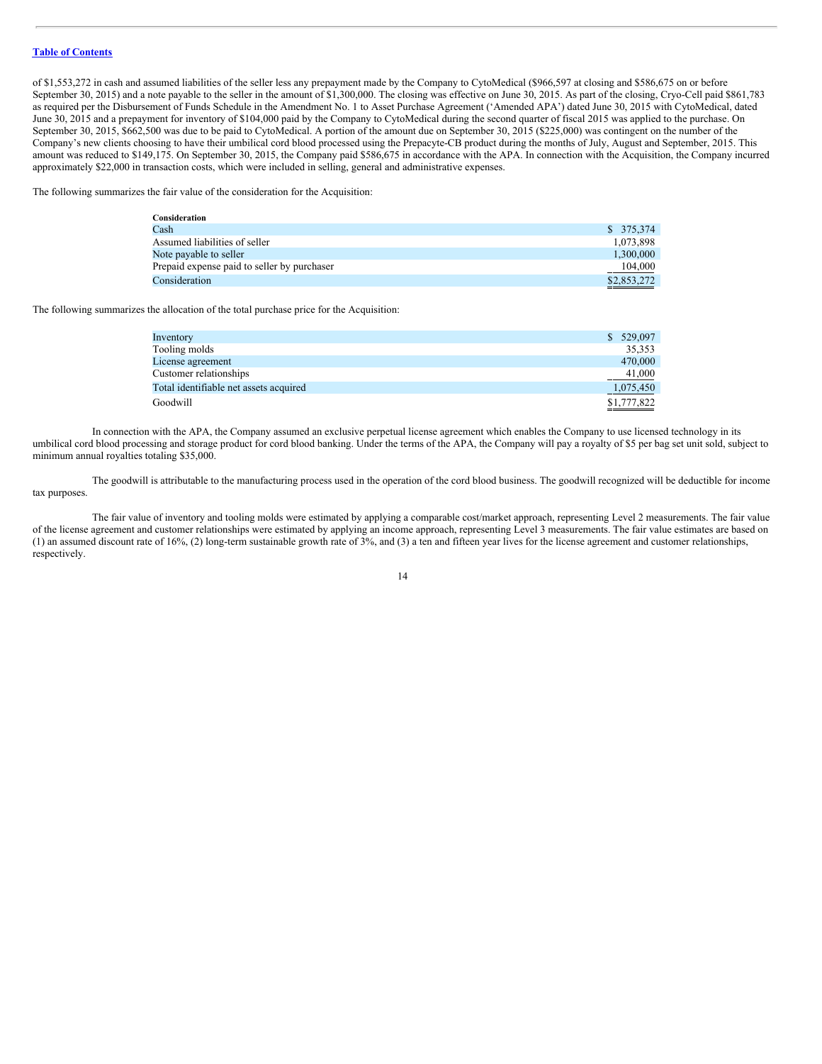of $1,553,272 in cash and assumed liabilities of the seller less any prepayment made by the Company to CytoMedical ($966,597 at closing and $586,675 on or before September 30, 2015) and a note payable to the seller in the amount of $1,300,000. The closing was effective on June 30, 2015. As part of the closing, Cryo-Cell paid $861,783 as required per the Disbursement of Funds Schedule in the Amendment No. 1 to Asset Purchase Agreement ('Amended APA') dated June 30, 2015 with CytoMedical, dated June 30, 2015 and a prepayment for inventory of $104,000 paid by the Company to CytoMedical during the second quarter of fiscal 2015 was applied to the purchase. On September 30, 2015, $662,500 was due to be paid to CytoMedical. A portion of the amount due on September 30, 2015 ($225,000) was contingent on the number of the Company's new clients choosing to have their umbilical cord blood processed using the Prepacyte-CB product during the months of July, August and September, 2015. This amount was reduced to $149,175. On September 30, 2015, the Company paid $586,675 in accordance with the APA. In connection with the Acquisition, the Company incurred approximately $22,000 in transaction costs, which were included in selling, general and administrative expenses.

The following summarizes the fair value of the consideration for the Acquisition:

| **Consideration** | |
|---|---|
| Cash | $ 375,374 |
| Assumed liabilities of seller | 1,073,898 |
| Note payable to seller | 1,300,000 |
| Prepaid expense paid to seller by purchaser | 104,000 |
| Consideration | $2,853,272 |

The following summarizes the allocation of the total purchase price for the Acquisition:

| | |
|---|---|
| Inventory | $ 529,097 |
| Tooling molds | 35,353 |
| License agreement | 470,000 |
| Customer relationships | 41,000 |
| Total identifiable net assets acquired | 1,075,450 |
| Goodwill | $1,777,822 |

In connection with the APA, the Company assumed an exclusive perpetual license agreement which enables the Company to use licensed technology in its umbilical cord blood processing and storage product for cord blood banking. Under the terms of the APA, the Company will pay a royalty of $5 per bag set unit sold, subject to minimum annual royalties totaling $35,000.

The goodwill is attributable to the manufacturing process used in the operation of the cord blood business. The goodwill recognized will be deductible for income tax purposes.

The fair value of inventory and tooling molds were estimated by applying a comparable cost/market approach, representing Level 2 measurements. The fair value of the license agreement and customer relationships were estimated by applying an income approach, representing Level 3 measurements. The fair value estimates are based on (1) an assumed discount rate of 16%, (2) long-term sustainable growth rate of 3%, and (3) a ten and fifteen year lives for the license agreement and customer relationships, respectively.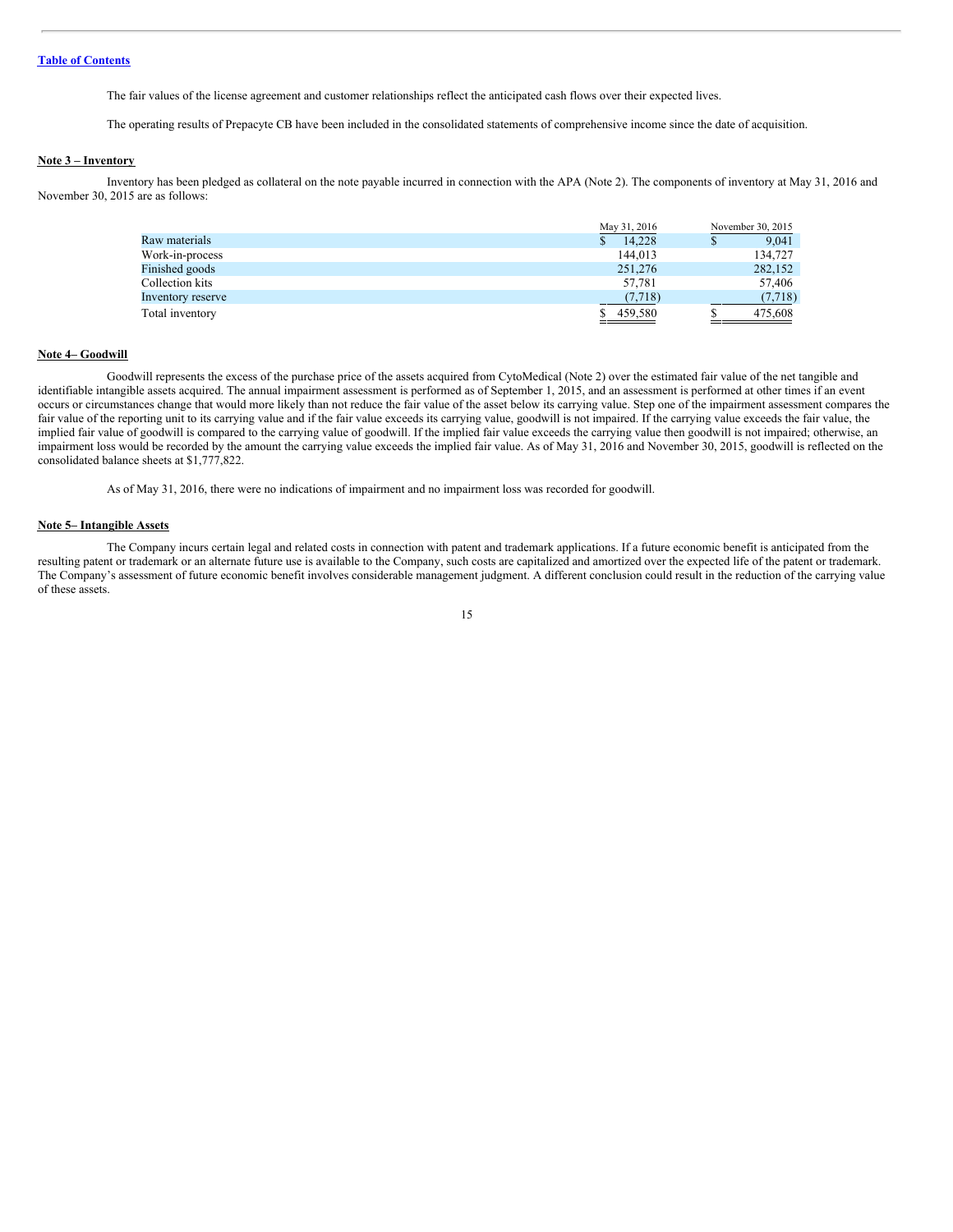[Table of Contents](#)

The fair values of the license agreement and customer relationships reflect the anticipated cash flows over their expected lives.

The operating results of Prepacyte CB have been included in the consolidated statements of comprehensive income since the date of acquisition.

**Note 3 – Inventory**

Inventory has been pledged as collateral on the note payable incurred in connection with the APA (Note 2). The components of inventory at May 31, 2016 and November 30, 2015 are as follows:

| | May 31, 2016 | November 30, 2015 |
|---|---|---|
| Raw materials | $ 14,228 | $ 9,041 |
| Work-in-process | 144,013 | 134,727 |
| Finished goods | 251,276 | 282,152 |
| Collection kits | 57,781 | 57,406 |
| Inventory reserve | (7,718) | (7,718) |
| Total inventory | $ 459,580 | $ 475,608 |

**Note 4– Goodwill**

Goodwill represents the excess of the purchase price of the assets acquired from CytoMedical (Note 2) over the estimated fair value of the net tangible and identifiable intangible assets acquired. The annual impairment assessment is performed as of September 1, 2015, and an assessment is performed at other times if an event occurs or circumstances change that would more likely than not reduce the fair value of the asset below its carrying value. Step one of the impairment assessment compares the fair value of the reporting unit to its carrying value and if the fair value exceeds its carrying value, goodwill is not impaired. If the carrying value exceeds the fair value, the implied fair value of goodwill is compared to the carrying value of goodwill. If the implied fair value exceeds the carrying value then goodwill is not impaired; otherwise, an impairment loss would be recorded by the amount the carrying value exceeds the implied fair value. As of May 31, 2016 and November 30, 2015, goodwill is reflected on the consolidated balance sheets at $1,777,822.

As of May 31, 2016, there were no indications of impairment and no impairment loss was recorded for goodwill.

**Note 5– Intangible Assets**

The Company incurs certain legal and related costs in connection with patent and trademark applications. If a future economic benefit is anticipated from the resulting patent or trademark or an alternate future use is available to the Company, such costs are capitalized and amortized over the expected life of the patent or trademark. The Company's assessment of future economic benefit involves considerable management judgment. A different conclusion could result in the reduction of the carrying value of these assets.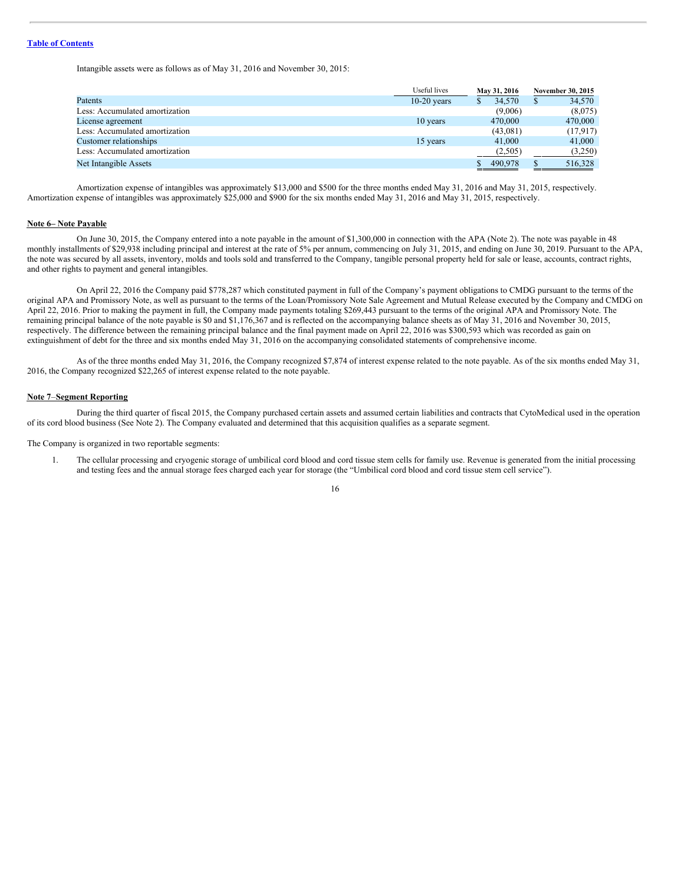Intangible assets were as follows as of May 31, 2016 and November 30, 2015:

| | Useful lives | May 31, 2016 | November 30, 2015 |
|---|---|---|---|
| Patents | 10-20 years | $ 34,570 | $ 34,570 |
| Less: Accumulated amortization | | (9,006) | (8,075) |
| License agreement | 10 years | 470,000 | 470,000 |
| Less: Accumulated amortization | | (43,081) | (17,917) |
| Customer relationships | 15 years | 41,000 | 41,000 |
| Less: Accumulated amortization | | (2,505) | (3,250) |
| Net Intangible Assets | | $ 490,978 | $ 516,328 |

Amortization expense of intangibles was approximately $13,000 and $500 for the three months ended May 31, 2016 and May 31, 2015, respectively. Amortization expense of intangibles was approximately $25,000 and $900 for the six months ended May 31, 2016 and May 31, 2015, respectively.

**Note 6– Note Payable**

On June 30, 2015, the Company entered into a note payable in the amount of $1,300,000 in connection with the APA (Note 2). The note was payable in 48 monthly installments of $29,938 including principal and interest at the rate of 5% per annum, commencing on July 31, 2015, and ending on June 30, 2019. Pursuant to the APA, the note was secured by all assets, inventory, molds and tools sold and transferred to the Company, tangible personal property held for sale or lease, accounts, contract rights, and other rights to payment and general intangibles.

On April 22, 2016 the Company paid $778,287 which constituted payment in full of the Company's payment obligations to CMDG pursuant to the terms of the original APA and Promissory Note, as well as pursuant to the terms of the Loan/Promissory Note Sale Agreement and Mutual Release executed by the Company and CMDG on April 22, 2016. Prior to making the payment in full, the Company made payments totaling $269,443 pursuant to the terms of the original APA and Promissory Note. The remaining principal balance of the note payable is $0 and $1,176,367 and is reflected on the accompanying balance sheets as of May 31, 2016 and November 30, 2015, respectively. The difference between the remaining principal balance and the final payment made on April 22, 2016 was $300,593 which was recorded as gain on extinguishment of debt for the three and six months ended May 31, 2016 on the accompanying consolidated statements of comprehensive income.

As of the three months ended May 31, 2016, the Company recognized $7,874 of interest expense related to the note payable. As of the six months ended May 31, 2016, the Company recognized $22,265 of interest expense related to the note payable.

**Note 7–Segment Reporting**

During the third quarter of fiscal 2015, the Company purchased certain assets and assumed certain liabilities and contracts that CytoMedical used in the operation of its cord blood business (See Note 2). The Company evaluated and determined that this acquisition qualifies as a separate segment.

The Company is organized in two reportable segments:

1. The cellular processing and cryogenic storage of umbilical cord blood and cord tissue stem cells for family use. Revenue is generated from the initial processing and testing fees and the annual storage fees charged each year for storage (the "Umbilical cord blood and cord tissue stem cell service").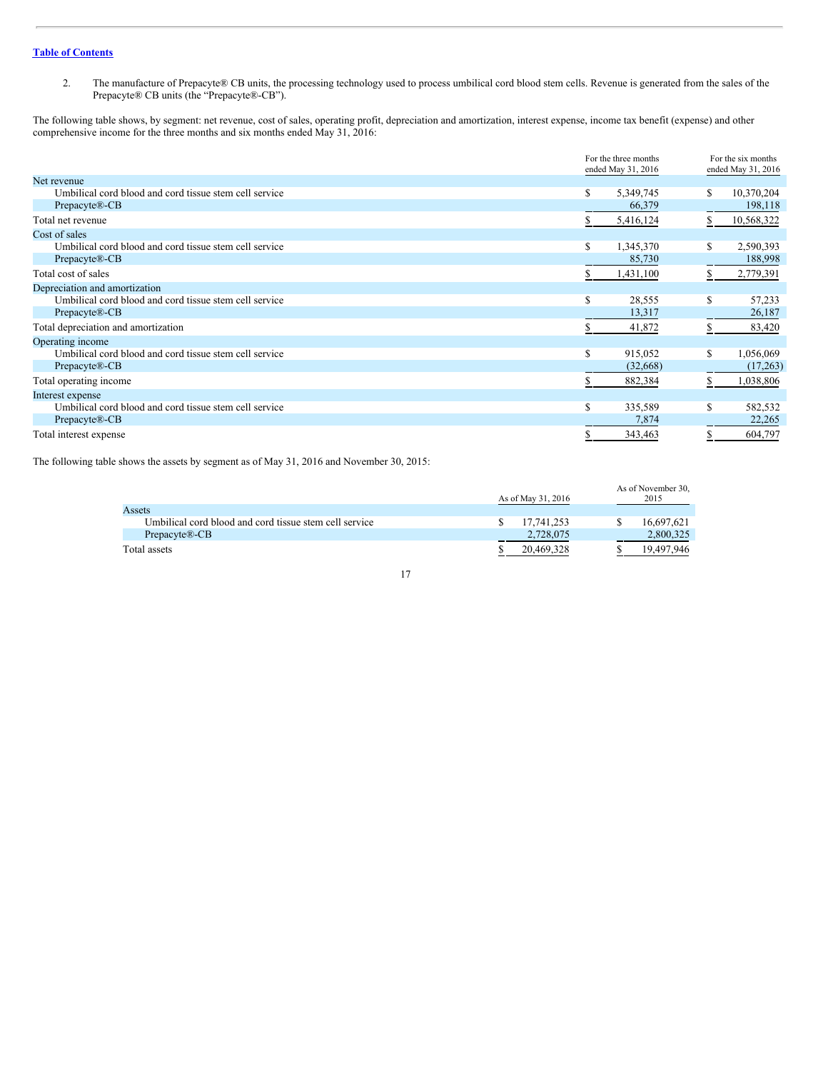2. The manufacture of Prepacyte® CB units, the processing technology used to process umbilical cord blood stem cells. Revenue is generated from the sales of the Prepacyte® CB units (the "Prepacyte®-CB").

The following table shows, by segment: net revenue, cost of sales, operating profit, depreciation and amortization, interest expense, income tax benefit (expense) and other comprehensive income for the three months and six months ended May 31, 2016:

| | For the three months ended May 31, 2016 | For the six months ended May 31, 2016 |
|---|---|---|
| Net revenue | | |
| Umbilical cord blood and cord tissue stem cell service | $ 5,349,745 | $ 10,370,204 |
| Prepacyte®-CB | 66,379 | 198,118 |
| Total net revenue | $ 5,416,124 | $ 10,568,322 |
| Cost of sales | | |
| Umbilical cord blood and cord tissue stem cell service | $ 1,345,370 | $ 2,590,393 |
| Prepacyte®-CB | 85,730 | 188,998 |
| Total cost of sales | $ 1,431,100 | $ 2,779,391 |
| Depreciation and amortization | | |
| Umbilical cord blood and cord tissue stem cell service | $ 28,555 | $ 57,233 |
| Prepacyte®-CB | 13,317 | 26,187 |
| Total depreciation and amortization | $ 41,872 | $ 83,420 |
| Operating income | | |
| Umbilical cord blood and cord tissue stem cell service | $ 915,052 | $ 1,056,069 |
| Prepacyte®-CB | (32,668) | (17,263) |
| Total operating income | $ 882,384 | $ 1,038,806 |
| Interest expense | | |
| Umbilical cord blood and cord tissue stem cell service | $ 335,589 | $ 582,532 |
| Prepacyte®-CB | 7,874 | 22,265 |
| Total interest expense | $ 343,463 | $ 604,797 |

The following table shows the assets by segment as of May 31, 2016 and November 30, 2015:

| | As of May 31, 2016 | As of November 30, 2015 |
|---|---|---|
| Assets | | |
| Umbilical cord blood and cord tissue stem cell service | $ 17,741,253 | $ 16,697,621 |
| Prepacyte®-CB | 2,728,075 | 2,800,325 |
| Total assets | $ 20,469,328 | $ 19,497,946 |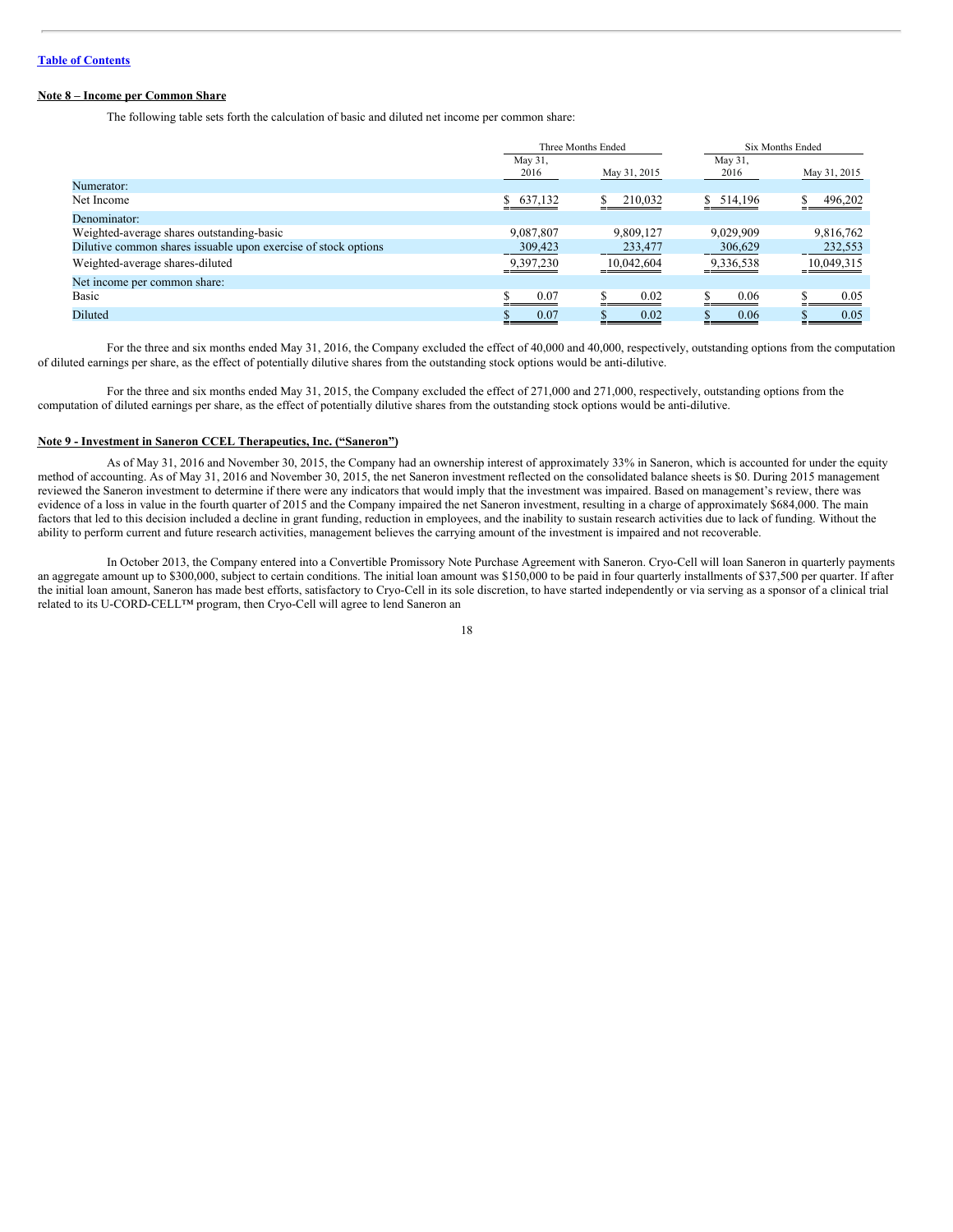Table of Contents

**Note 8 – Income per Common Share**

The following table sets forth the calculation of basic and diluted net income per common share:

| | Three Months Ended | | Six Months Ended | |
|---|---|---|---|---|
| | May 31, 2016 | May 31, 2015 | May 31, 2016 | May 31, 2015 |
| Numerator: | | | | |
| Net Income | $ 637,132 | $ 210,032 | $ 514,196 | $ 496,202 |
| Denominator: | | | | |
| Weighted-average shares outstanding-basic | 9,087,807 | 9,809,127 | 9,029,909 | 9,816,762 |
| Dilutive common shares issuable upon exercise of stock options | 309,423 | 233,477 | 306,629 | 232,553 |
| Weighted-average shares-diluted | 9,397,230 | 10,042,604 | 9,336,538 | 10,049,315 |
| Net income per common share: | | | | |
| Basic | $ 0.07 | $ 0.02 | $ 0.06 | $ 0.05 |
| Diluted | $ 0.07 | $ 0.02 | $ 0.06 | $ 0.05 |

For the three and six months ended May 31, 2016, the Company excluded the effect of 40,000 and 40,000, respectively, outstanding options from the computation of diluted earnings per share, as the effect of potentially dilutive shares from the outstanding stock options would be anti-dilutive.

For the three and six months ended May 31, 2015, the Company excluded the effect of 271,000 and 271,000, respectively, outstanding options from the computation of diluted earnings per share, as the effect of potentially dilutive shares from the outstanding stock options would be anti-dilutive.

**Note 9 - Investment in Saneron CCEL Therapeutics, Inc. ("Saneron")**

As of May 31, 2016 and November 30, 2015, the Company had an ownership interest of approximately 33% in Saneron, which is accounted for under the equity method of accounting. As of May 31, 2016 and November 30, 2015, the net Saneron investment reflected on the consolidated balance sheets is $0. During 2015 management reviewed the Saneron investment to determine if there were any indicators that would imply that the investment was impaired. Based on management's review, there was evidence of a loss in value in the fourth quarter of 2015 and the Company impaired the net Saneron investment, resulting in a charge of approximately $684,000. The main factors that led to this decision included a decline in grant funding, reduction in employees, and the inability to sustain research activities due to lack of funding. Without the ability to perform current and future research activities, management believes the carrying amount of the investment is impaired and not recoverable.

In October 2013, the Company entered into a Convertible Promissory Note Purchase Agreement with Saneron. Cryo-Cell will loan Saneron in quarterly payments an aggregate amount up to $300,000, subject to certain conditions. The initial loan amount was $150,000 to be paid in four quarterly installments of $37,500 per quarter. If after the initial loan amount, Saneron has made best efforts, satisfactory to Cryo-Cell in its sole discretion, to have started independently or via serving as a sponsor of a clinical trial related to its U-CORD-CELL™ program, then Cryo-Cell will agree to lend Saneron an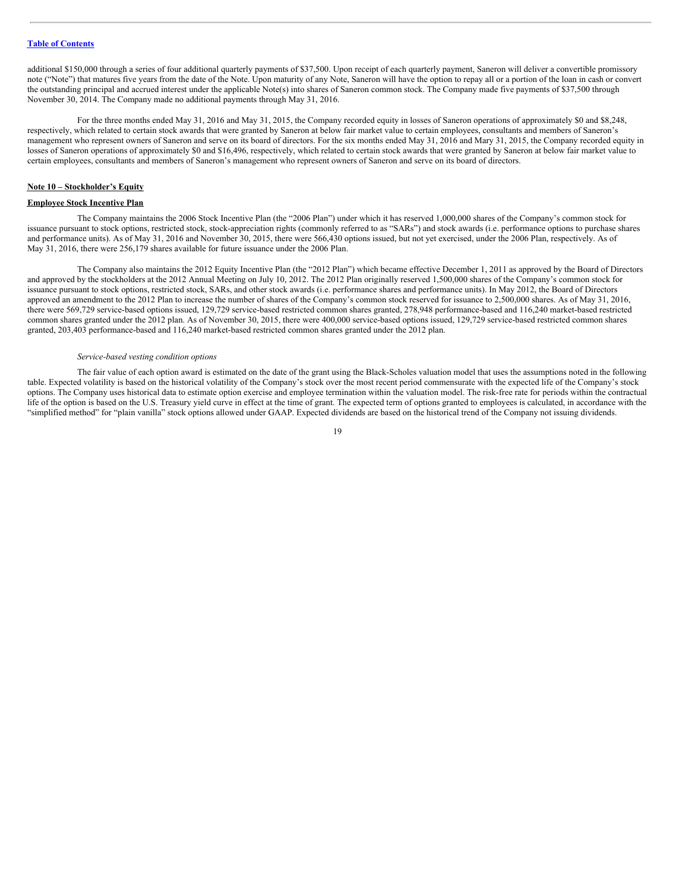additional $150,000 through a series of four additional quarterly payments of $37,500. Upon receipt of each quarterly payment, Saneron will deliver a convertible promissory note ("Note") that matures five years from the date of the Note. Upon maturity of any Note, Saneron will have the option to repay all or a portion of the loan in cash or convert the outstanding principal and accrued interest under the applicable Note(s) into shares of Saneron common stock. The Company made five payments of $37,500 through November 30, 2014. The Company made no additional payments through May 31, 2016.

For the three months ended May 31, 2016 and May 31, 2015, the Company recorded equity in losses of Saneron operations of approximately $0 and $8,248, respectively, which related to certain stock awards that were granted by Saneron at below fair market value to certain employees, consultants and members of Saneron's management who represent owners of Saneron and serve on its board of directors. For the six months ended May 31, 2016 and Mary 31, 2015, the Company recorded equity in losses of Saneron operations of approximately $0 and $16,496, respectively, which related to certain stock awards that were granted by Saneron at below fair market value to certain employees, consultants and members of Saneron's management who represent owners of Saneron and serve on its board of directors.

## Note 10 – Stockholder's Equity

**Employee Stock Incentive Plan**

The Company maintains the 2006 Stock Incentive Plan (the "2006 Plan") under which it has reserved 1,000,000 shares of the Company's common stock for issuance pursuant to stock options, restricted stock, stock-appreciation rights (commonly referred to as "SARs") and stock awards (i.e. performance options to purchase shares and performance units). As of May 31, 2016 and November 30, 2015, there were 566,430 options issued, but not yet exercised, under the 2006 Plan, respectively. As of May 31, 2016, there were 256,179 shares available for future issuance under the 2006 Plan.

The Company also maintains the 2012 Equity Incentive Plan (the "2012 Plan") which became effective December 1, 2011 as approved by the Board of Directors and approved by the stockholders at the 2012 Annual Meeting on July 10, 2012. The 2012 Plan originally reserved 1,500,000 shares of the Company's common stock for issuance pursuant to stock options, restricted stock, SARs, and other stock awards (i.e. performance shares and performance units). In May 2012, the Board of Directors approved an amendment to the 2012 Plan to increase the number of shares of the Company's common stock reserved for issuance to 2,500,000 shares. As of May 31, 2016, there were 569,729 service-based options issued, 129,729 service-based restricted common shares granted, 278,948 performance-based and 116,240 market-based restricted common shares granted under the 2012 plan. As of November 30, 2015, there were 400,000 service-based options issued, 129,729 service-based restricted common shares granted, 203,403 performance-based and 116,240 market-based restricted common shares granted under the 2012 plan.

*Service-based vesting condition options*

The fair value of each option award is estimated on the date of the grant using the Black-Scholes valuation model that uses the assumptions noted in the following table. Expected volatility is based on the historical volatility of the Company's stock over the most recent period commensurate with the expected life of the Company's stock options. The Company uses historical data to estimate option exercise and employee termination within the valuation model. The risk-free rate for periods within the contractual life of the option is based on the U.S. Treasury yield curve in effect at the time of grant. The expected term of options granted to employees is calculated, in accordance with the "simplified method" for "plain vanilla" stock options allowed under GAAP. Expected dividends are based on the historical trend of the Company not issuing dividends.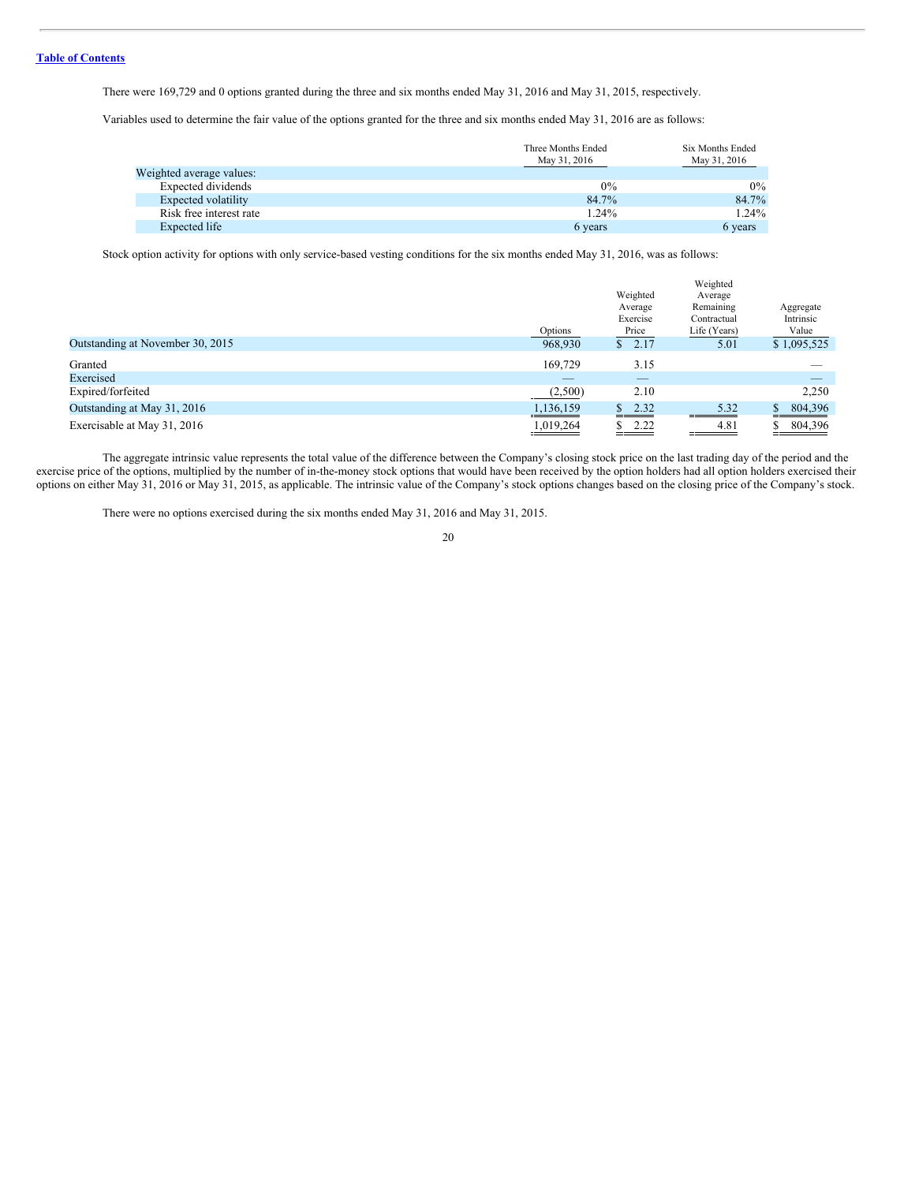There were 169,729 and 0 options granted during the three and six months ended May 31, 2016 and May 31, 2015, respectively.

Variables used to determine the fair value of the options granted for the three and six months ended May 31, 2016 are as follows:

| | Three Months Ended May 31, 2016 | Six Months Ended May 31, 2016 |
|---|---|---|
| Weighted average values: | | |
| Expected dividends | 0% | 0% |
| Expected volatility | 84.7% | 84.7% |
| Risk free interest rate | 1.24% | 1.24% |
| Expected life | 6 years | 6 years |

Stock option activity for options with only service-based vesting conditions for the six months ended May 31, 2016, was as follows:

| | Options | Weighted Average Exercise Price | Weighted Average Remaining Contractual Life (Years) | Aggregate Intrinsic Value |
|---|---|---|---|---|
| Outstanding at November 30, 2015 | 968,930 | $ 2.17 | 5.01 | $ 1,095,525 |
| Granted | 169,729 | 3.15 | | — |
| Exercised | — | — | | — |
| Expired/forfeited | (2,500) | 2.10 | | 2,250 |
| Outstanding at May 31, 2016 | 1,136,159 | $ 2.32 | 5.32 | $ 804,396 |
| Exercisable at May 31, 2016 | 1,019,264 | $ 2.22 | 4.81 | $ 804,396 |

The aggregate intrinsic value represents the total value of the difference between the Company's closing stock price on the last trading day of the period and the exercise price of the options, multiplied by the number of in-the-money stock options that would have been received by the option holders had all option holders exercised their options on either May 31, 2016 or May 31, 2015, as applicable. The intrinsic value of the Company's stock options changes based on the closing price of the Company's stock.

There were no options exercised during the six months ended May 31, 2016 and May 31, 2015.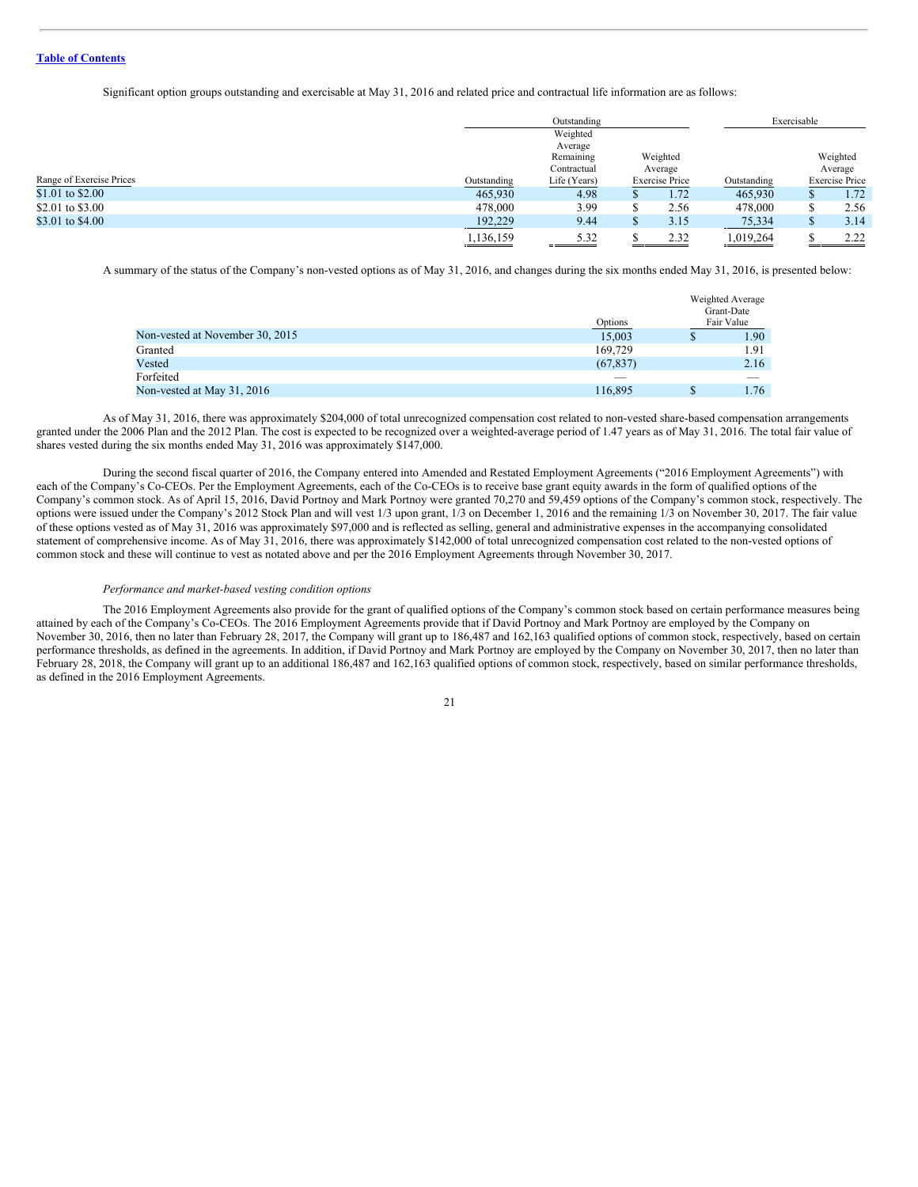[Table of Contents](#)

Significant option groups outstanding and exercisable at May 31, 2016 and related price and contractual life information are as follows:

| | Outstanding | | | Exercisable | |
|---|---|---|---|---|---|
| Range of Exercise Prices | Outstanding | Weighted Average Remaining Contractual Life (Years) | Weighted Average Exercise Price | Outstanding | Weighted Average Exercise Price |
| $1.01 to $2.00 | 465,930 | 4.98 | $ 1.72 | 465,930 | $ 1.72 |
| $2.01 to $3.00 | 478,000 | 3.99 | $ 2.56 | 478,000 | $ 2.56 |
| $3.01 to $4.00 | 192,229 | 9.44 | $ 3.15 | 75,334 | $ 3.14 |
| | 1,136,159 | 5.32 | $ 2.32 | 1,019,264 | $ 2.22 |

A summary of the status of the Company's non-vested options as of May 31, 2016, and changes during the six months ended May 31, 2016, is presented below:

| | Options | Weighted Average Grant-Date Fair Value |
|---|---|---|
| Non-vested at November 30, 2015 | 15,003 | $ 1.90 |
| Granted | 169,729 | 1.91 |
| Vested | (67,837) | 2.16 |
| Forfeited | — | — |
| Non-vested at May 31, 2016 | 116,895 | $ 1.76 |

As of May 31, 2016, there was approximately $204,000 of total unrecognized compensation cost related to non-vested share-based compensation arrangements granted under the 2006 Plan and the 2012 Plan. The cost is expected to be recognized over a weighted-average period of 1.47 years as of May 31, 2016. The total fair value of shares vested during the six months ended May 31, 2016 was approximately $147,000.

During the second fiscal quarter of 2016, the Company entered into Amended and Restated Employment Agreements ("2016 Employment Agreements") with each of the Company's Co-CEOs. Per the Employment Agreements, each of the Co-CEOs is to receive base grant equity awards in the form of qualified options of the Company's common stock. As of April 15, 2016, David Portnoy and Mark Portnoy were granted 70,270 and 59,459 options of the Company's common stock, respectively. The options were issued under the Company's 2012 Stock Plan and will vest 1/3 upon grant, 1/3 on December 1, 2016 and the remaining 1/3 on November 30, 2017. The fair value of these options vested as of May 31, 2016 was approximately $97,000 and is reflected as selling, general and administrative expenses in the accompanying consolidated statement of comprehensive income. As of May 31, 2016, there was approximately $142,000 of total unrecognized compensation cost related to the non-vested options of common stock and these will continue to vest as notated above and per the 2016 Employment Agreements through November 30, 2017.

*Performance and market-based vesting condition options*

The 2016 Employment Agreements also provide for the grant of qualified options of the Company's common stock based on certain performance measures being attained by each of the Company's Co-CEOs. The 2016 Employment Agreements provide that if David Portnoy and Mark Portnoy are employed by the Company on November 30, 2016, then no later than February 28, 2017, the Company will grant up to 186,487 and 162,163 qualified options of common stock, respectively, based on certain performance thresholds, as defined in the agreements. In addition, if David Portnoy and Mark Portnoy are employed by the Company on November 30, 2017, then no later than February 28, 2018, the Company will grant up to an additional 186,487 and 162,163 qualified options of common stock, respectively, based on similar performance thresholds, as defined in the 2016 Employment Agreements.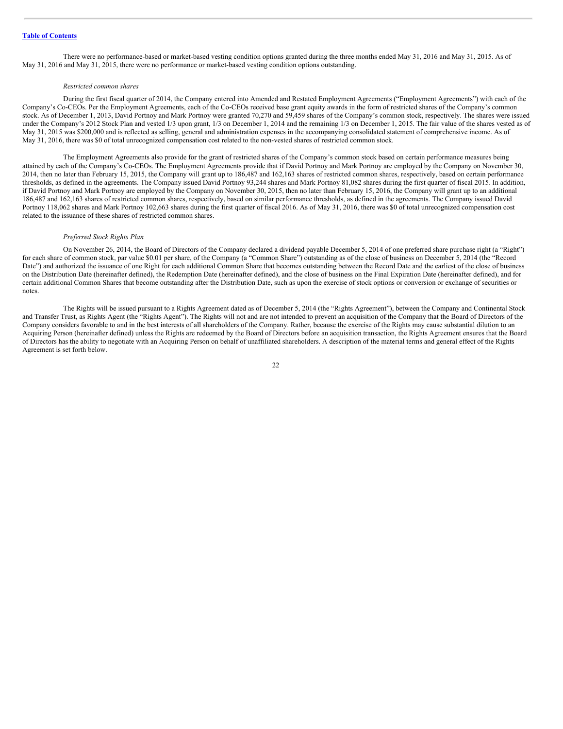There were no performance-based or market-based vesting condition options granted during the three months ended May 31, 2016 and May 31, 2015. As of May 31, 2016 and May 31, 2015, there were no performance or market-based vesting condition options outstanding.

*Restricted common shares*

During the first fiscal quarter of 2014, the Company entered into Amended and Restated Employment Agreements ("Employment Agreements") with each of the Company's Co-CEOs. Per the Employment Agreements, each of the Co-CEOs received base grant equity awards in the form of restricted shares of the Company's common stock. As of December 1, 2013, David Portnoy and Mark Portnoy were granted 70,270 and 59,459 shares of the Company's common stock, respectively. The shares were issued under the Company's 2012 Stock Plan and vested 1/3 upon grant, 1/3 on December 1, 2014 and the remaining 1/3 on December 1, 2015. The fair value of the shares vested as of May 31, 2015 was $200,000 and is reflected as selling, general and administration expenses in the accompanying consolidated statement of comprehensive income. As of May 31, 2016, there was $0 of total unrecognized compensation cost related to the non-vested shares of restricted common stock.

The Employment Agreements also provide for the grant of restricted shares of the Company's common stock based on certain performance measures being attained by each of the Company's Co-CEOs. The Employment Agreements provide that if David Portnoy and Mark Portnoy are employed by the Company on November 30, 2014, then no later than February 15, 2015, the Company will grant up to 186,487 and 162,163 shares of restricted common shares, respectively, based on certain performance thresholds, as defined in the agreements. The Company issued David Portnoy 93,244 shares and Mark Portnoy 81,082 shares during the first quarter of fiscal 2015. In addition, if David Portnoy and Mark Portnoy are employed by the Company on November 30, 2015, then no later than February 15, 2016, the Company will grant up to an additional 186,487 and 162,163 shares of restricted common shares, respectively, based on similar performance thresholds, as defined in the agreements. The Company issued David Portnoy 118,062 shares and Mark Portnoy 102,663 shares during the first quarter of fiscal 2016. As of May 31, 2016, there was $0 of total unrecognized compensation cost related to the issuance of these shares of restricted common shares.

*Preferred Stock Rights Plan*

On November 26, 2014, the Board of Directors of the Company declared a dividend payable December 5, 2014 of one preferred share purchase right (a "Right") for each share of common stock, par value $0.01 per share, of the Company (a "Common Share") outstanding as of the close of business on December 5, 2014 (the "Record Date") and authorized the issuance of one Right for each additional Common Share that becomes outstanding between the Record Date and the earliest of the close of business on the Distribution Date (hereinafter defined), the Redemption Date (hereinafter defined), and the close of business on the Final Expiration Date (hereinafter defined), and for certain additional Common Shares that become outstanding after the Distribution Date, such as upon the exercise of stock options or conversion or exchange of securities or notes.

The Rights will be issued pursuant to a Rights Agreement dated as of December 5, 2014 (the "Rights Agreement"), between the Company and Continental Stock and Transfer Trust, as Rights Agent (the "Rights Agent"). The Rights will not and are not intended to prevent an acquisition of the Company that the Board of Directors of the Company considers favorable to and in the best interests of all shareholders of the Company. Rather, because the exercise of the Rights may cause substantial dilution to an Acquiring Person (hereinafter defined) unless the Rights are redeemed by the Board of Directors before an acquisition transaction, the Rights Agreement ensures that the Board of Directors has the ability to negotiate with an Acquiring Person on behalf of unaffiliated shareholders. A description of the material terms and general effect of the Rights Agreement is set forth below.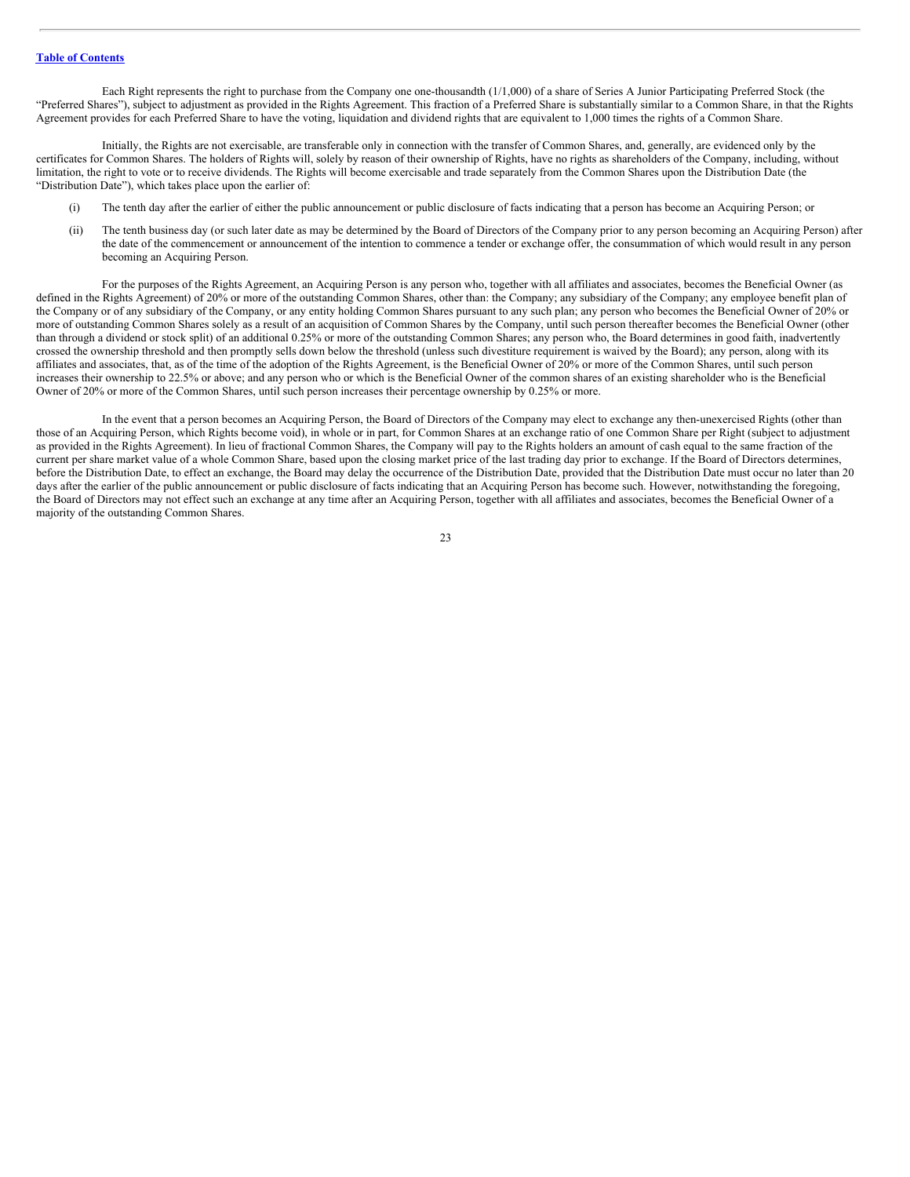Each Right represents the right to purchase from the Company one one-thousandth (1/1,000) of a share of Series A Junior Participating Preferred Stock (the "Preferred Shares"), subject to adjustment as provided in the Rights Agreement. This fraction of a Preferred Share is substantially similar to a Common Share, in that the Rights Agreement provides for each Preferred Share to have the voting, liquidation and dividend rights that are equivalent to 1,000 times the rights of a Common Share.

Initially, the Rights are not exercisable, are transferable only in connection with the transfer of Common Shares, and, generally, are evidenced only by the certificates for Common Shares. The holders of Rights will, solely by reason of their ownership of Rights, have no rights as shareholders of the Company, including, without limitation, the right to vote or to receive dividends. The Rights will become exercisable and trade separately from the Common Shares upon the Distribution Date (the "Distribution Date"), which takes place upon the earlier of:

(i) The tenth day after the earlier of either the public announcement or public disclosure of facts indicating that a person has become an Acquiring Person; or

(ii) The tenth business day (or such later date as may be determined by the Board of Directors of the Company prior to any person becoming an Acquiring Person) after the date of the commencement or announcement of the intention to commence a tender or exchange offer, the consummation of which would result in any person becoming an Acquiring Person.

For the purposes of the Rights Agreement, an Acquiring Person is any person who, together with all affiliates and associates, becomes the Beneficial Owner (as defined in the Rights Agreement) of 20% or more of the outstanding Common Shares, other than: the Company; any subsidiary of the Company; any employee benefit plan of the Company or of any subsidiary of the Company, or any entity holding Common Shares pursuant to any such plan; any person who becomes the Beneficial Owner of 20% or more of outstanding Common Shares solely as a result of an acquisition of Common Shares by the Company, until such person thereafter becomes the Beneficial Owner (other than through a dividend or stock split) of an additional 0.25% or more of the outstanding Common Shares; any person who, the Board determines in good faith, inadvertently crossed the ownership threshold and then promptly sells down below the threshold (unless such divestiture requirement is waived by the Board); any person, along with its affiliates and associates, that, as of the time of the adoption of the Rights Agreement, is the Beneficial Owner of 20% or more of the Common Shares, until such person increases their ownership to 22.5% or above; and any person who or which is the Beneficial Owner of the common shares of an existing shareholder who is the Beneficial Owner of 20% or more of the Common Shares, until such person increases their percentage ownership by 0.25% or more.

In the event that a person becomes an Acquiring Person, the Board of Directors of the Company may elect to exchange any then-unexercised Rights (other than those of an Acquiring Person, which Rights become void), in whole or in part, for Common Shares at an exchange ratio of one Common Share per Right (subject to adjustment as provided in the Rights Agreement). In lieu of fractional Common Shares, the Company will pay to the Rights holders an amount of cash equal to the same fraction of the current per share market value of a whole Common Share, based upon the closing market price of the last trading day prior to exchange. If the Board of Directors determines, before the Distribution Date, to effect an exchange, the Board may delay the occurrence of the Distribution Date, provided that the Distribution Date must occur no later than 20 days after the earlier of the public announcement or public disclosure of facts indicating that an Acquiring Person has become such. However, notwithstanding the foregoing, the Board of Directors may not effect such an exchange at any time after an Acquiring Person, together with all affiliates and associates, becomes the Beneficial Owner of a majority of the outstanding Common Shares.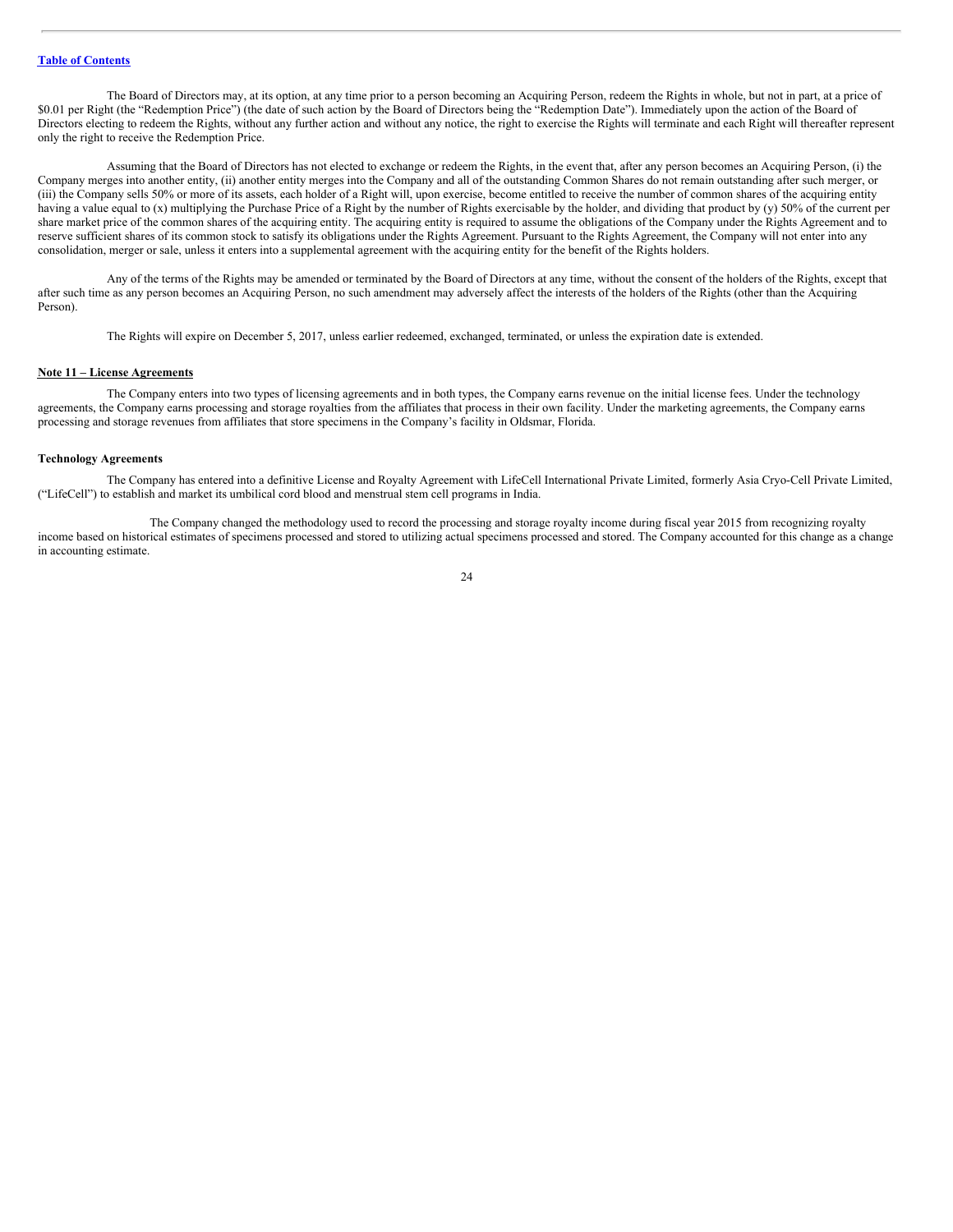The Board of Directors may, at its option, at any time prior to a person becoming an Acquiring Person, redeem the Rights in whole, but not in part, at a price of $0.01 per Right (the "Redemption Price") (the date of such action by the Board of Directors being the "Redemption Date"). Immediately upon the action of the Board of Directors electing to redeem the Rights, without any further action and without any notice, the right to exercise the Rights will terminate and each Right will thereafter represent only the right to receive the Redemption Price.

Assuming that the Board of Directors has not elected to exchange or redeem the Rights, in the event that, after any person becomes an Acquiring Person, (i) the Company merges into another entity, (ii) another entity merges into the Company and all of the outstanding Common Shares do not remain outstanding after such merger, or (iii) the Company sells 50% or more of its assets, each holder of a Right will, upon exercise, become entitled to receive the number of common shares of the acquiring entity having a value equal to (x) multiplying the Purchase Price of a Right by the number of Rights exercisable by the holder, and dividing that product by (y) 50% of the current per share market price of the common shares of the acquiring entity. The acquiring entity is required to assume the obligations of the Company under the Rights Agreement and to reserve sufficient shares of its common stock to satisfy its obligations under the Rights Agreement. Pursuant to the Rights Agreement, the Company will not enter into any consolidation, merger or sale, unless it enters into a supplemental agreement with the acquiring entity for the benefit of the Rights holders.

Any of the terms of the Rights may be amended or terminated by the Board of Directors at any time, without the consent of the holders of the Rights, except that after such time as any person becomes an Acquiring Person, no such amendment may adversely affect the interests of the holders of the Rights (other than the Acquiring Person).

The Rights will expire on December 5, 2017, unless earlier redeemed, exchanged, terminated, or unless the expiration date is extended.

## Note 11 – License Agreements

The Company enters into two types of licensing agreements and in both types, the Company earns revenue on the initial license fees. Under the technology agreements, the Company earns processing and storage royalties from the affiliates that process in their own facility. Under the marketing agreements, the Company earns processing and storage revenues from affiliates that store specimens in the Company's facility in Oldsmar, Florida.

### Technology Agreements

The Company has entered into a definitive License and Royalty Agreement with LifeCell International Private Limited, formerly Asia Cryo-Cell Private Limited, ("LifeCell") to establish and market its umbilical cord blood and menstrual stem cell programs in India.

The Company changed the methodology used to record the processing and storage royalty income during fiscal year 2015 from recognizing royalty income based on historical estimates of specimens processed and stored to utilizing actual specimens processed and stored. The Company accounted for this change as a change in accounting estimate.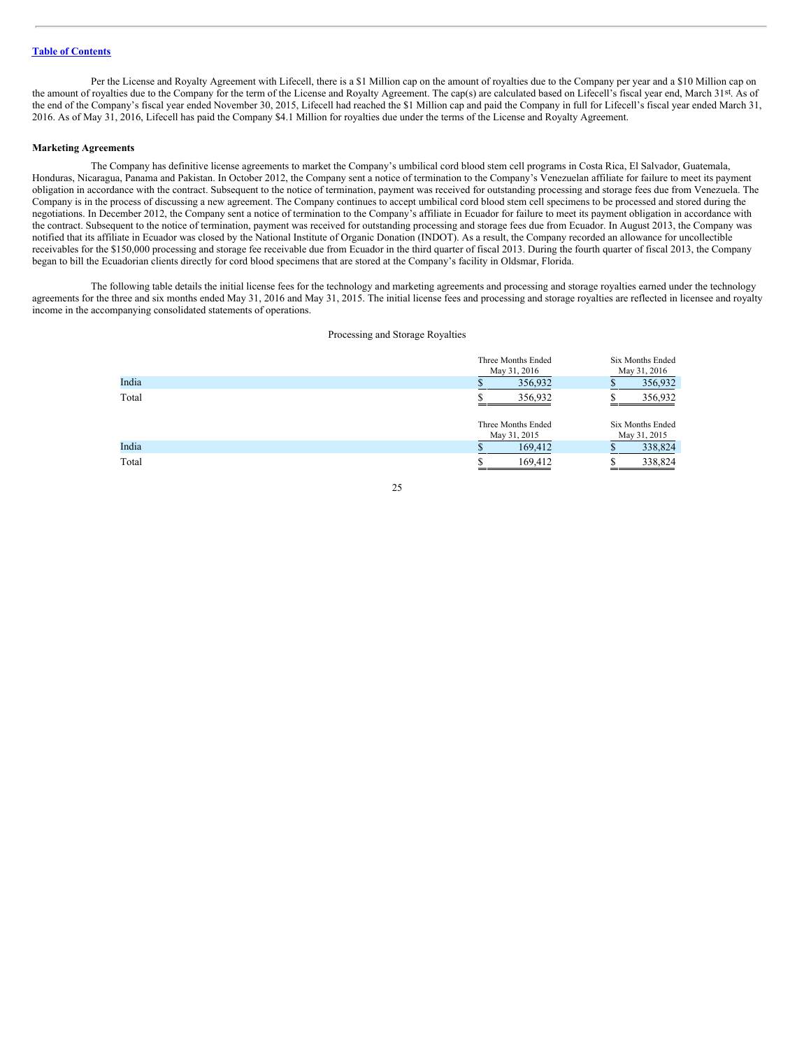Per the License and Royalty Agreement with Lifecell, there is a $1 Million cap on the amount of royalties due to the Company per year and a $10 Million cap on the amount of royalties due to the Company for the term of the License and Royalty Agreement. The cap(s) are calculated based on Lifecell's fiscal year end, March 31st. As of the end of the Company's fiscal year ended November 30, 2015, Lifecell had reached the $1 Million cap and paid the Company in full for Lifecell's fiscal year ended March 31, 2016. As of May 31, 2016, Lifecell has paid the Company $4.1 Million for royalties due under the terms of the License and Royalty Agreement.

**Marketing Agreements**

The Company has definitive license agreements to market the Company's umbilical cord blood stem cell programs in Costa Rica, El Salvador, Guatemala, Honduras, Nicaragua, Panama and Pakistan. In October 2012, the Company sent a notice of termination to the Company's Venezuelan affiliate for failure to meet its payment obligation in accordance with the contract. Subsequent to the notice of termination, payment was received for outstanding processing and storage fees due from Venezuela. The Company is in the process of discussing a new agreement. The Company continues to accept umbilical cord blood stem cell specimens to be processed and stored during the negotiations. In December 2012, the Company sent a notice of termination to the Company's affiliate in Ecuador for failure to meet its payment obligation in accordance with the contract. Subsequent to the notice of termination, payment was received for outstanding processing and storage fees due from Ecuador. In August 2013, the Company was notified that its affiliate in Ecuador was closed by the National Institute of Organic Donation (INDOT). As a result, the Company recorded an allowance for uncollectible receivables for the $150,000 processing and storage fee receivable due from Ecuador in the third quarter of fiscal 2013. During the fourth quarter of fiscal 2013, the Company began to bill the Ecuadorian clients directly for cord blood specimens that are stored at the Company's facility in Oldsmar, Florida.

The following table details the initial license fees for the technology and marketing agreements and processing and storage royalties earned under the technology agreements for the three and six months ended May 31, 2016 and May 31, 2015. The initial license fees and processing and storage royalties are reflected in licensee and royalty income in the accompanying consolidated statements of operations.

Processing and Storage Royalties

| | Three Months Ended May 31, 2016 | Six Months Ended May 31, 2016 |
|---|---|---|
| India | $ 356,932 | $ 356,932 |
| Total | $ 356,932 | $ 356,932 |

| | Three Months Ended May 31, 2015 | Six Months Ended May 31, 2015 |
|---|---|---|
| India | $ 169,412 | $ 338,824 |
| Total | $ 169,412 | $ 338,824 |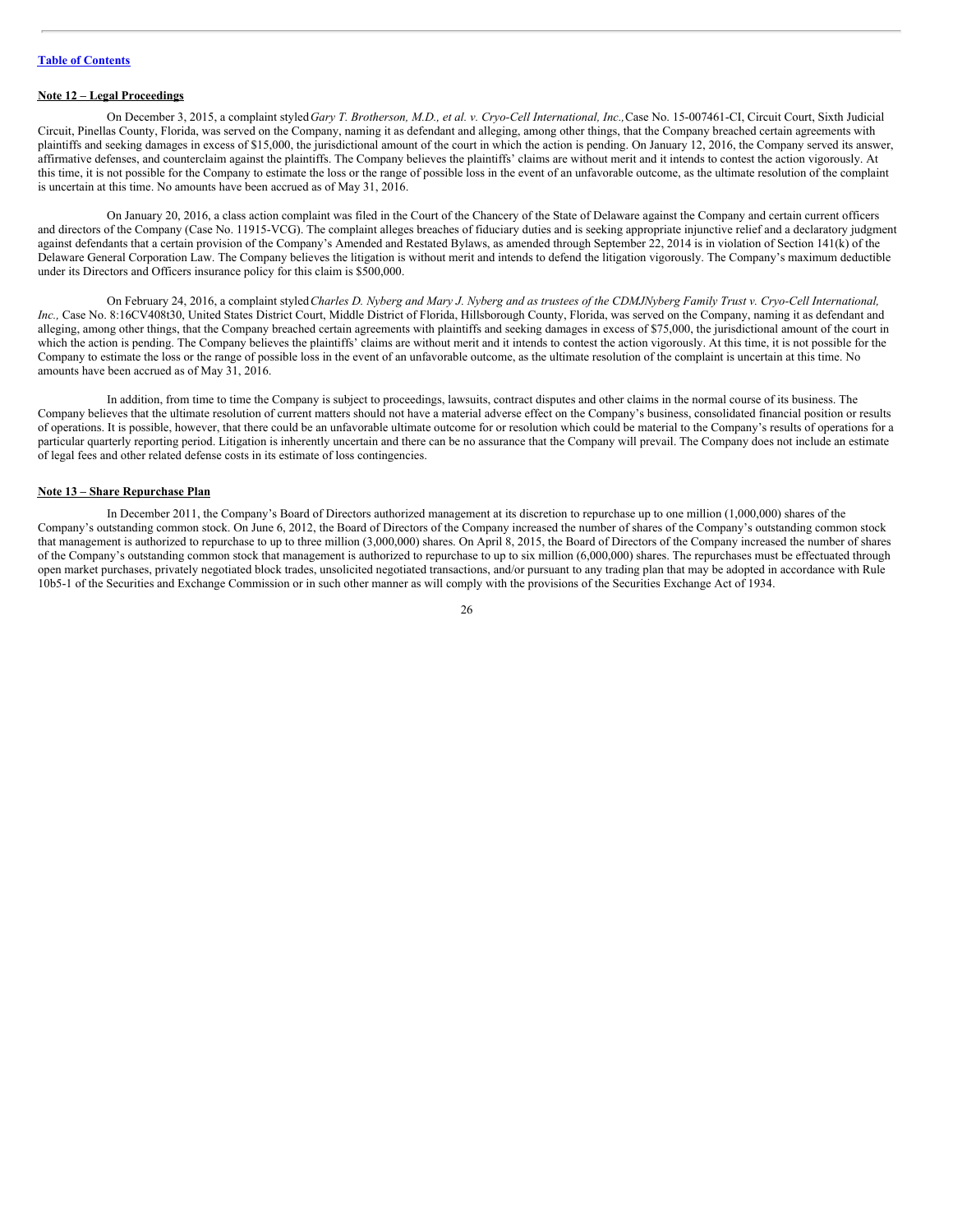**Note 12 – Legal Proceedings**

On December 3, 2015, a complaint styled *Gary T. Brotherson, M.D., et al. v. Cryo-Cell International, Inc.,* Case No. 15-007461-CI, Circuit Court, Sixth Judicial Circuit, Pinellas County, Florida, was served on the Company, naming it as defendant and alleging, among other things, that the Company breached certain agreements with plaintiffs and seeking damages in excess of $15,000, the jurisdictional amount of the court in which the action is pending. On January 12, 2016, the Company served its answer, affirmative defenses, and counterclaim against the plaintiffs. The Company believes the plaintiffs' claims are without merit and it intends to contest the action vigorously. At this time, it is not possible for the Company to estimate the loss or the range of possible loss in the event of an unfavorable outcome, as the ultimate resolution of the complaint is uncertain at this time. No amounts have been accrued as of May 31, 2016.

On January 20, 2016, a class action complaint was filed in the Court of the Chancery of the State of Delaware against the Company and certain current officers and directors of the Company (Case No. 11915-VCG). The complaint alleges breaches of fiduciary duties and is seeking appropriate injunctive relief and a declaratory judgment against defendants that a certain provision of the Company's Amended and Restated Bylaws, as amended through September 22, 2014 is in violation of Section 141(k) of the Delaware General Corporation Law. The Company believes the litigation is without merit and intends to defend the litigation vigorously. The Company's maximum deductible under its Directors and Officers insurance policy for this claim is $500,000.

On February 24, 2016, a complaint styled *Charles D. Nyberg and Mary J. Nyberg and as trustees of the CDMJNyberg Family Trust v. Cryo-Cell International, Inc.,* Case No. 8:16CV408t30, United States District Court, Middle District of Florida, Hillsborough County, Florida, was served on the Company, naming it as defendant and alleging, among other things, that the Company breached certain agreements with plaintiffs and seeking damages in excess of $75,000, the jurisdictional amount of the court in which the action is pending. The Company believes the plaintiffs' claims are without merit and it intends to contest the action vigorously. At this time, it is not possible for the Company to estimate the loss or the range of possible loss in the event of an unfavorable outcome, as the ultimate resolution of the complaint is uncertain at this time. No amounts have been accrued as of May 31, 2016.

In addition, from time to time the Company is subject to proceedings, lawsuits, contract disputes and other claims in the normal course of its business. The Company believes that the ultimate resolution of current matters should not have a material adverse effect on the Company's business, consolidated financial position or results of operations. It is possible, however, that there could be an unfavorable ultimate outcome for or resolution which could be material to the Company's results of operations for a particular quarterly reporting period. Litigation is inherently uncertain and there can be no assurance that the Company will prevail. The Company does not include an estimate of legal fees and other related defense costs in its estimate of loss contingencies.

**Note 13 – Share Repurchase Plan**

In December 2011, the Company's Board of Directors authorized management at its discretion to repurchase up to one million (1,000,000) shares of the Company's outstanding common stock. On June 6, 2012, the Board of Directors of the Company increased the number of shares of the Company's outstanding common stock that management is authorized to repurchase to up to three million (3,000,000) shares. On April 8, 2015, the Board of Directors of the Company increased the number of shares of the Company's outstanding common stock that management is authorized to repurchase to up to six million (6,000,000) shares. The repurchases must be effectuated through open market purchases, privately negotiated block trades, unsolicited negotiated transactions, and/or pursuant to any trading plan that may be adopted in accordance with Rule 10b5-1 of the Securities and Exchange Commission or in such other manner as will comply with the provisions of the Securities Exchange Act of 1934.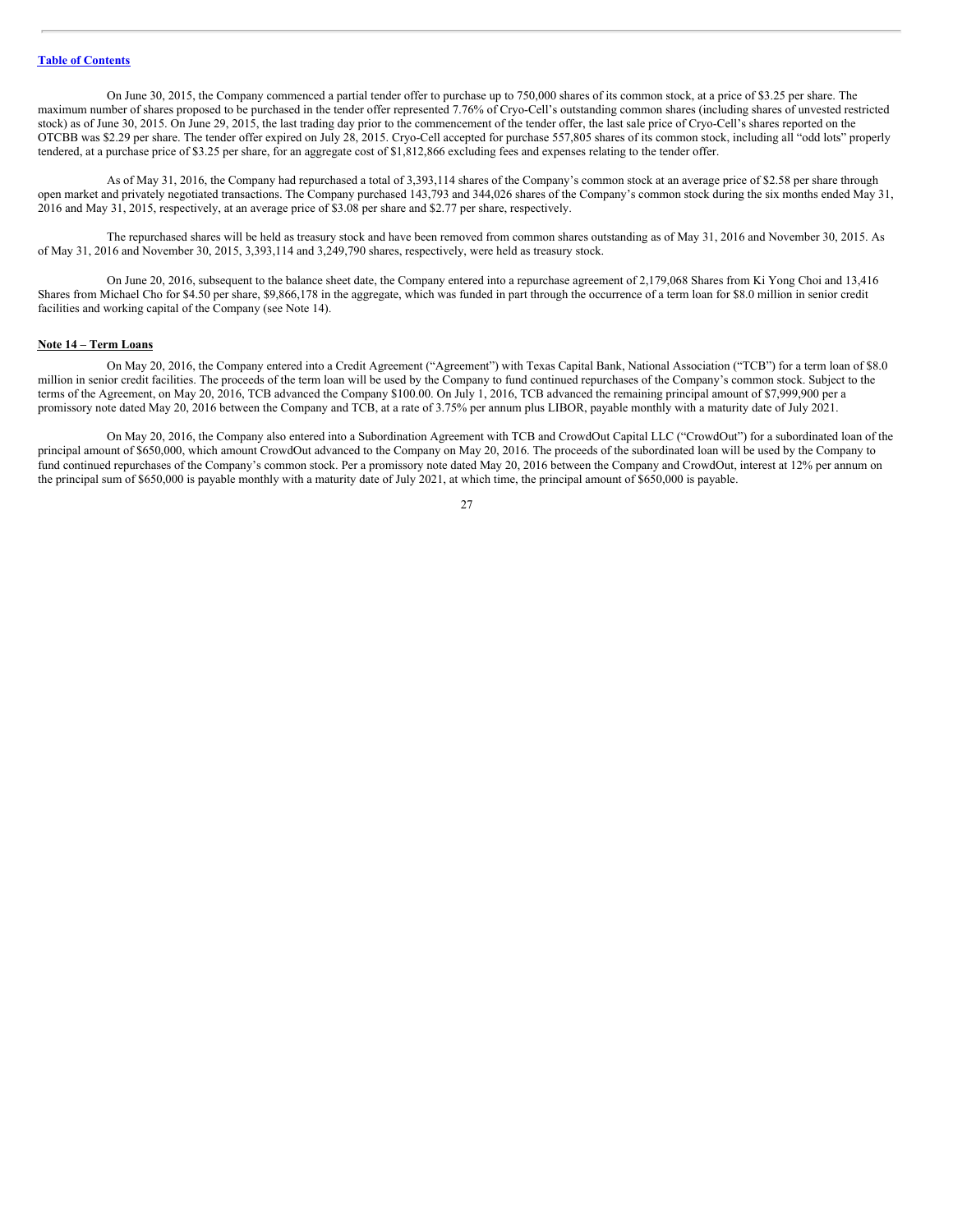On June 30, 2015, the Company commenced a partial tender offer to purchase up to 750,000 shares of its common stock, at a price of $3.25 per share. The maximum number of shares proposed to be purchased in the tender offer represented 7.76% of Cryo-Cell's outstanding common shares (including shares of unvested restricted stock) as of June 30, 2015. On June 29, 2015, the last trading day prior to the commencement of the tender offer, the last sale price of Cryo-Cell's shares reported on the OTCBB was $2.29 per share. The tender offer expired on July 28, 2015. Cryo-Cell accepted for purchase 557,805 shares of its common stock, including all "odd lots" properly tendered, at a purchase price of $3.25 per share, for an aggregate cost of $1,812,866 excluding fees and expenses relating to the tender offer.

As of May 31, 2016, the Company had repurchased a total of 3,393,114 shares of the Company's common stock at an average price of $2.58 per share through open market and privately negotiated transactions. The Company purchased 143,793 and 344,026 shares of the Company's common stock during the six months ended May 31, 2016 and May 31, 2015, respectively, at an average price of $3.08 per share and $2.77 per share, respectively.

The repurchased shares will be held as treasury stock and have been removed from common shares outstanding as of May 31, 2016 and November 30, 2015. As of May 31, 2016 and November 30, 2015, 3,393,114 and 3,249,790 shares, respectively, were held as treasury stock.

On June 20, 2016, subsequent to the balance sheet date, the Company entered into a repurchase agreement of 2,179,068 Shares from Ki Yong Choi and 13,416 Shares from Michael Cho for $4.50 per share, $9,866,178 in the aggregate, which was funded in part through the occurrence of a term loan for $8.0 million in senior credit facilities and working capital of the Company (see Note 14).

**Note 14 – Term Loans**

On May 20, 2016, the Company entered into a Credit Agreement ("Agreement") with Texas Capital Bank, National Association ("TCB") for a term loan of $8.0 million in senior credit facilities. The proceeds of the term loan will be used by the Company to fund continued repurchases of the Company's common stock. Subject to the terms of the Agreement, on May 20, 2016, TCB advanced the Company $100.00. On July 1, 2016, TCB advanced the remaining principal amount of $7,999,900 per a promissory note dated May 20, 2016 between the Company and TCB, at a rate of 3.75% per annum plus LIBOR, payable monthly with a maturity date of July 2021.

On May 20, 2016, the Company also entered into a Subordination Agreement with TCB and CrowdOut Capital LLC ("CrowdOut") for a subordinated loan of the principal amount of $650,000, which amount CrowdOut advanced to the Company on May 20, 2016. The proceeds of the subordinated loan will be used by the Company to fund continued repurchases of the Company's common stock. Per a promissory note dated May 20, 2016 between the Company and CrowdOut, interest at 12% per annum on the principal sum of $650,000 is payable monthly with a maturity date of July 2021, at which time, the principal amount of $650,000 is payable.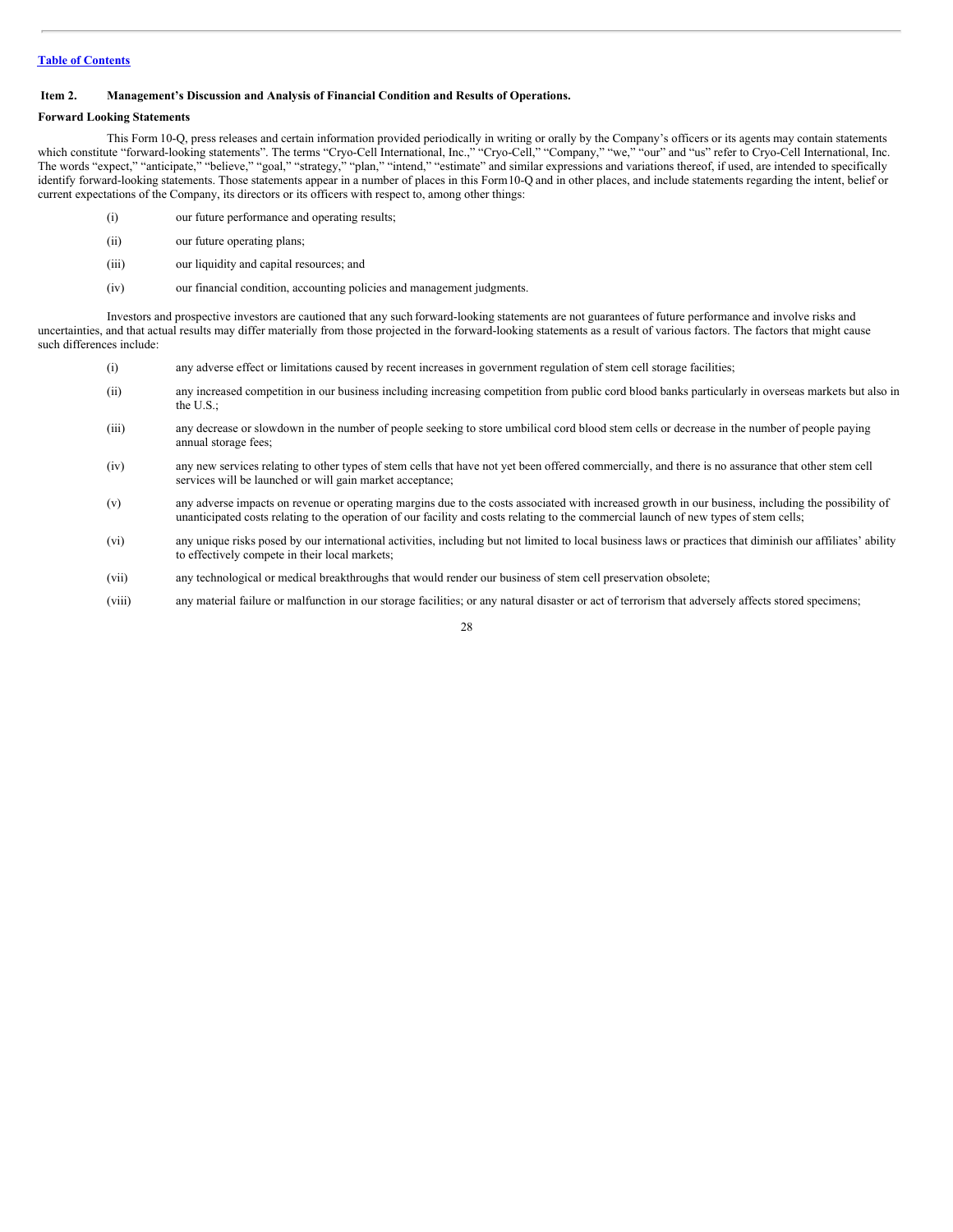[Table of Contents](#)

**Item 2. Management's Discussion and Analysis of Financial Condition and Results of Operations.**

**Forward Looking Statements**

This Form 10-Q, press releases and certain information provided periodically in writing or orally by the Company's officers or its agents may contain statements which constitute "forward-looking statements". The terms "Cryo-Cell International, Inc.," "Cryo-Cell," "Company," "we," "our" and "us" refer to Cryo-Cell International, Inc. The words "expect," "anticipate," "believe," "goal," "strategy," "plan," "intend," "estimate" and similar expressions and variations thereof, if used, are intended to specifically identify forward-looking statements. Those statements appear in a number of places in this Form10-Q and in other places, and include statements regarding the intent, belief or current expectations of the Company, its directors or its officers with respect to, among other things:

(i) our future performance and operating results;

(ii) our future operating plans;

(iii) our liquidity and capital resources; and

(iv) our financial condition, accounting policies and management judgments.

Investors and prospective investors are cautioned that any such forward-looking statements are not guarantees of future performance and involve risks and uncertainties, and that actual results may differ materially from those projected in the forward-looking statements as a result of various factors. The factors that might cause such differences include:

(i) any adverse effect or limitations caused by recent increases in government regulation of stem cell storage facilities;

(ii) any increased competition in our business including increasing competition from public cord blood banks particularly in overseas markets but also in the U.S.;

(iii) any decrease or slowdown in the number of people seeking to store umbilical cord blood stem cells or decrease in the number of people paying annual storage fees;

(iv) any new services relating to other types of stem cells that have not yet been offered commercially, and there is no assurance that other stem cell services will be launched or will gain market acceptance;

(v) any adverse impacts on revenue or operating margins due to the costs associated with increased growth in our business, including the possibility of unanticipated costs relating to the operation of our facility and costs relating to the commercial launch of new types of stem cells;

(vi) any unique risks posed by our international activities, including but not limited to local business laws or practices that diminish our affiliates' ability to effectively compete in their local markets;

(vii) any technological or medical breakthroughs that would render our business of stem cell preservation obsolete;

(viii) any material failure or malfunction in our storage facilities; or any natural disaster or act of terrorism that adversely affects stored specimens;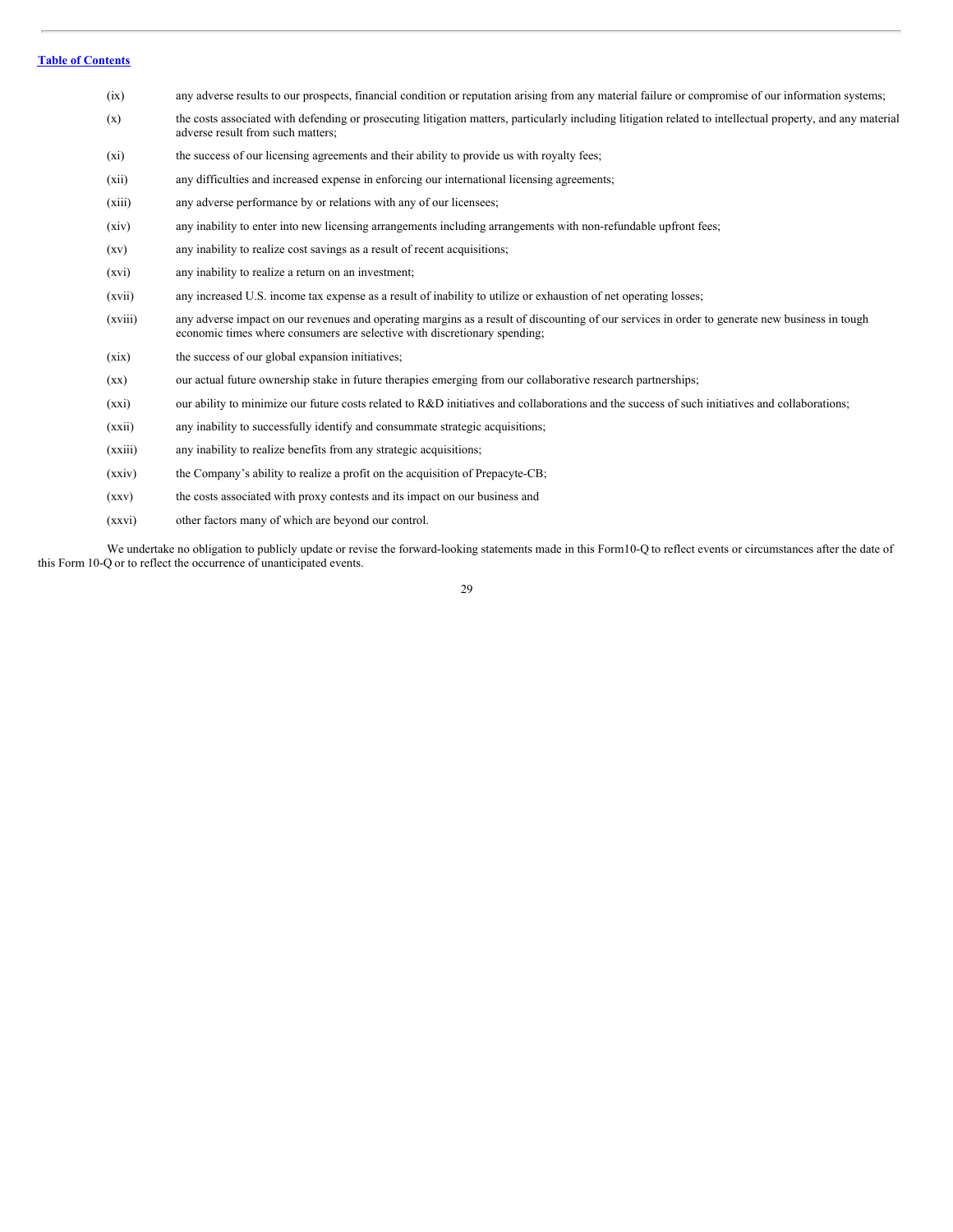(ix) any adverse results to our prospects, financial condition or reputation arising from any material failure or compromise of our information systems;

(x) the costs associated with defending or prosecuting litigation matters, particularly including litigation related to intellectual property, and any material adverse result from such matters;

(xi) the success of our licensing agreements and their ability to provide us with royalty fees;

(xii) any difficulties and increased expense in enforcing our international licensing agreements;

(xiii) any adverse performance by or relations with any of our licensees;

(xiv) any inability to enter into new licensing arrangements including arrangements with non-refundable upfront fees;

(xv) any inability to realize cost savings as a result of recent acquisitions;

(xvi) any inability to realize a return on an investment;

(xvii) any increased U.S. income tax expense as a result of inability to utilize or exhaustion of net operating losses;

(xviii) any adverse impact on our revenues and operating margins as a result of discounting of our services in order to generate new business in tough economic times where consumers are selective with discretionary spending;

(xix) the success of our global expansion initiatives;

(xx) our actual future ownership stake in future therapies emerging from our collaborative research partnerships;

(xxi) our ability to minimize our future costs related to R&D initiatives and collaborations and the success of such initiatives and collaborations;

(xxii) any inability to successfully identify and consummate strategic acquisitions;

(xxiii) any inability to realize benefits from any strategic acquisitions;

(xxiv) the Company's ability to realize a profit on the acquisition of Prepacyte-CB;

(xxv) the costs associated with proxy contests and its impact on our business and

(xxvi) other factors many of which are beyond our control.

We undertake no obligation to publicly update or revise the forward-looking statements made in this Form10-Q to reflect events or circumstances after the date of this Form 10-Q or to reflect the occurrence of unanticipated events.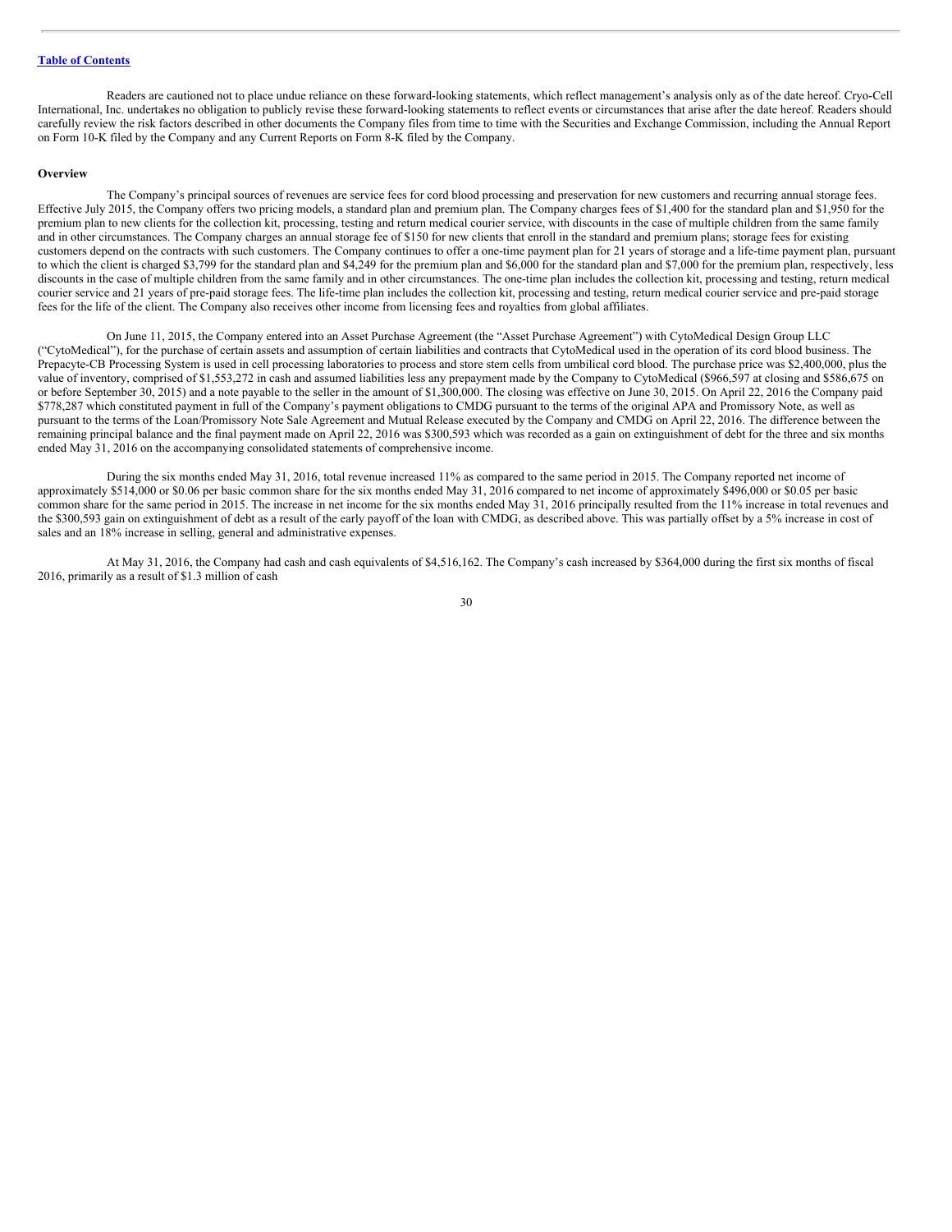Readers are cautioned not to place undue reliance on these forward-looking statements, which reflect management's analysis only as of the date hereof. Cryo-Cell International, Inc. undertakes no obligation to publicly revise these forward-looking statements to reflect events or circumstances that arise after the date hereof. Readers should carefully review the risk factors described in other documents the Company files from time to time with the Securities and Exchange Commission, including the Annual Report on Form 10-K filed by the Company and any Current Reports on Form 8-K filed by the Company.

**Overview**

The Company's principal sources of revenues are service fees for cord blood processing and preservation for new customers and recurring annual storage fees. Effective July 2015, the Company offers two pricing models, a standard plan and premium plan. The Company charges fees of $1,400 for the standard plan and $1,950 for the premium plan to new clients for the collection kit, processing, testing and return medical courier service, with discounts in the case of multiple children from the same family and in other circumstances. The Company charges an annual storage fee of $150 for new clients that enroll in the standard and premium plans; storage fees for existing customers depend on the contracts with such customers. The Company continues to offer a one-time payment plan for 21 years of storage and a life-time payment plan, pursuant to which the client is charged $3,799 for the standard plan and $4,249 for the premium plan and $6,000 for the standard plan and $7,000 for the premium plan, respectively, less discounts in the case of multiple children from the same family and in other circumstances. The one-time plan includes the collection kit, processing and testing, return medical courier service and 21 years of pre-paid storage fees. The life-time plan includes the collection kit, processing and testing, return medical courier service and pre-paid storage fees for the life of the client. The Company also receives other income from licensing fees and royalties from global affiliates.

On June 11, 2015, the Company entered into an Asset Purchase Agreement (the "Asset Purchase Agreement") with CytoMedical Design Group LLC ("CytoMedical"), for the purchase of certain assets and assumption of certain liabilities and contracts that CytoMedical used in the operation of its cord blood business. The Prepacyte-CB Processing System is used in cell processing laboratories to process and store stem cells from umbilical cord blood. The purchase price was $2,400,000, plus the value of inventory, comprised of $1,553,272 in cash and assumed liabilities less any prepayment made by the Company to CytoMedical ($966,597 at closing and $586,675 on or before September 30, 2015) and a note payable to the seller in the amount of $1,300,000. The closing was effective on June 30, 2015. On April 22, 2016 the Company paid $778,287 which constituted payment in full of the Company's payment obligations to CMDG pursuant to the terms of the original APA and Promissory Note, as well as pursuant to the terms of the Loan/Promissory Note Sale Agreement and Mutual Release executed by the Company and CMDG on April 22, 2016. The difference between the remaining principal balance and the final payment made on April 22, 2016 was $300,593 which was recorded as a gain on extinguishment of debt for the three and six months ended May 31, 2016 on the accompanying consolidated statements of comprehensive income.

During the six months ended May 31, 2016, total revenue increased 11% as compared to the same period in 2015. The Company reported net income of approximately $514,000 or $0.06 per basic common share for the six months ended May 31, 2016 compared to net income of approximately $496,000 or $0.05 per basic common share for the same period in 2015. The increase in net income for the six months ended May 31, 2016 principally resulted from the 11% increase in total revenues and the $300,593 gain on extinguishment of debt as a result of the early payoff of the loan with CMDG, as described above. This was partially offset by a 5% increase in cost of sales and an 18% increase in selling, general and administrative expenses.

At May 31, 2016, the Company had cash and cash equivalents of $4,516,162. The Company's cash increased by $364,000 during the first six months of fiscal 2016, primarily as a result of $1.3 million of cash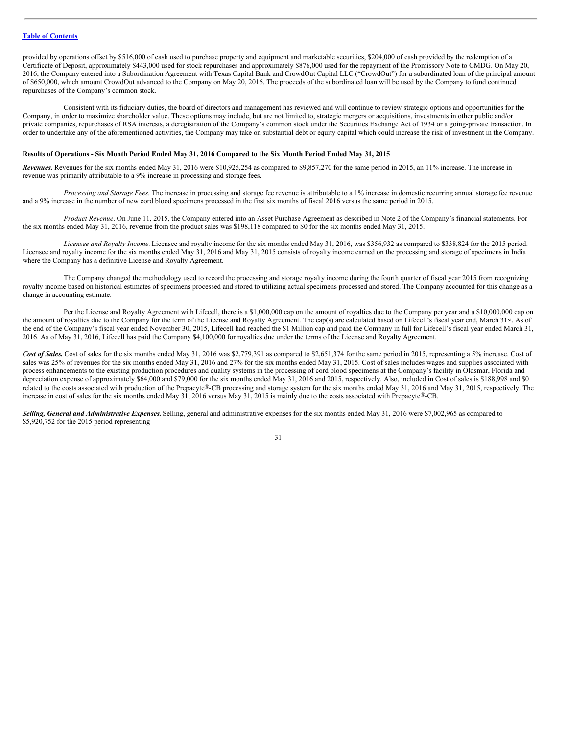provided by operations offset by $516,000 of cash used to purchase property and equipment and marketable securities, $204,000 of cash provided by the redemption of a Certificate of Deposit, approximately $443,000 used for stock repurchases and approximately $876,000 used for the repayment of the Promissory Note to CMDG. On May 20, 2016, the Company entered into a Subordination Agreement with Texas Capital Bank and CrowdOut Capital LLC ("CrowdOut") for a subordinated loan of the principal amount of $650,000, which amount CrowdOut advanced to the Company on May 20, 2016. The proceeds of the subordinated loan will be used by the Company to fund continued repurchases of the Company's common stock.

Consistent with its fiduciary duties, the board of directors and management has reviewed and will continue to review strategic options and opportunities for the Company, in order to maximize shareholder value. These options may include, but are not limited to, strategic mergers or acquisitions, investments in other public and/or private companies, repurchases of RSA interests, a deregistration of the Company's common stock under the Securities Exchange Act of 1934 or a going-private transaction. In order to undertake any of the aforementioned activities, the Company may take on substantial debt or equity capital which could increase the risk of investment in the Company.

**Results of Operations - Six Month Period Ended May 31, 2016 Compared to the Six Month Period Ended May 31, 2015**

***Revenues.*** Revenues for the six months ended May 31, 2016 were $10,925,254 as compared to $9,857,270 for the same period in 2015, an 11% increase. The increase in revenue was primarily attributable to a 9% increase in processing and storage fees.

*Processing and Storage Fees.* The increase in processing and storage fee revenue is attributable to a 1% increase in domestic recurring annual storage fee revenue and a 9% increase in the number of new cord blood specimens processed in the first six months of fiscal 2016 versus the same period in 2015.

*Product Revenue*. On June 11, 2015, the Company entered into an Asset Purchase Agreement as described in Note 2 of the Company's financial statements. For the six months ended May 31, 2016, revenue from the product sales was $198,118 compared to $0 for the six months ended May 31, 2015.

*Licensee and Royalty Income.* Licensee and royalty income for the six months ended May 31, 2016, was $356,932 as compared to $338,824 for the 2015 period. Licensee and royalty income for the six months ended May 31, 2016 and May 31, 2015 consists of royalty income earned on the processing and storage of specimens in India where the Company has a definitive License and Royalty Agreement.

The Company changed the methodology used to record the processing and storage royalty income during the fourth quarter of fiscal year 2015 from recognizing royalty income based on historical estimates of specimens processed and stored to utilizing actual specimens processed and stored. The Company accounted for this change as a change in accounting estimate.

Per the License and Royalty Agreement with Lifecell, there is a $1,000,000 cap on the amount of royalties due to the Company per year and a $10,000,000 cap on the amount of royalties due to the Company for the term of the License and Royalty Agreement. The cap(s) are calculated based on Lifecell's fiscal year end, March 31st. As of the end of the Company's fiscal year ended November 30, 2015, Lifecell had reached the $1 Million cap and paid the Company in full for Lifecell's fiscal year ended March 31, 2016. As of May 31, 2016, Lifecell has paid the Company $4,100,000 for royalties due under the terms of the License and Royalty Agreement.

***Cost of Sales.*** Cost of sales for the six months ended May 31, 2016 was $2,779,391 as compared to $2,651,374 for the same period in 2015, representing a 5% increase. Cost of sales was 25% of revenues for the six months ended May 31, 2016 and 27% for the six months ended May 31, 2015. Cost of sales includes wages and supplies associated with process enhancements to the existing production procedures and quality systems in the processing of cord blood specimens at the Company's facility in Oldsmar, Florida and depreciation expense of approximately $64,000 and $79,000 for the six months ended May 31, 2016 and 2015, respectively. Also, included in Cost of sales is $188,998 and $0 related to the costs associated with production of the Prepacyte®-CB processing and storage system for the six months ended May 31, 2016 and May 31, 2015, respectively. The increase in cost of sales for the six months ended May 31, 2016 versus May 31, 2015 is mainly due to the costs associated with Prepacyte®-CB.

***Selling, General and Administrative Expenses.*** Selling, general and administrative expenses for the six months ended May 31, 2016 were $7,002,965 as compared to $5,920,752 for the 2015 period representing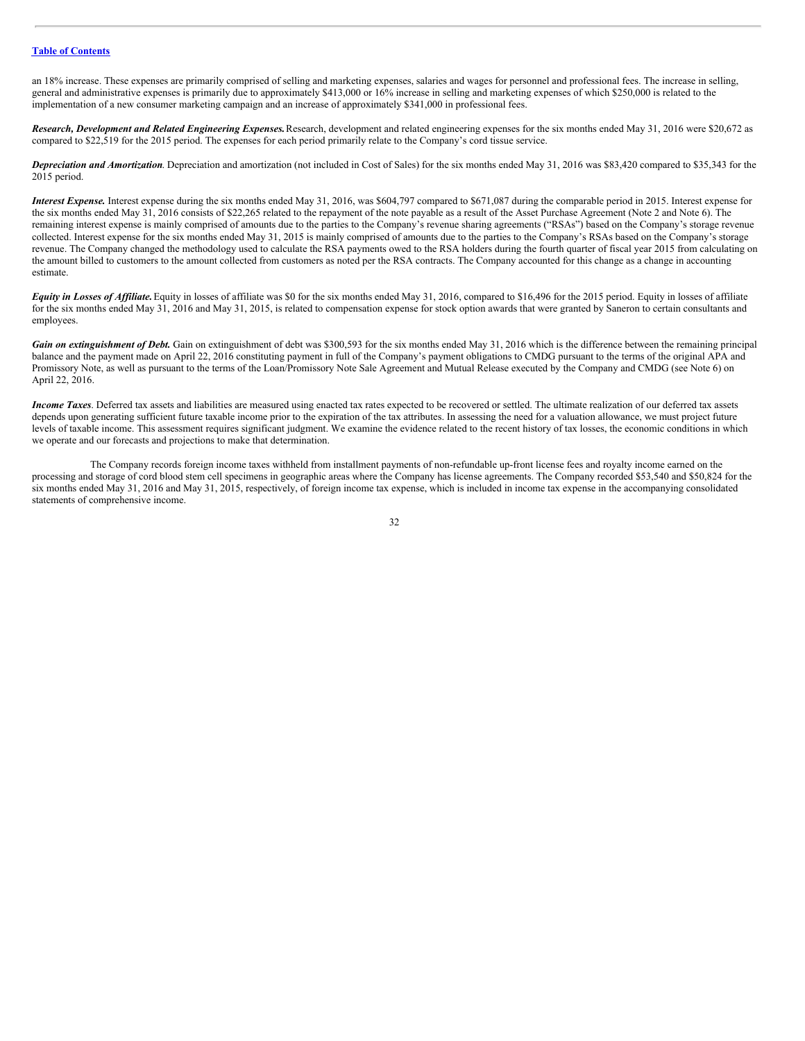an 18% increase. These expenses are primarily comprised of selling and marketing expenses, salaries and wages for personnel and professional fees. The increase in selling, general and administrative expenses is primarily due to approximately $413,000 or 16% increase in selling and marketing expenses of which $250,000 is related to the implementation of a new consumer marketing campaign and an increase of approximately $341,000 in professional fees.

***Research, Development and Related Engineering Expenses.*** Research, development and related engineering expenses for the six months ended May 31, 2016 were $20,672 as compared to $22,519 for the 2015 period. The expenses for each period primarily relate to the Company's cord tissue service.

***Depreciation and Amortization*.** Depreciation and amortization (not included in Cost of Sales) for the six months ended May 31, 2016 was $83,420 compared to $35,343 for the 2015 period.

***Interest Expense.*** Interest expense during the six months ended May 31, 2016, was $604,797 compared to $671,087 during the comparable period in 2015. Interest expense for the six months ended May 31, 2016 consists of $22,265 related to the repayment of the note payable as a result of the Asset Purchase Agreement (Note 2 and Note 6). The remaining interest expense is mainly comprised of amounts due to the parties to the Company's revenue sharing agreements ("RSAs") based on the Company's storage revenue collected. Interest expense for the six months ended May 31, 2015 is mainly comprised of amounts due to the parties to the Company's RSAs based on the Company's storage revenue. The Company changed the methodology used to calculate the RSA payments owed to the RSA holders during the fourth quarter of fiscal year 2015 from calculating on the amount billed to customers to the amount collected from customers as noted per the RSA contracts. The Company accounted for this change as a change in accounting estimate.

***Equity in Losses of Affiliate.*** Equity in losses of affiliate was $0 for the six months ended May 31, 2016, compared to $16,496 for the 2015 period. Equity in losses of affiliate for the six months ended May 31, 2016 and May 31, 2015, is related to compensation expense for stock option awards that were granted by Saneron to certain consultants and employees.

***Gain on extinguishment of Debt.*** Gain on extinguishment of debt was $300,593 for the six months ended May 31, 2016 which is the difference between the remaining principal balance and the payment made on April 22, 2016 constituting payment in full of the Company's payment obligations to CMDG pursuant to the terms of the original APA and Promissory Note, as well as pursuant to the terms of the Loan/Promissory Note Sale Agreement and Mutual Release executed by the Company and CMDG (see Note 6) on April 22, 2016.

***Income Taxes*.** Deferred tax assets and liabilities are measured using enacted tax rates expected to be recovered or settled. The ultimate realization of our deferred tax assets depends upon generating sufficient future taxable income prior to the expiration of the tax attributes. In assessing the need for a valuation allowance, we must project future levels of taxable income. This assessment requires significant judgment. We examine the evidence related to the recent history of tax losses, the economic conditions in which we operate and our forecasts and projections to make that determination.

The Company records foreign income taxes withheld from installment payments of non-refundable up-front license fees and royalty income earned on the processing and storage of cord blood stem cell specimens in geographic areas where the Company has license agreements. The Company recorded $53,540 and $50,824 for the six months ended May 31, 2016 and May 31, 2015, respectively, of foreign income tax expense, which is included in income tax expense in the accompanying consolidated statements of comprehensive income.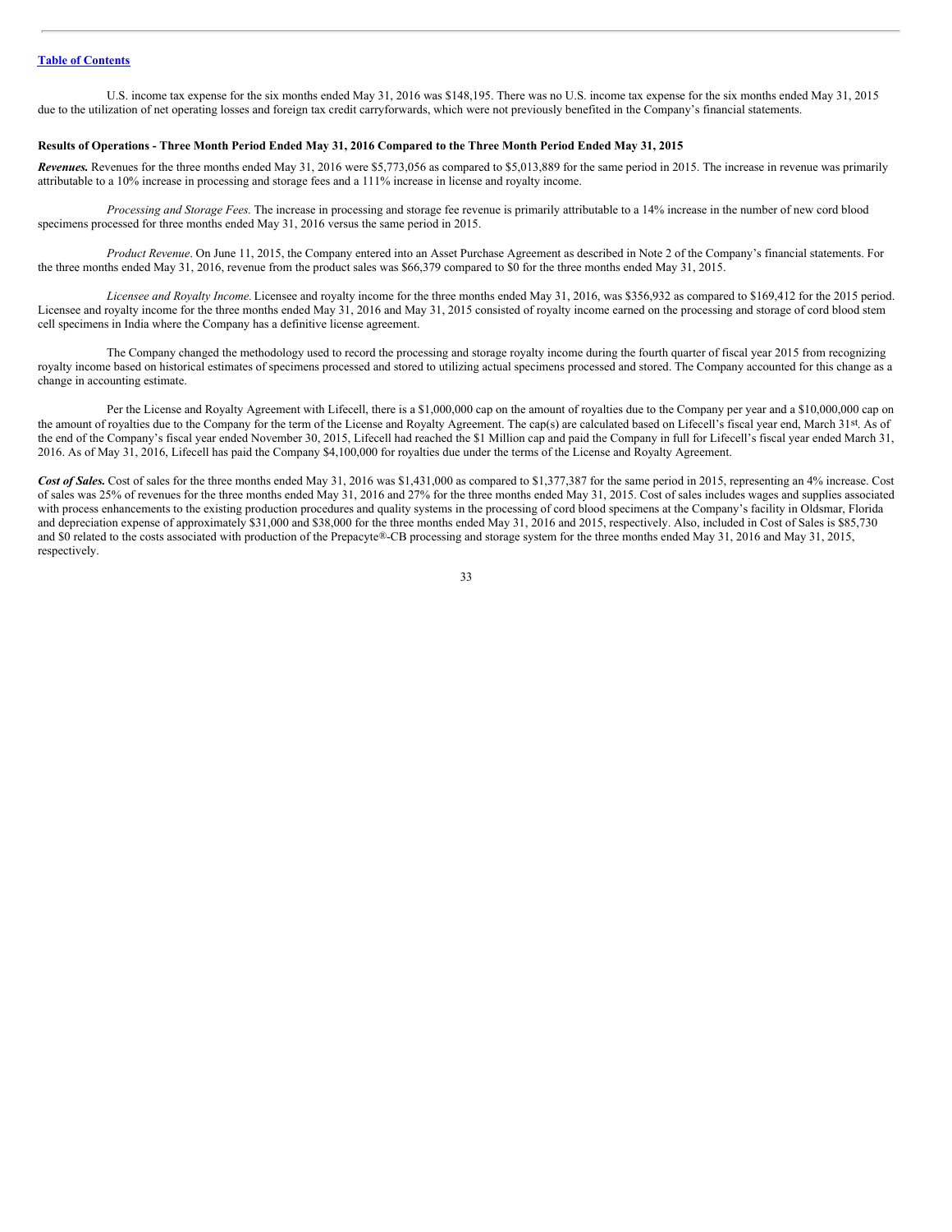[Table of Contents](#)

U.S. income tax expense for the six months ended May 31, 2016 was $148,195. There was no U.S. income tax expense for the six months ended May 31, 2015 due to the utilization of net operating losses and foreign tax credit carryforwards, which were not previously benefited in the Company's financial statements.

**Results of Operations - Three Month Period Ended May 31, 2016 Compared to the Three Month Period Ended May 31, 2015**

***Revenues.*** Revenues for the three months ended May 31, 2016 were $5,773,056 as compared to $5,013,889 for the same period in 2015. The increase in revenue was primarily attributable to a 10% increase in processing and storage fees and a 111% increase in license and royalty income.

*Processing and Storage Fees.* The increase in processing and storage fee revenue is primarily attributable to a 14% increase in the number of new cord blood specimens processed for three months ended May 31, 2016 versus the same period in 2015.

*Product Revenue*. On June 11, 2015, the Company entered into an Asset Purchase Agreement as described in Note 2 of the Company's financial statements. For the three months ended May 31, 2016, revenue from the product sales was $66,379 compared to $0 for the three months ended May 31, 2015.

*Licensee and Royalty Income.* Licensee and royalty income for the three months ended May 31, 2016, was $356,932 as compared to $169,412 for the 2015 period. Licensee and royalty income for the three months ended May 31, 2016 and May 31, 2015 consisted of royalty income earned on the processing and storage of cord blood stem cell specimens in India where the Company has a definitive license agreement.

The Company changed the methodology used to record the processing and storage royalty income during the fourth quarter of fiscal year 2015 from recognizing royalty income based on historical estimates of specimens processed and stored to utilizing actual specimens processed and stored. The Company accounted for this change as a change in accounting estimate.

Per the License and Royalty Agreement with Lifecell, there is a $1,000,000 cap on the amount of royalties due to the Company per year and a $10,000,000 cap on the amount of royalties due to the Company for the term of the License and Royalty Agreement. The cap(s) are calculated based on Lifecell's fiscal year end, March 31st. As of the end of the Company's fiscal year ended November 30, 2015, Lifecell had reached the $1 Million cap and paid the Company in full for Lifecell's fiscal year ended March 31, 2016. As of May 31, 2016, Lifecell has paid the Company $4,100,000 for royalties due under the terms of the License and Royalty Agreement.

***Cost of Sales.*** Cost of sales for the three months ended May 31, 2016 was $1,431,000 as compared to $1,377,387 for the same period in 2015, representing an 4% increase. Cost of sales was 25% of revenues for the three months ended May 31, 2016 and 27% for the three months ended May 31, 2015. Cost of sales includes wages and supplies associated with process enhancements to the existing production procedures and quality systems in the processing of cord blood specimens at the Company's facility in Oldsmar, Florida and depreciation expense of approximately $31,000 and $38,000 for the three months ended May 31, 2016 and 2015, respectively. Also, included in Cost of Sales is $85,730 and $0 related to the costs associated with production of the Prepacyte®-CB processing and storage system for the three months ended May 31, 2016 and May 31, 2015, respectively.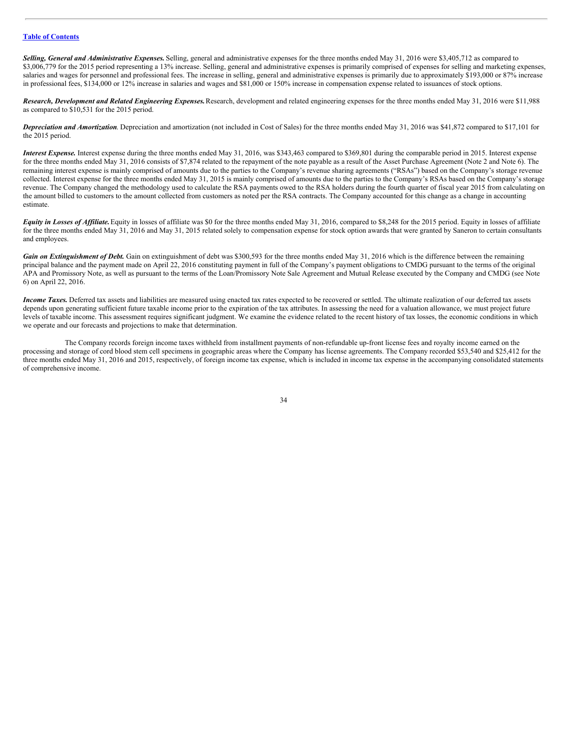***Selling, General and Administrative Expenses.*** Selling, general and administrative expenses for the three months ended May 31, 2016 were $3,405,712 as compared to $3,006,779 for the 2015 period representing a 13% increase. Selling, general and administrative expenses is primarily comprised of expenses for selling and marketing expenses, salaries and wages for personnel and professional fees. The increase in selling, general and administrative expenses is primarily due to approximately $193,000 or 87% increase in professional fees, $134,000 or 12% increase in salaries and wages and $81,000 or 150% increase in compensation expense related to issuances of stock options.

***Research, Development and Related Engineering Expenses.*** Research, development and related engineering expenses for the three months ended May 31, 2016 were $11,988 as compared to $10,531 for the 2015 period.

***Depreciation and Amortization***. Depreciation and amortization (not included in Cost of Sales) for the three months ended May 31, 2016 was $41,872 compared to $17,101 for the 2015 period.

***Interest Expense.*** Interest expense during the three months ended May 31, 2016, was $343,463 compared to $369,801 during the comparable period in 2015. Interest expense for the three months ended May 31, 2016 consists of $7,874 related to the repayment of the note payable as a result of the Asset Purchase Agreement (Note 2 and Note 6). The remaining interest expense is mainly comprised of amounts due to the parties to the Company's revenue sharing agreements ("RSAs") based on the Company's storage revenue collected. Interest expense for the three months ended May 31, 2015 is mainly comprised of amounts due to the parties to the Company's RSAs based on the Company's storage revenue. The Company changed the methodology used to calculate the RSA payments owed to the RSA holders during the fourth quarter of fiscal year 2015 from calculating on the amount billed to customers to the amount collected from customers as noted per the RSA contracts. The Company accounted for this change as a change in accounting estimate.

***Equity in Losses of Affiliate.*** Equity in losses of affiliate was $0 for the three months ended May 31, 2016, compared to $8,248 for the 2015 period. Equity in losses of affiliate for the three months ended May 31, 2016 and May 31, 2015 related solely to compensation expense for stock option awards that were granted by Saneron to certain consultants and employees.

***Gain on Extinguishment of Debt.*** Gain on extinguishment of debt was $300,593 for the three months ended May 31, 2016 which is the difference between the remaining principal balance and the payment made on April 22, 2016 constituting payment in full of the Company's payment obligations to CMDG pursuant to the terms of the original APA and Promissory Note, as well as pursuant to the terms of the Loan/Promissory Note Sale Agreement and Mutual Release executed by the Company and CMDG (see Note 6) on April 22, 2016.

***Income Taxes.*** Deferred tax assets and liabilities are measured using enacted tax rates expected to be recovered or settled. The ultimate realization of our deferred tax assets depends upon generating sufficient future taxable income prior to the expiration of the tax attributes. In assessing the need for a valuation allowance, we must project future levels of taxable income. This assessment requires significant judgment. We examine the evidence related to the recent history of tax losses, the economic conditions in which we operate and our forecasts and projections to make that determination.

The Company records foreign income taxes withheld from installment payments of non-refundable up-front license fees and royalty income earned on the processing and storage of cord blood stem cell specimens in geographic areas where the Company has license agreements. The Company recorded $53,540 and $25,412 for the three months ended May 31, 2016 and 2015, respectively, of foreign income tax expense, which is included in income tax expense in the accompanying consolidated statements of comprehensive income.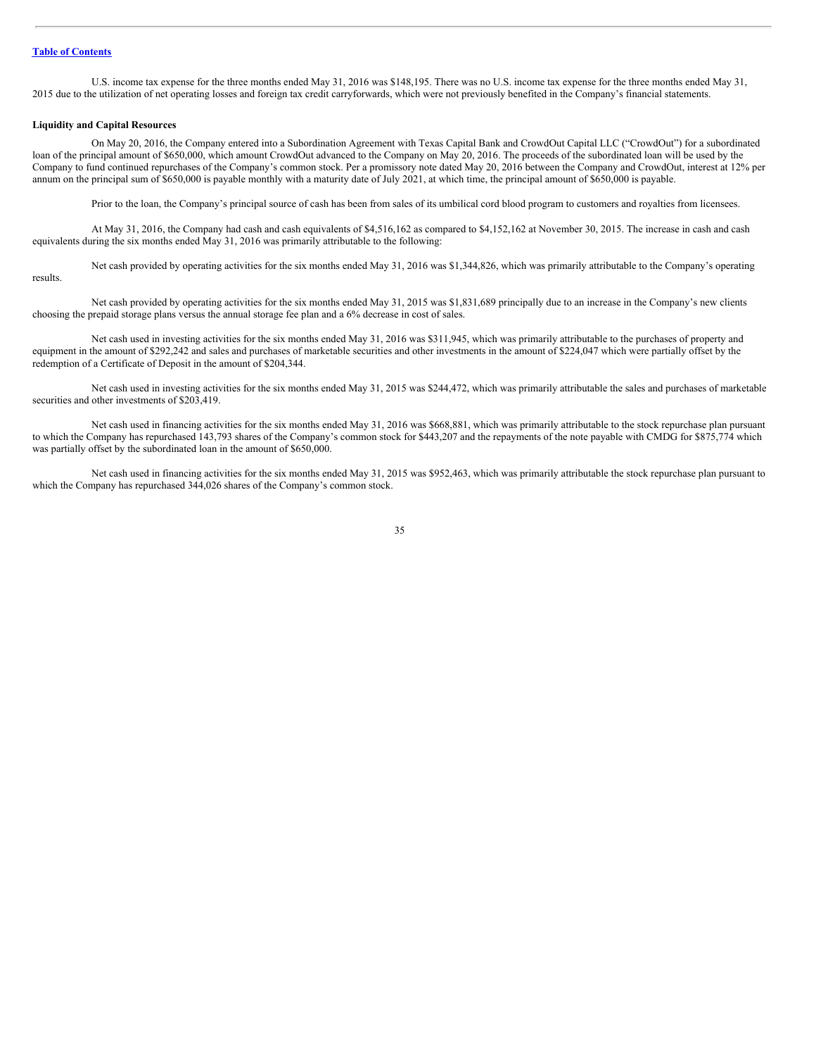U.S. income tax expense for the three months ended May 31, 2016 was $148,195. There was no U.S. income tax expense for the three months ended May 31, 2015 due to the utilization of net operating losses and foreign tax credit carryforwards, which were not previously benefited in the Company's financial statements.

**Liquidity and Capital Resources**

On May 20, 2016, the Company entered into a Subordination Agreement with Texas Capital Bank and CrowdOut Capital LLC ("CrowdOut") for a subordinated loan of the principal amount of $650,000, which amount CrowdOut advanced to the Company on May 20, 2016. The proceeds of the subordinated loan will be used by the Company to fund continued repurchases of the Company's common stock. Per a promissory note dated May 20, 2016 between the Company and CrowdOut, interest at 12% per annum on the principal sum of $650,000 is payable monthly with a maturity date of July 2021, at which time, the principal amount of $650,000 is payable.

Prior to the loan, the Company's principal source of cash has been from sales of its umbilical cord blood program to customers and royalties from licensees.

At May 31, 2016, the Company had cash and cash equivalents of $4,516,162 as compared to $4,152,162 at November 30, 2015. The increase in cash and cash equivalents during the six months ended May 31, 2016 was primarily attributable to the following:

Net cash provided by operating activities for the six months ended May 31, 2016 was $1,344,826, which was primarily attributable to the Company's operating results.

Net cash provided by operating activities for the six months ended May 31, 2015 was $1,831,689 principally due to an increase in the Company's new clients choosing the prepaid storage plans versus the annual storage fee plan and a 6% decrease in cost of sales.

Net cash used in investing activities for the six months ended May 31, 2016 was $311,945, which was primarily attributable to the purchases of property and equipment in the amount of $292,242 and sales and purchases of marketable securities and other investments in the amount of $224,047 which were partially offset by the redemption of a Certificate of Deposit in the amount of $204,344.

Net cash used in investing activities for the six months ended May 31, 2015 was $244,472, which was primarily attributable the sales and purchases of marketable securities and other investments of $203,419.

Net cash used in financing activities for the six months ended May 31, 2016 was $668,881, which was primarily attributable to the stock repurchase plan pursuant to which the Company has repurchased 143,793 shares of the Company's common stock for $443,207 and the repayments of the note payable with CMDG for $875,774 which was partially offset by the subordinated loan in the amount of $650,000.

Net cash used in financing activities for the six months ended May 31, 2015 was $952,463, which was primarily attributable the stock repurchase plan pursuant to which the Company has repurchased 344,026 shares of the Company's common stock.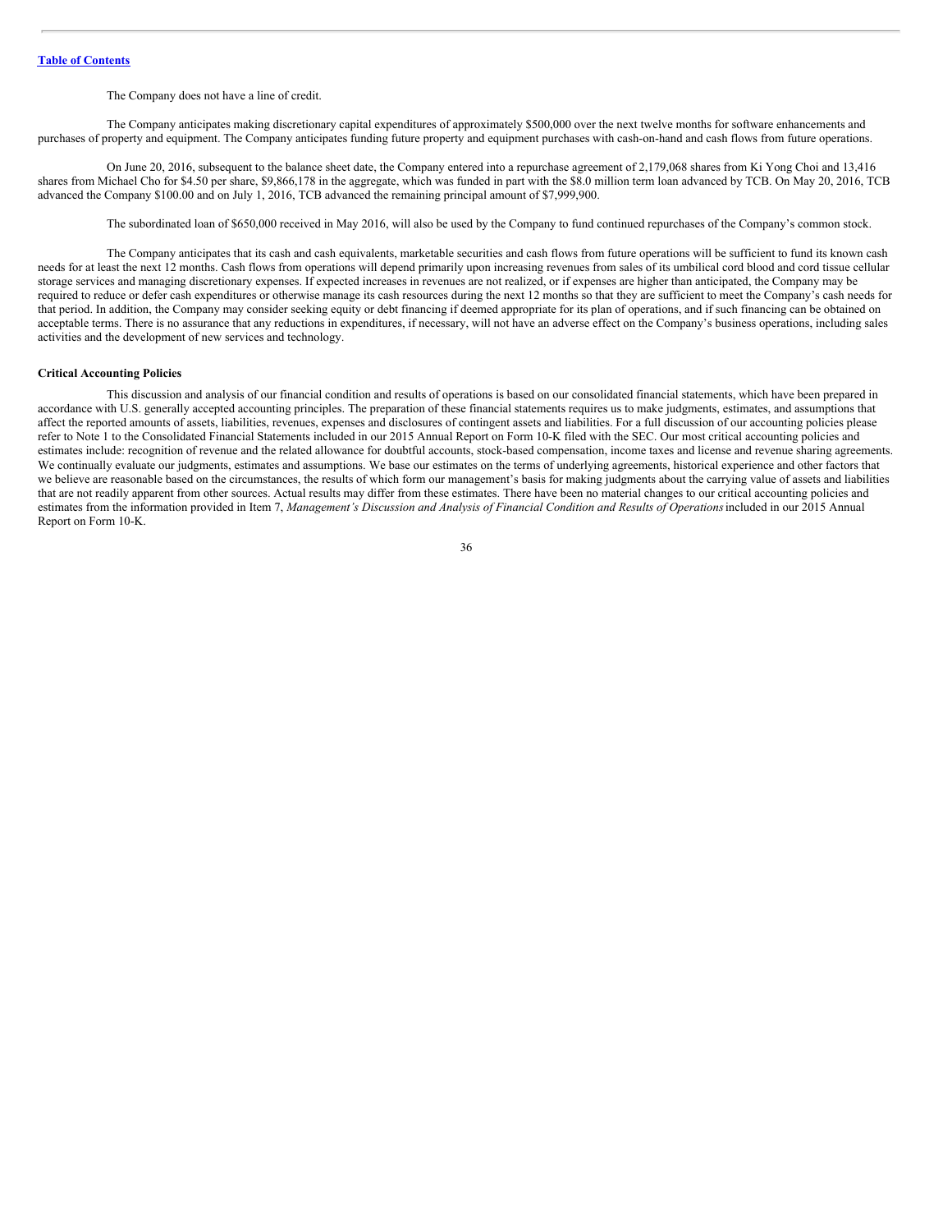[Table of Contents](#)

The Company does not have a line of credit.

The Company anticipates making discretionary capital expenditures of approximately $500,000 over the next twelve months for software enhancements and purchases of property and equipment. The Company anticipates funding future property and equipment purchases with cash-on-hand and cash flows from future operations.

On June 20, 2016, subsequent to the balance sheet date, the Company entered into a repurchase agreement of 2,179,068 shares from Ki Yong Choi and 13,416 shares from Michael Cho for $4.50 per share, $9,866,178 in the aggregate, which was funded in part with the $8.0 million term loan advanced by TCB. On May 20, 2016, TCB advanced the Company $100.00 and on July 1, 2016, TCB advanced the remaining principal amount of $7,999,900.

The subordinated loan of $650,000 received in May 2016, will also be used by the Company to fund continued repurchases of the Company's common stock.

The Company anticipates that its cash and cash equivalents, marketable securities and cash flows from future operations will be sufficient to fund its known cash needs for at least the next 12 months. Cash flows from operations will depend primarily upon increasing revenues from sales of its umbilical cord blood and cord tissue cellular storage services and managing discretionary expenses. If expected increases in revenues are not realized, or if expenses are higher than anticipated, the Company may be required to reduce or defer cash expenditures or otherwise manage its cash resources during the next 12 months so that they are sufficient to meet the Company's cash needs for that period. In addition, the Company may consider seeking equity or debt financing if deemed appropriate for its plan of operations, and if such financing can be obtained on acceptable terms. There is no assurance that any reductions in expenditures, if necessary, will not have an adverse effect on the Company's business operations, including sales activities and the development of new services and technology.

**Critical Accounting Policies**

This discussion and analysis of our financial condition and results of operations is based on our consolidated financial statements, which have been prepared in accordance with U.S. generally accepted accounting principles. The preparation of these financial statements requires us to make judgments, estimates, and assumptions that affect the reported amounts of assets, liabilities, revenues, expenses and disclosures of contingent assets and liabilities. For a full discussion of our accounting policies please refer to Note 1 to the Consolidated Financial Statements included in our 2015 Annual Report on Form 10-K filed with the SEC. Our most critical accounting policies and estimates include: recognition of revenue and the related allowance for doubtful accounts, stock-based compensation, income taxes and license and revenue sharing agreements. We continually evaluate our judgments, estimates and assumptions. We base our estimates on the terms of underlying agreements, historical experience and other factors that we believe are reasonable based on the circumstances, the results of which form our management's basis for making judgments about the carrying value of assets and liabilities that are not readily apparent from other sources. Actual results may differ from these estimates. There have been no material changes to our critical accounting policies and estimates from the information provided in Item 7, *Management's Discussion and Analysis of Financial Condition and Results of Operations* included in our 2015 Annual Report on Form 10-K.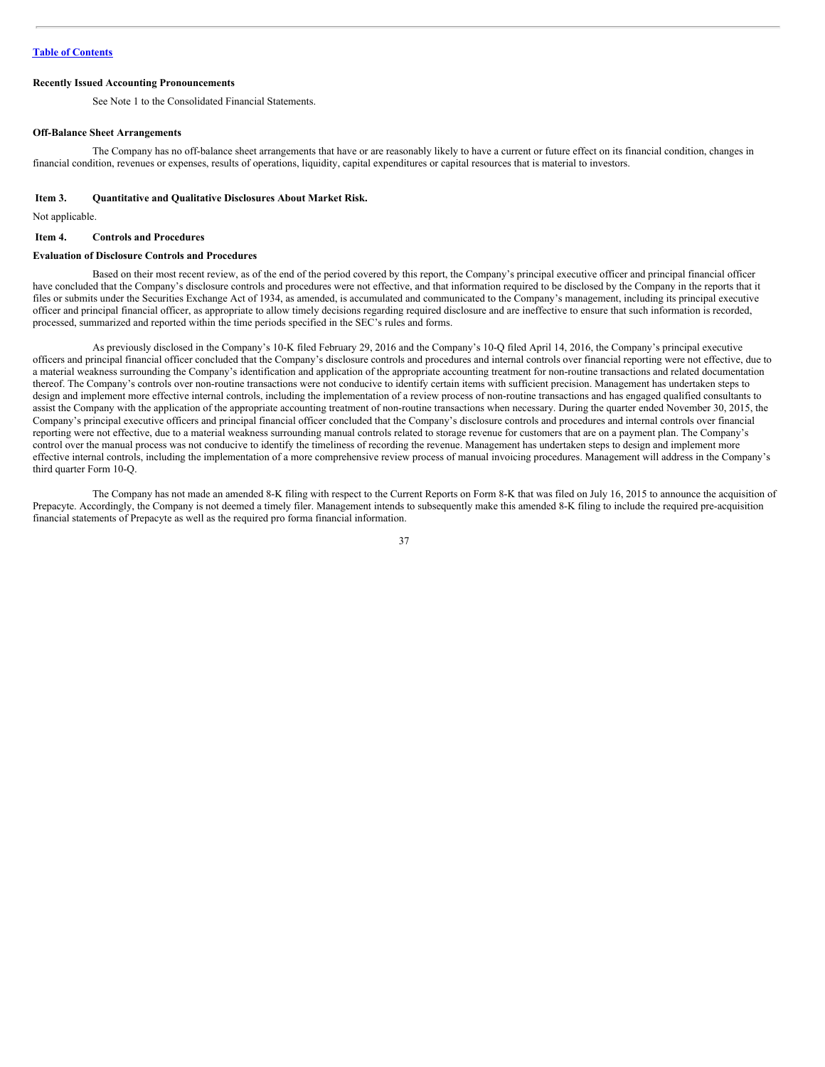[Table of Contents](#)

**Recently Issued Accounting Pronouncements**

See Note 1 to the Consolidated Financial Statements.

**Off-Balance Sheet Arrangements**

The Company has no off-balance sheet arrangements that have or are reasonably likely to have a current or future effect on its financial condition, changes in financial condition, revenues or expenses, results of operations, liquidity, capital expenditures or capital resources that is material to investors.

## Item 3. Quantitative and Qualitative Disclosures About Market Risk.

Not applicable.

## Item 4. Controls and Procedures

**Evaluation of Disclosure Controls and Procedures**

Based on their most recent review, as of the end of the period covered by this report, the Company's principal executive officer and principal financial officer have concluded that the Company's disclosure controls and procedures were not effective, and that information required to be disclosed by the Company in the reports that it files or submits under the Securities Exchange Act of 1934, as amended, is accumulated and communicated to the Company's management, including its principal executive officer and principal financial officer, as appropriate to allow timely decisions regarding required disclosure and are ineffective to ensure that such information is recorded, processed, summarized and reported within the time periods specified in the SEC's rules and forms.

As previously disclosed in the Company's 10-K filed February 29, 2016 and the Company's 10-Q filed April 14, 2016, the Company's principal executive officers and principal financial officer concluded that the Company's disclosure controls and procedures and internal controls over financial reporting were not effective, due to a material weakness surrounding the Company's identification and application of the appropriate accounting treatment for non-routine transactions and related documentation thereof. The Company's controls over non-routine transactions were not conducive to identify certain items with sufficient precision. Management has undertaken steps to design and implement more effective internal controls, including the implementation of a review process of non-routine transactions and has engaged qualified consultants to assist the Company with the application of the appropriate accounting treatment of non-routine transactions when necessary. During the quarter ended November 30, 2015, the Company's principal executive officers and principal financial officer concluded that the Company's disclosure controls and procedures and internal controls over financial reporting were not effective, due to a material weakness surrounding manual controls related to storage revenue for customers that are on a payment plan. The Company's control over the manual process was not conducive to identify the timeliness of recording the revenue. Management has undertaken steps to design and implement more effective internal controls, including the implementation of a more comprehensive review process of manual invoicing procedures. Management will address in the Company's third quarter Form 10-Q.

The Company has not made an amended 8-K filing with respect to the Current Reports on Form 8-K that was filed on July 16, 2015 to announce the acquisition of Prepacyte. Accordingly, the Company is not deemed a timely filer. Management intends to subsequently make this amended 8-K filing to include the required pre-acquisition financial statements of Prepacyte as well as the required pro forma financial information.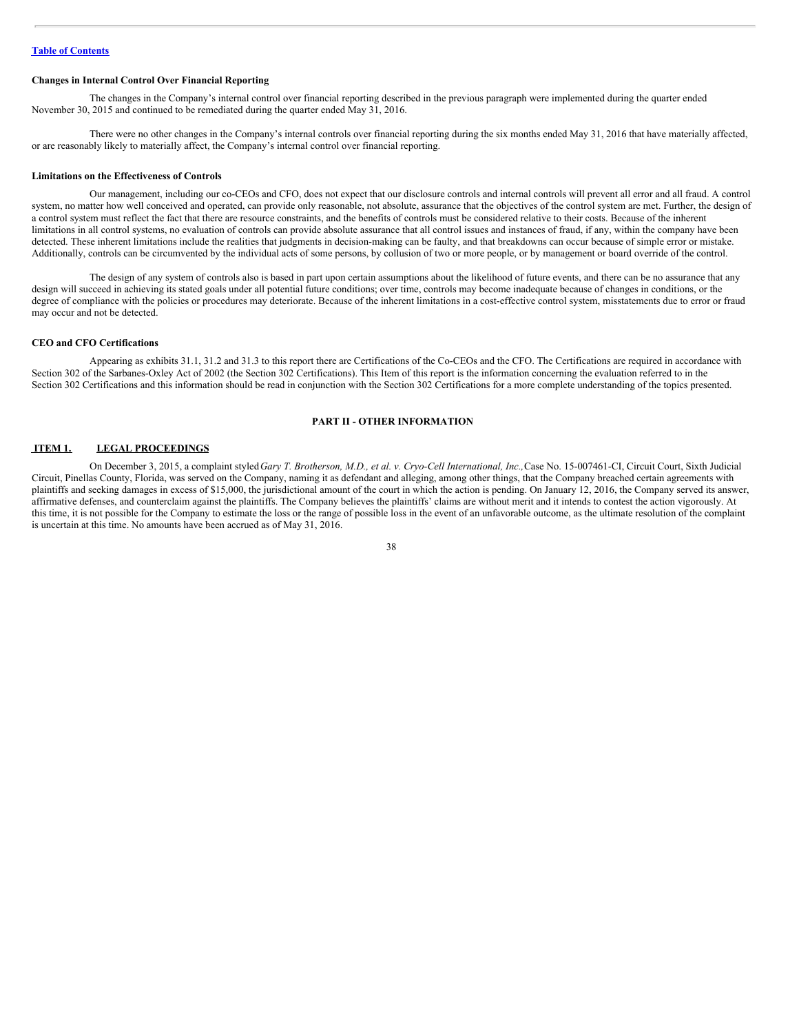### Changes in Internal Control Over Financial Reporting

The changes in the Company's internal control over financial reporting described in the previous paragraph were implemented during the quarter ended November 30, 2015 and continued to be remediated during the quarter ended May 31, 2016.

There were no other changes in the Company's internal controls over financial reporting during the six months ended May 31, 2016 that have materially affected, or are reasonably likely to materially affect, the Company's internal control over financial reporting.

### Limitations on the Effectiveness of Controls

Our management, including our co-CEOs and CFO, does not expect that our disclosure controls and internal controls will prevent all error and all fraud. A control system, no matter how well conceived and operated, can provide only reasonable, not absolute, assurance that the objectives of the control system are met. Further, the design of a control system must reflect the fact that there are resource constraints, and the benefits of controls must be considered relative to their costs. Because of the inherent limitations in all control systems, no evaluation of controls can provide absolute assurance that all control issues and instances of fraud, if any, within the company have been detected. These inherent limitations include the realities that judgments in decision-making can be faulty, and that breakdowns can occur because of simple error or mistake. Additionally, controls can be circumvented by the individual acts of some persons, by collusion of two or more people, or by management or board override of the control.

The design of any system of controls also is based in part upon certain assumptions about the likelihood of future events, and there can be no assurance that any design will succeed in achieving its stated goals under all potential future conditions; over time, controls may become inadequate because of changes in conditions, or the degree of compliance with the policies or procedures may deteriorate. Because of the inherent limitations in a cost-effective control system, misstatements due to error or fraud may occur and not be detected.

### CEO and CFO Certifications

Appearing as exhibits 31.1, 31.2 and 31.3 to this report there are Certifications of the Co-CEOs and the CFO. The Certifications are required in accordance with Section 302 of the Sarbanes-Oxley Act of 2002 (the Section 302 Certifications). This Item of this report is the information concerning the evaluation referred to in the Section 302 Certifications and this information should be read in conjunction with the Section 302 Certifications for a more complete understanding of the topics presented.

## PART II - OTHER INFORMATION

### ITEM 1. LEGAL PROCEEDINGS

On December 3, 2015, a complaint styled *Gary T. Brotherson, M.D., et al. v. Cryo-Cell International, Inc.,* Case No. 15-007461-CI, Circuit Court, Sixth Judicial Circuit, Pinellas County, Florida, was served on the Company, naming it as defendant and alleging, among other things, that the Company breached certain agreements with plaintiffs and seeking damages in excess of $15,000, the jurisdictional amount of the court in which the action is pending. On January 12, 2016, the Company served its answer, affirmative defenses, and counterclaim against the plaintiffs. The Company believes the plaintiffs' claims are without merit and it intends to contest the action vigorously. At this time, it is not possible for the Company to estimate the loss or the range of possible loss in the event of an unfavorable outcome, as the ultimate resolution of the complaint is uncertain at this time. No amounts have been accrued as of May 31, 2016.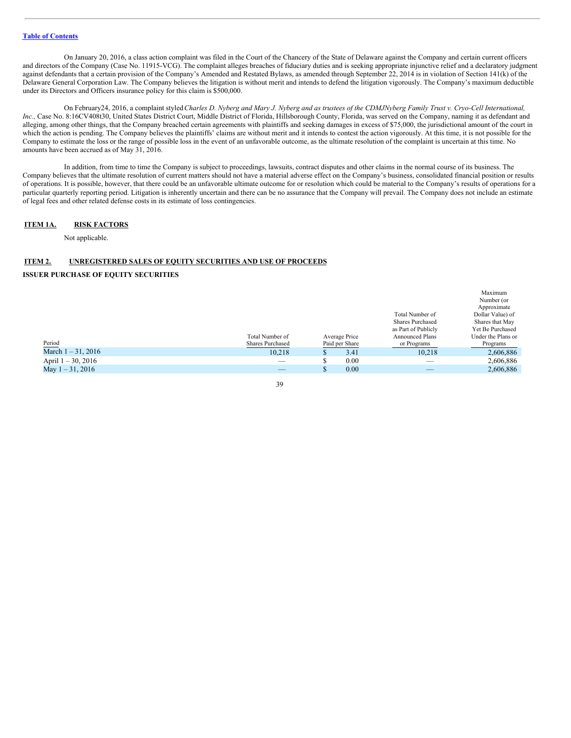[Table of Contents](#)

On January 20, 2016, a class action complaint was filed in the Court of the Chancery of the State of Delaware against the Company and certain current officers and directors of the Company (Case No. 11915-VCG). The complaint alleges breaches of fiduciary duties and is seeking appropriate injunctive relief and a declaratory judgment against defendants that a certain provision of the Company's Amended and Restated Bylaws, as amended through September 22, 2014 is in violation of Section 141(k) of the Delaware General Corporation Law. The Company believes the litigation is without merit and intends to defend the litigation vigorously. The Company's maximum deductible under its Directors and Officers insurance policy for this claim is $500,000.

On February24, 2016, a complaint styled *Charles D. Nyberg and Mary J. Nyberg and as trustees of the CDMJNyberg Family Trust v. Cryo-Cell International, Inc.,* Case No. 8:16CV408t30, United States District Court, Middle District of Florida, Hillsborough County, Florida, was served on the Company, naming it as defendant and alleging, among other things, that the Company breached certain agreements with plaintiffs and seeking damages in excess of $75,000, the jurisdictional amount of the court in which the action is pending. The Company believes the plaintiffs' claims are without merit and it intends to contest the action vigorously. At this time, it is not possible for the Company to estimate the loss or the range of possible loss in the event of an unfavorable outcome, as the ultimate resolution of the complaint is uncertain at this time. No amounts have been accrued as of May 31, 2016.

In addition, from time to time the Company is subject to proceedings, lawsuits, contract disputes and other claims in the normal course of its business. The Company believes that the ultimate resolution of current matters should not have a material adverse effect on the Company's business, consolidated financial position or results of operations. It is possible, however, that there could be an unfavorable ultimate outcome for or resolution which could be material to the Company's results of operations for a particular quarterly reporting period. Litigation is inherently uncertain and there can be no assurance that the Company will prevail. The Company does not include an estimate of legal fees and other related defense costs in its estimate of loss contingencies.

## ITEM 1A. RISK FACTORS

Not applicable.

## ITEM 2. UNREGISTERED SALES OF EQUITY SECURITIES AND USE OF PROCEEDS

### ISSUER PURCHASE OF EQUITY SECURITIES

| Period | Total Number of Shares Purchased | Average Price Paid per Share | Total Number of Shares Purchased as Part of Publicly Announced Plans or Programs | Maximum Number (or Approximate Dollar Value) of Shares that May Yet Be Purchased Under the Plans or Programs |
|---|---|---|---|---|
| March 1 – 31, 2016 | 10,218 | $ 3.41 | 10,218 | 2,606,886 |
| April 1 – 30, 2016 | — | $ 0.00 | — | 2,606,886 |
| May 1 – 31, 2016 | — | $ 0.00 | — | 2,606,886 |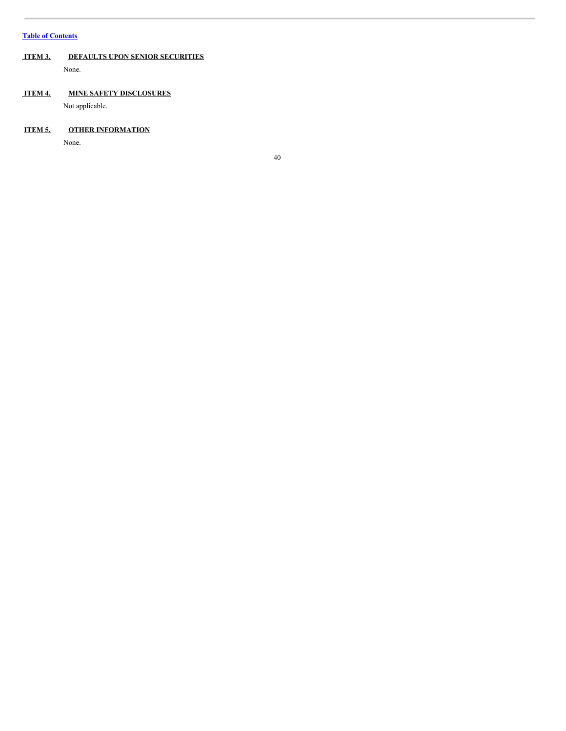## ITEM 3. DEFAULTS UPON SENIOR SECURITIES

None.

## ITEM 4. MINE SAFETY DISCLOSURES

Not applicable.

## ITEM 5. OTHER INFORMATION

None.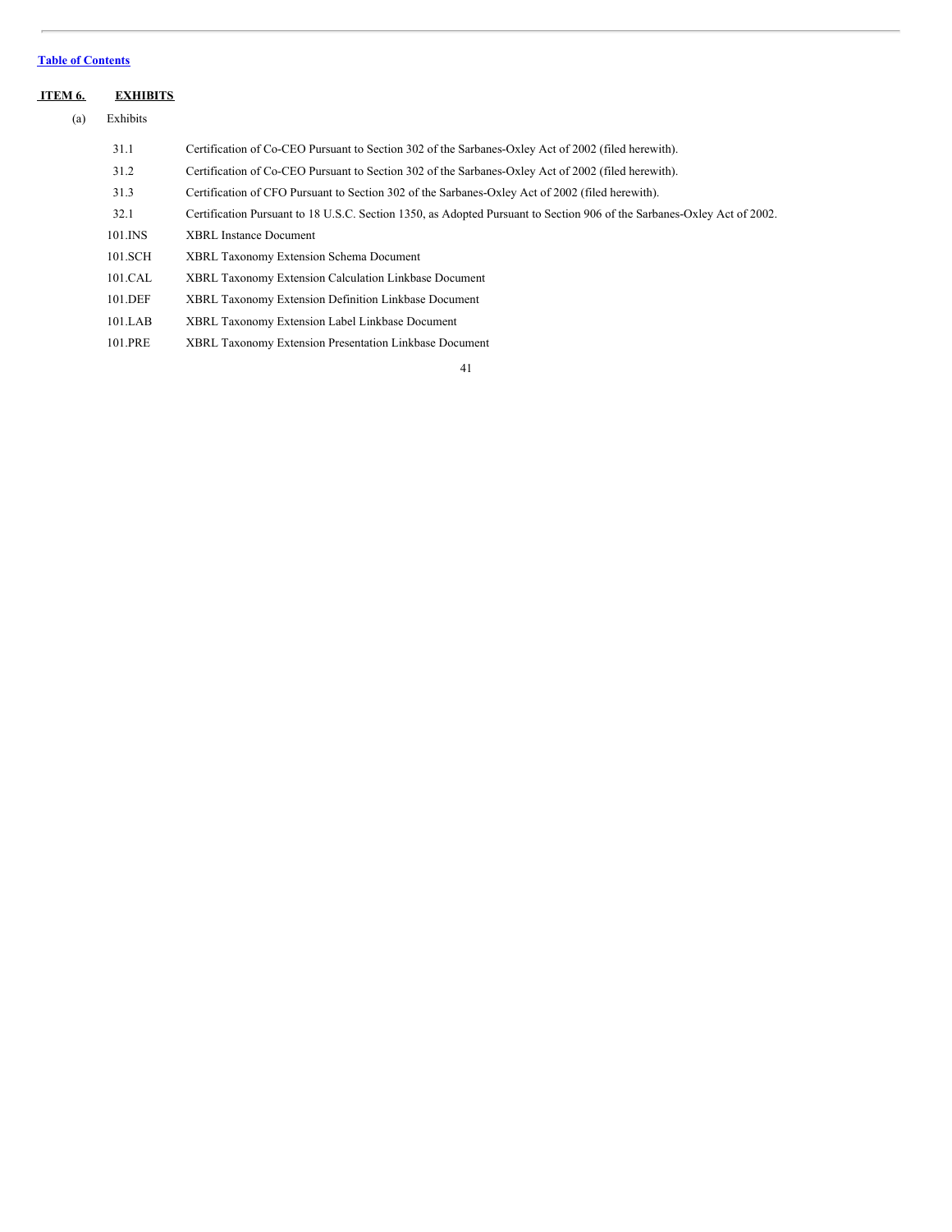[Table of Contents](#)

## ITEM 6. EXHIBITS

(a) Exhibits

| | |
|---|---|
| 31.1 | Certification of Co-CEO Pursuant to Section 302 of the Sarbanes-Oxley Act of 2002 (filed herewith). |
| 31.2 | Certification of Co-CEO Pursuant to Section 302 of the Sarbanes-Oxley Act of 2002 (filed herewith). |
| 31.3 | Certification of CFO Pursuant to Section 302 of the Sarbanes-Oxley Act of 2002 (filed herewith). |
| 32.1 | Certification Pursuant to 18 U.S.C. Section 1350, as Adopted Pursuant to Section 906 of the Sarbanes-Oxley Act of 2002. |
| 101.INS | XBRL Instance Document |
| 101.SCH | XBRL Taxonomy Extension Schema Document |
| 101.CAL | XBRL Taxonomy Extension Calculation Linkbase Document |
| 101.DEF | XBRL Taxonomy Extension Definition Linkbase Document |
| 101.LAB | XBRL Taxonomy Extension Label Linkbase Document |
| 101.PRE | XBRL Taxonomy Extension Presentation Linkbase Document |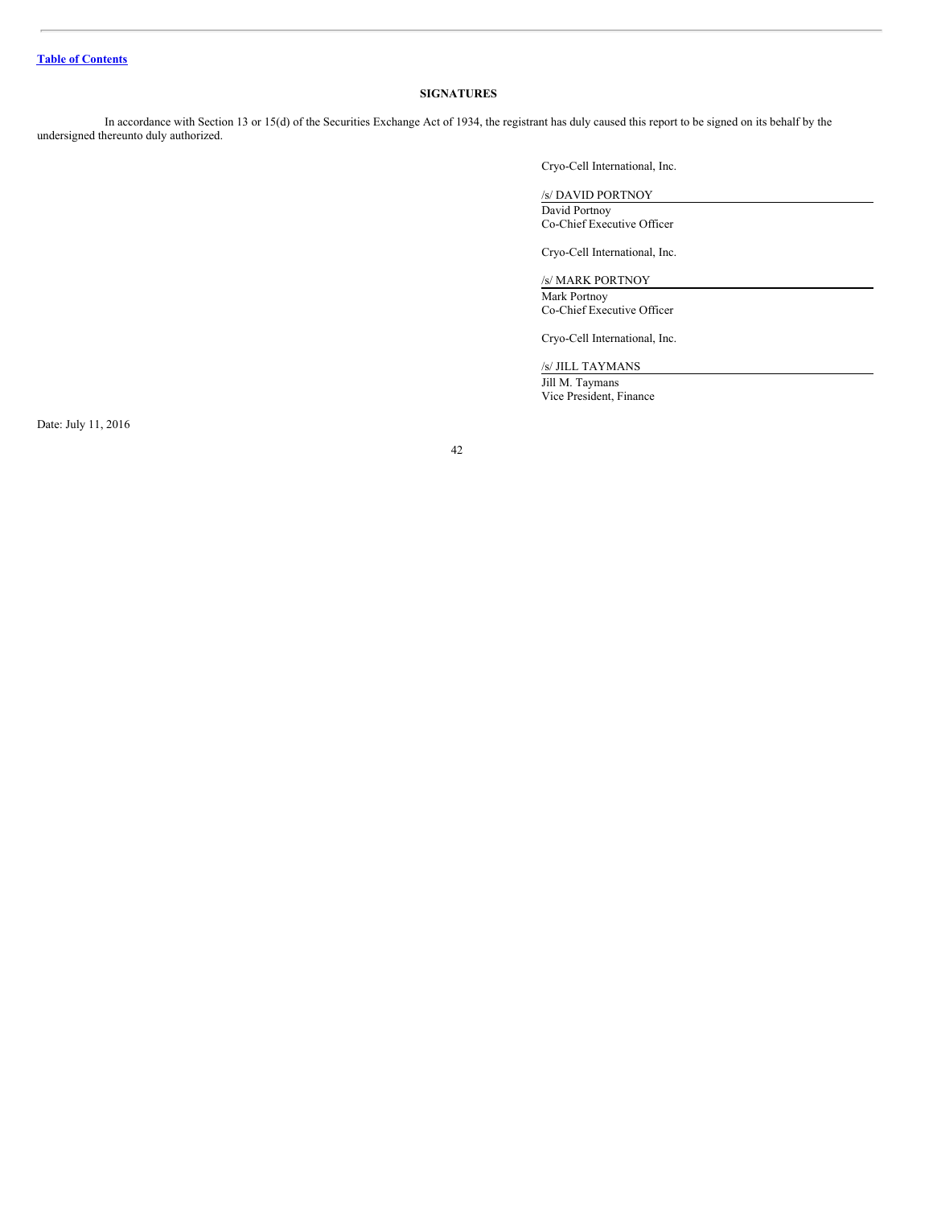[Table of Contents](#)

## SIGNATURES

In accordance with Section 13 or 15(d) of the Securities Exchange Act of 1934, the registrant has duly caused this report to be signed on its behalf by the undersigned thereunto duly authorized.

Cryo-Cell International, Inc.

/s/ DAVID PORTNOY
David Portnoy
Co-Chief Executive Officer

Cryo-Cell International, Inc.

/s/ MARK PORTNOY
Mark Portnoy
Co-Chief Executive Officer

Cryo-Cell International, Inc.

/s/ JILL TAYMANS
Jill M. Taymans
Vice President, Finance

Date: July 11, 2016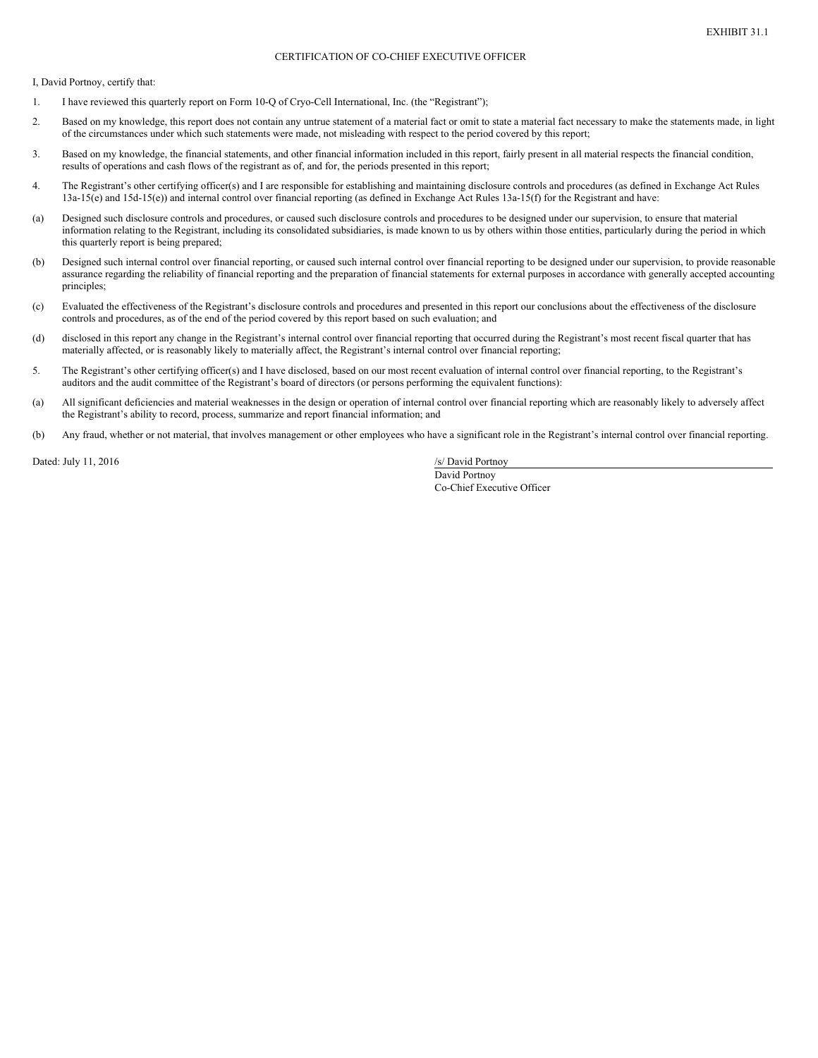EXHIBIT 31.1

CERTIFICATION OF CO-CHIEF EXECUTIVE OFFICER

I, David Portnoy, certify that:

1. I have reviewed this quarterly report on Form 10-Q of Cryo-Cell International, Inc. (the "Registrant");

2. Based on my knowledge, this report does not contain any untrue statement of a material fact or omit to state a material fact necessary to make the statements made, in light of the circumstances under which such statements were made, not misleading with respect to the period covered by this report;

3. Based on my knowledge, the financial statements, and other financial information included in this report, fairly present in all material respects the financial condition, results of operations and cash flows of the registrant as of, and for, the periods presented in this report;

4. The Registrant's other certifying officer(s) and I are responsible for establishing and maintaining disclosure controls and procedures (as defined in Exchange Act Rules 13a-15(e) and 15d-15(e)) and internal control over financial reporting (as defined in Exchange Act Rules 13a-15(f) for the Registrant and have:

(a) Designed such disclosure controls and procedures, or caused such disclosure controls and procedures to be designed under our supervision, to ensure that material information relating to the Registrant, including its consolidated subsidiaries, is made known to us by others within those entities, particularly during the period in which this quarterly report is being prepared;

(b) Designed such internal control over financial reporting, or caused such internal control over financial reporting to be designed under our supervision, to provide reasonable assurance regarding the reliability of financial reporting and the preparation of financial statements for external purposes in accordance with generally accepted accounting principles;

(c) Evaluated the effectiveness of the Registrant's disclosure controls and procedures and presented in this report our conclusions about the effectiveness of the disclosure controls and procedures, as of the end of the period covered by this report based on such evaluation; and

(d) disclosed in this report any change in the Registrant's internal control over financial reporting that occurred during the Registrant's most recent fiscal quarter that has materially affected, or is reasonably likely to materially affect, the Registrant's internal control over financial reporting;

5. The Registrant's other certifying officer(s) and I have disclosed, based on our most recent evaluation of internal control over financial reporting, to the Registrant's auditors and the audit committee of the Registrant's board of directors (or persons performing the equivalent functions):

(a) All significant deficiencies and material weaknesses in the design or operation of internal control over financial reporting which are reasonably likely to adversely affect the Registrant's ability to record, process, summarize and report financial information; and

(b) Any fraud, whether or not material, that involves management or other employees who have a significant role in the Registrant's internal control over financial reporting.

Dated: July 11, 2016

/s/ David Portnoy
David Portnoy
Co-Chief Executive Officer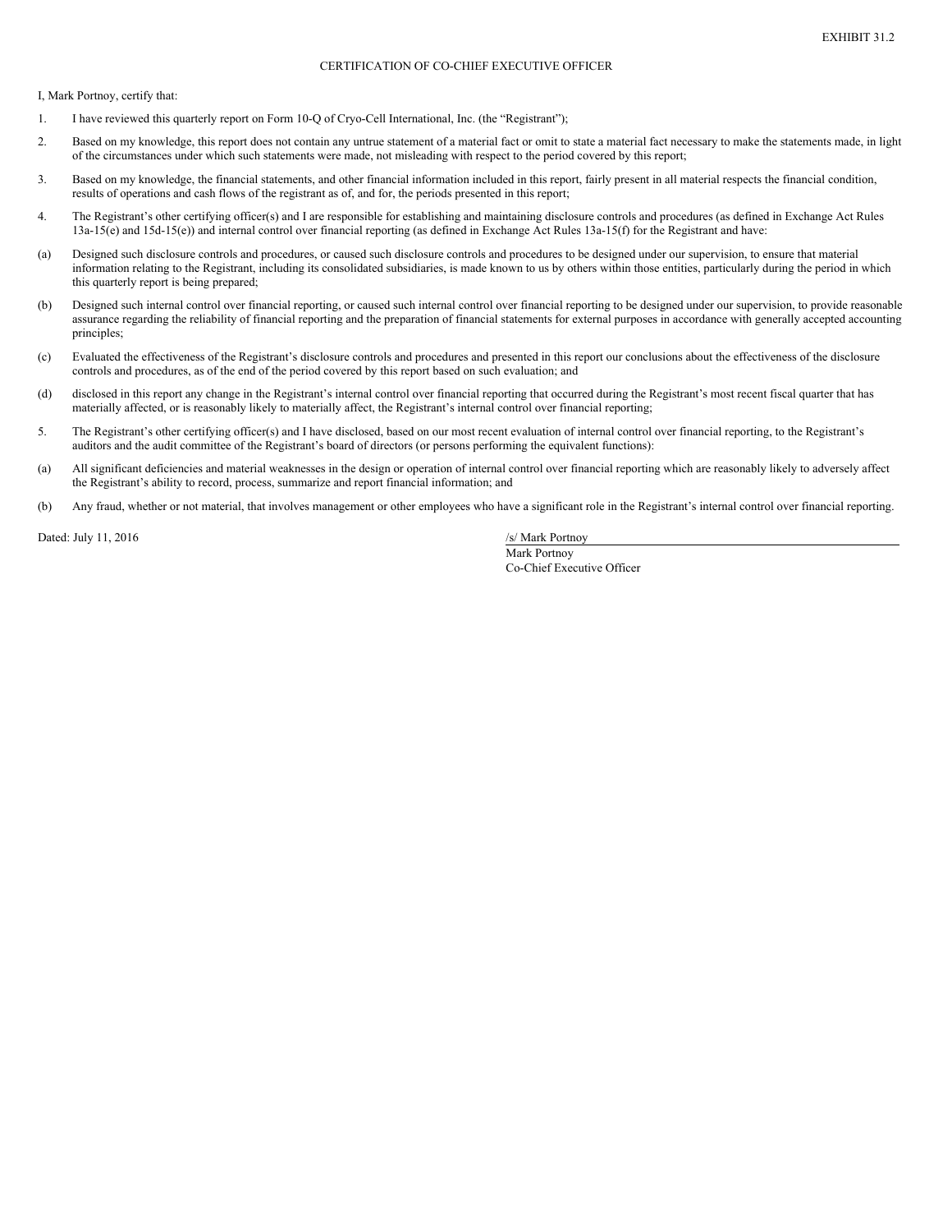EXHIBIT 31.2

CERTIFICATION OF CO-CHIEF EXECUTIVE OFFICER

I, Mark Portnoy, certify that:

1. I have reviewed this quarterly report on Form 10-Q of Cryo-Cell International, Inc. (the "Registrant");

2. Based on my knowledge, this report does not contain any untrue statement of a material fact or omit to state a material fact necessary to make the statements made, in light of the circumstances under which such statements were made, not misleading with respect to the period covered by this report;

3. Based on my knowledge, the financial statements, and other financial information included in this report, fairly present in all material respects the financial condition, results of operations and cash flows of the registrant as of, and for, the periods presented in this report;

4. The Registrant's other certifying officer(s) and I are responsible for establishing and maintaining disclosure controls and procedures (as defined in Exchange Act Rules 13a-15(e) and 15d-15(e)) and internal control over financial reporting (as defined in Exchange Act Rules 13a-15(f) for the Registrant and have:

(a) Designed such disclosure controls and procedures, or caused such disclosure controls and procedures to be designed under our supervision, to ensure that material information relating to the Registrant, including its consolidated subsidiaries, is made known to us by others within those entities, particularly during the period in which this quarterly report is being prepared;

(b) Designed such internal control over financial reporting, or caused such internal control over financial reporting to be designed under our supervision, to provide reasonable assurance regarding the reliability of financial reporting and the preparation of financial statements for external purposes in accordance with generally accepted accounting principles;

(c) Evaluated the effectiveness of the Registrant's disclosure controls and procedures and presented in this report our conclusions about the effectiveness of the disclosure controls and procedures, as of the end of the period covered by this report based on such evaluation; and

(d) disclosed in this report any change in the Registrant's internal control over financial reporting that occurred during the Registrant's most recent fiscal quarter that has materially affected, or is reasonably likely to materially affect, the Registrant's internal control over financial reporting;

5. The Registrant's other certifying officer(s) and I have disclosed, based on our most recent evaluation of internal control over financial reporting, to the Registrant's auditors and the audit committee of the Registrant's board of directors (or persons performing the equivalent functions):

(a) All significant deficiencies and material weaknesses in the design or operation of internal control over financial reporting which are reasonably likely to adversely affect the Registrant's ability to record, process, summarize and report financial information; and

(b) Any fraud, whether or not material, that involves management or other employees who have a significant role in the Registrant's internal control over financial reporting.

Dated: July 11, 2016

/s/ Mark Portnoy
Mark Portnoy
Co-Chief Executive Officer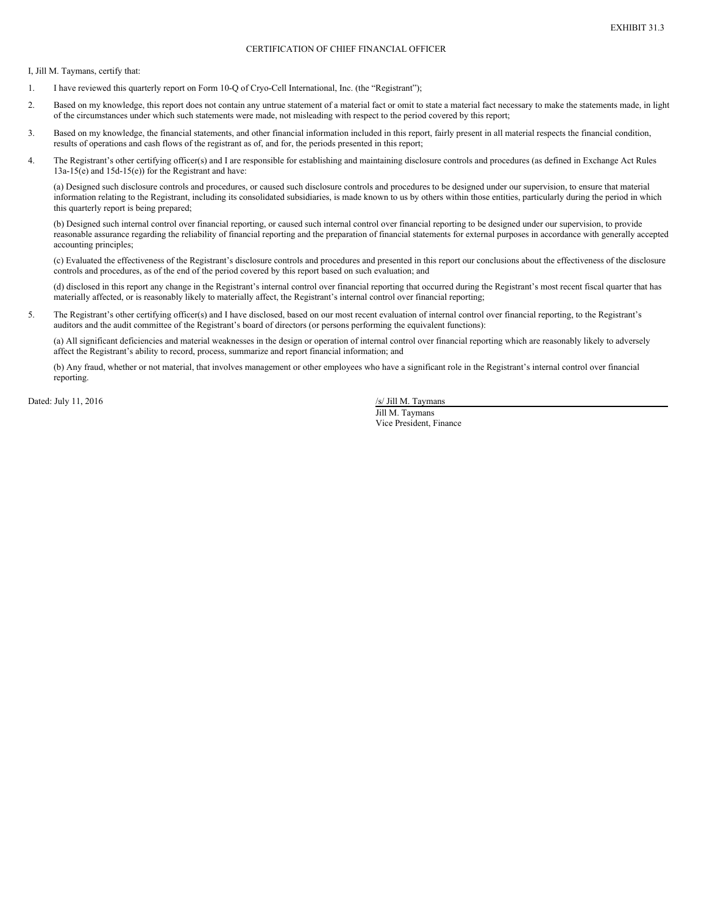EXHIBIT 31.3

# CERTIFICATION OF CHIEF FINANCIAL OFFICER

I, Jill M. Taymans, certify that:

1. I have reviewed this quarterly report on Form 10-Q of Cryo-Cell International, Inc. (the "Registrant");

2. Based on my knowledge, this report does not contain any untrue statement of a material fact or omit to state a material fact necessary to make the statements made, in light of the circumstances under which such statements were made, not misleading with respect to the period covered by this report;

3. Based on my knowledge, the financial statements, and other financial information included in this report, fairly present in all material respects the financial condition, results of operations and cash flows of the registrant as of, and for, the periods presented in this report;

4. The Registrant's other certifying officer(s) and I are responsible for establishing and maintaining disclosure controls and procedures (as defined in Exchange Act Rules 13a-15(e) and 15d-15(e)) for the Registrant and have:

   (a) Designed such disclosure controls and procedures, or caused such disclosure controls and procedures to be designed under our supervision, to ensure that material information relating to the Registrant, including its consolidated subsidiaries, is made known to us by others within those entities, particularly during the period in which this quarterly report is being prepared;

   (b) Designed such internal control over financial reporting, or caused such internal control over financial reporting to be designed under our supervision, to provide reasonable assurance regarding the reliability of financial reporting and the preparation of financial statements for external purposes in accordance with generally accepted accounting principles;

   (c) Evaluated the effectiveness of the Registrant's disclosure controls and procedures and presented in this report our conclusions about the effectiveness of the disclosure controls and procedures, as of the end of the period covered by this report based on such evaluation; and

   (d) disclosed in this report any change in the Registrant's internal control over financial reporting that occurred during the Registrant's most recent fiscal quarter that has materially affected, or is reasonably likely to materially affect, the Registrant's internal control over financial reporting;

5. The Registrant's other certifying officer(s) and I have disclosed, based on our most recent evaluation of internal control over financial reporting, to the Registrant's auditors and the audit committee of the Registrant's board of directors (or persons performing the equivalent functions):

   (a) All significant deficiencies and material weaknesses in the design or operation of internal control over financial reporting which are reasonably likely to adversely affect the Registrant's ability to record, process, summarize and report financial information; and

   (b) Any fraud, whether or not material, that involves management or other employees who have a significant role in the Registrant's internal control over financial reporting.

Dated: July 11, 2016

/s/ Jill M. Taymans
Jill M. Taymans
Vice President, Finance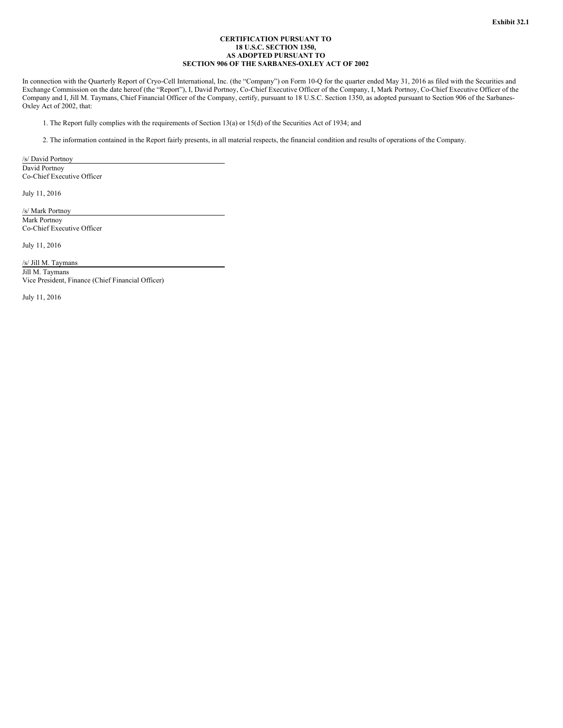**Exhibit 32.1**

**CERTIFICATION PURSUANT TO**
**18 U.S.C. SECTION 1350,**
**AS ADOPTED PURSUANT TO**
**SECTION 906 OF THE SARBANES-OXLEY ACT OF 2002**

In connection with the Quarterly Report of Cryo-Cell International, Inc. (the "Company") on Form 10-Q for the quarter ended May 31, 2016 as filed with the Securities and Exchange Commission on the date hereof (the "Report"), I, David Portnoy, Co-Chief Executive Officer of the Company, I, Mark Portnoy, Co-Chief Executive Officer of the Company and I, Jill M. Taymans, Chief Financial Officer of the Company, certify, pursuant to 18 U.S.C. Section 1350, as adopted pursuant to Section 906 of the Sarbanes-Oxley Act of 2002, that:

1. The Report fully complies with the requirements of Section 13(a) or 15(d) of the Securities Act of 1934; and

2. The information contained in the Report fairly presents, in all material respects, the financial condition and results of operations of the Company.

/s/ David Portnoy
David Portnoy
Co-Chief Executive Officer

July 11, 2016

/s/ Mark Portnoy
Mark Portnoy
Co-Chief Executive Officer

July 11, 2016

/s/ Jill M. Taymans
Jill M. Taymans
Vice President, Finance (Chief Financial Officer)

July 11, 2016